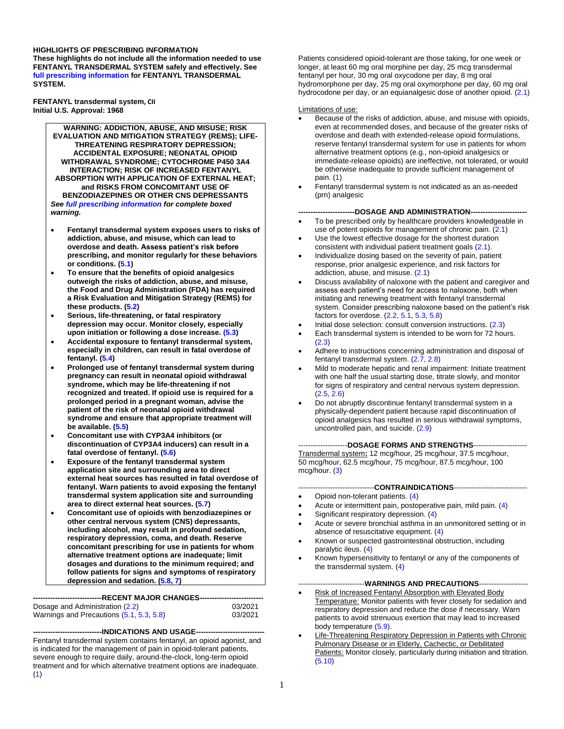**HIGHLIGHTS OF PRESCRIBING INFORMATION**
**These highlights do not include all the information needed to use FENTANYL TRANSDERMAL SYSTEM safely and effectively. See full prescribing information for FENTANYL TRANSDERMAL SYSTEM.**

**FENTANYL transdermal system, CII**
**Initial U.S. Approval: 1968**

**WARNING: ADDICTION, ABUSE, AND MISUSE; RISK EVALUATION AND MITIGATION STRATEGY (REMS); LIFE-THREATENING RESPIRATORY DEPRESSION; ACCIDENTAL EXPOSURE; NEONATAL OPIOID WITHDRAWAL SYNDROME; CYTOCHROME P450 3A4 INTERACTION; RISK OF INCREASED FENTANYL ABSORPTION WITH APPLICATION OF EXTERNAL HEAT; and RISKS FROM CONCOMITANT USE OF BENZODIAZEPINES OR OTHER CNS DEPRESSANTS**

***See full prescribing information for complete boxed warning.***

- **Fentanyl transdermal system exposes users to risks of addiction, abuse, and misuse, which can lead to overdose and death. Assess patient's risk before prescribing, and monitor regularly for these behaviors or conditions. (5.1)**
- **To ensure that the benefits of opioid analgesics outweigh the risks of addiction, abuse, and misuse, the Food and Drug Administration (FDA) has required a Risk Evaluation and Mitigation Strategy (REMS) for these products. (5.2)**
- **Serious, life-threatening, or fatal respiratory depression may occur. Monitor closely, especially upon initiation or following a dose increase. (5.3)**
- **Accidental exposure to fentanyl transdermal system, especially in children, can result in fatal overdose of fentanyl. (5.4)**
- **Prolonged use of fentanyl transdermal system during pregnancy can result in neonatal opioid withdrawal syndrome, which may be life-threatening if not recognized and treated. If opioid use is required for a prolonged period in a pregnant woman, advise the patient of the risk of neonatal opioid withdrawal syndrome and ensure that appropriate treatment will be available. (5.5)**
- **Concomitant use with CYP3A4 inhibitors (or discontinuation of CYP3A4 inducers) can result in a fatal overdose of fentanyl. (5.6)**
- **Exposure of the fentanyl transdermal system application site and surrounding area to direct external heat sources has resulted in fatal overdose of fentanyl. Warn patients to avoid exposing the fentanyl transdermal system application site and surrounding area to direct external heat sources. (5.7)**
- **Concomitant use of opioids with benzodiazepines or other central nervous system (CNS) depressants, including alcohol, may result in profound sedation, respiratory depression, coma, and death. Reserve concomitant prescribing for use in patients for whom alternative treatment options are inadequate; limit dosages and durations to the minimum required; and follow patients for signs and symptoms of respiratory depression and sedation. (5.8, 7)**

**----------------------------RECENT MAJOR CHANGES--------------------------**

| | |
|---|---|
| Dosage and Administration (2.2) | 03/2021 |
| Warnings and Precautions (5.1, 5.3, 5.8) | 03/2021 |

**----------------------------INDICATIONS AND USAGE----------------------------**

Fentanyl transdermal system contains fentanyl, an opioid agonist, and is indicated for the management of pain in opioid-tolerant patients, severe enough to require daily, around-the-clock, long-term opioid treatment and for which alternative treatment options are inadequate. (1)

Patients considered opioid-tolerant are those taking, for one week or longer, at least 60 mg oral morphine per day, 25 mcg transdermal fentanyl per hour, 30 mg oral oxycodone per day, 8 mg oral hydromorphone per day, 25 mg oral oxymorphone per day, 60 mg oral hydrocodone per day, or an equianalgesic dose of another opioid. (2.1)

Limitations of use:

- Because of the risks of addiction, abuse, and misuse with opioids, even at recommended doses, and because of the greater risks of overdose and death with extended-release opioid formulations, reserve fentanyl transdermal system for use in patients for whom alternative treatment options (e.g., non-opioid analgesics or immediate-release opioids) are ineffective, not tolerated, or would be otherwise inadequate to provide sufficient management of pain. (1)
- Fentanyl transdermal system is not indicated as an as-needed (prn) analgesic

**-----------------------DOSAGE AND ADMINISTRATION-----------------------**

- To be prescribed only by healthcare providers knowledgeable in use of potent opioids for management of chronic pain. (2.1)
- Use the lowest effective dosage for the shortest duration consistent with individual patient treatment goals (2.1).
- Individualize dosing based on the severity of pain, patient response, prior analgesic experience, and risk factors for addiction, abuse, and misuse. (2.1)
- Discuss availability of naloxone with the patient and caregiver and assess each patient's need for access to naloxone, both when initiating and renewing treatment with fentanyl transdermal system. Consider prescribing naloxone based on the patient's risk factors for overdose. (2.2, 5.1, 5.3, 5.8)
- Initial dose selection: consult conversion instructions. (2.3)
- Each transdermal system is intended to be worn for 72 hours. (2.3)
- Adhere to instructions concerning administration and disposal of fentanyl transdermal system. (2.7, 2.8)
- Mild to moderate hepatic and renal impairment: Initiate treatment with one half the usual starting dose, titrate slowly, and monitor for signs of respiratory and central nervous system depression. (2.5, 2.6)
- Do not abruptly discontinue fentanyl transdermal system in a physically-dependent patient because rapid discontinuation of opioid analgesics has resulted in serious withdrawal symptoms, uncontrolled pain, and suicide. (2.9)

**--------------------DOSAGE FORMS AND STRENGTHS----------------------**

Transdermal system**:** 12 mcg/hour, 25 mcg/hour, 37.5 mcg/hour, 50 mcg/hour, 62.5 mcg/hour, 75 mcg/hour, 87.5 mcg/hour, 100 mcg/hour. (3)

**-------------------------------CONTRAINDICATIONS------------------------------**

- Opioid non-tolerant patients. (4)
- Acute or intermittent pain, postoperative pain, mild pain. (4)
- Significant respiratory depression. (4)
- Acute or severe bronchial asthma in an unmonitored setting or in absence of resuscitative equipment. (4)
- Known or suspected gastrointestinal obstruction, including paralytic ileus. (4)
- Known hypersensitivity to fentanyl or any of the components of the transdermal system. (4)

**---------------------------WARNINGS AND PRECAUTIONS--------------------**

- Risk of Increased Fentanyl Absorption with Elevated Body Temperature: Monitor patients with fever closely for sedation and respiratory depression and reduce the dose if necessary. Warn patients to avoid strenuous exertion that may lead to increased body temperature (5.9).
- Life-Threatening Respiratory Depression in Patients with Chronic Pulmonary Disease or in Elderly, Cachectic, or Debilitated Patients: Monitor closely, particularly during initiation and titration. (5.10)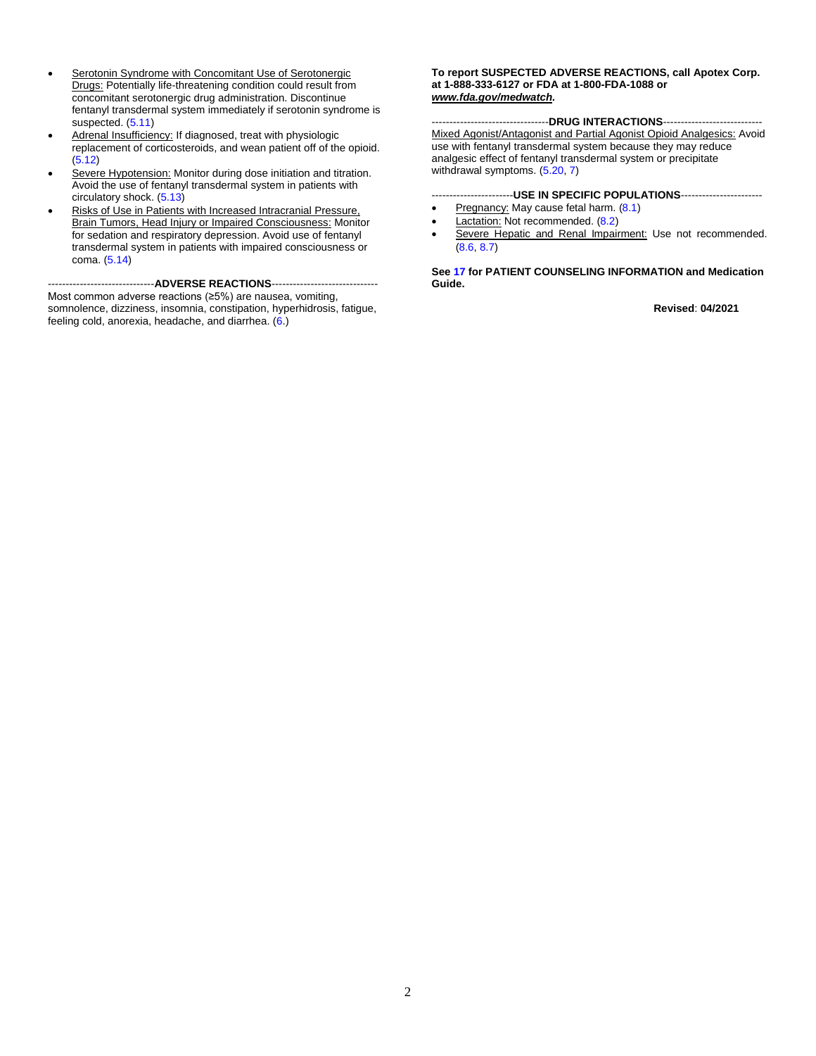- Serotonin Syndrome with Concomitant Use of Serotonergic Drugs: Potentially life-threatening condition could result from concomitant serotonergic drug administration. Discontinue fentanyl transdermal system immediately if serotonin syndrome is suspected. (5.11)
- Adrenal Insufficiency: If diagnosed, treat with physiologic replacement of corticosteroids, and wean patient off of the opioid. (5.12)
- Severe Hypotension: Monitor during dose initiation and titration. Avoid the use of fentanyl transdermal system in patients with circulatory shock. (5.13)
- Risks of Use in Patients with Increased Intracranial Pressure, Brain Tumors, Head Injury or Impaired Consciousness: Monitor for sedation and respiratory depression. Avoid use of fentanyl transdermal system in patients with impaired consciousness or coma. (5.14)

**ADVERSE REACTIONS**

Most common adverse reactions (≥5%) are nausea, vomiting, somnolence, dizziness, insomnia, constipation, hyperhidrosis, fatigue, feeling cold, anorexia, headache, and diarrhea. (6.)

**To report SUSPECTED ADVERSE REACTIONS, call Apotex Corp. at 1-888-333-6127 or FDA at 1-800-FDA-1088 or *www.fda.gov/medwatch*.**

**DRUG INTERACTIONS**

Mixed Agonist/Antagonist and Partial Agonist Opioid Analgesics: Avoid use with fentanyl transdermal system because they may reduce analgesic effect of fentanyl transdermal system or precipitate withdrawal symptoms. (5.20, 7)

**USE IN SPECIFIC POPULATIONS**

- Pregnancy: May cause fetal harm. (8.1)
- Lactation: Not recommended. (8.2)
- Severe Hepatic and Renal Impairment: Use not recommended. (8.6, 8.7)

**See 17 for PATIENT COUNSELING INFORMATION and Medication Guide.**

**Revised**: **04/2021**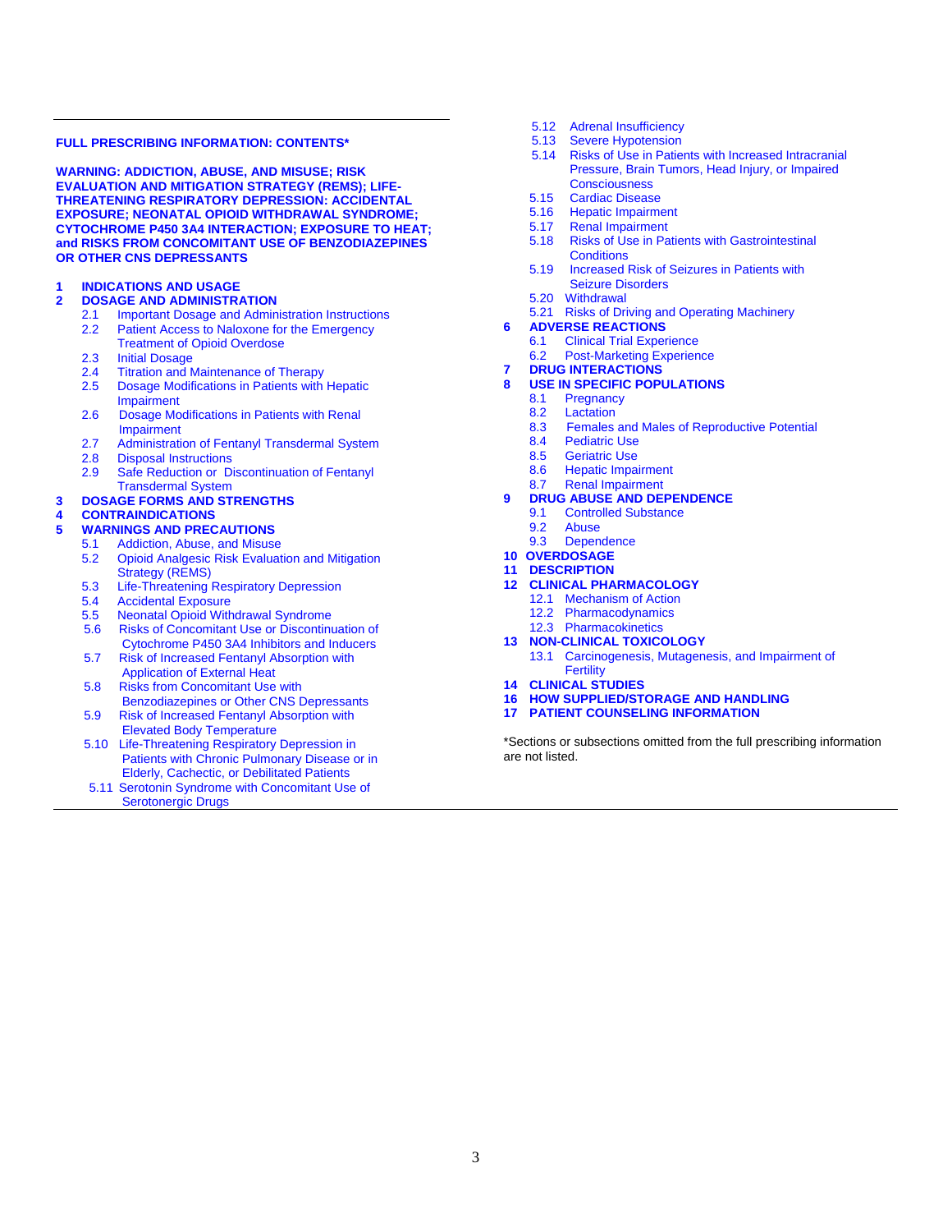**FULL PRESCRIBING INFORMATION: CONTENTS***

**WARNING: ADDICTION, ABUSE, AND MISUSE; RISK EVALUATION AND MITIGATION STRATEGY (REMS); LIFE-THREATENING RESPIRATORY DEPRESSION: ACCIDENTAL EXPOSURE; NEONATAL OPIOID WITHDRAWAL SYNDROME; CYTOCHROME P450 3A4 INTERACTION; EXPOSURE TO HEAT; and RISKS FROM CONCOMITANT USE OF BENZODIAZEPINES OR OTHER CNS DEPRESSANTS**

**1 INDICATIONS AND USAGE**

**2 DOSAGE AND ADMINISTRATION**
- 2.1 Important Dosage and Administration Instructions
- 2.2 Patient Access to Naloxone for the Emergency Treatment of Opioid Overdose
- 2.3 Initial Dosage
- 2.4 Titration and Maintenance of Therapy
- 2.5 Dosage Modifications in Patients with Hepatic Impairment
- 2.6 Dosage Modifications in Patients with Renal Impairment
- 2.7 Administration of Fentanyl Transdermal System
- 2.8 Disposal Instructions
- 2.9 Safe Reduction or Discontinuation of Fentanyl Transdermal System

**3 DOSAGE FORMS AND STRENGTHS**

**4 CONTRAINDICATIONS**

**5 WARNINGS AND PRECAUTIONS**
- 5.1 Addiction, Abuse, and Misuse
- 5.2 Opioid Analgesic Risk Evaluation and Mitigation Strategy (REMS)
- 5.3 Life-Threatening Respiratory Depression
- 5.4 Accidental Exposure
- 5.5 Neonatal Opioid Withdrawal Syndrome
- 5.6 Risks of Concomitant Use or Discontinuation of Cytochrome P450 3A4 Inhibitors and Inducers
- 5.7 Risk of Increased Fentanyl Absorption with Application of External Heat
- 5.8 Risks from Concomitant Use with Benzodiazepines or Other CNS Depressants
- 5.9 Risk of Increased Fentanyl Absorption with Elevated Body Temperature
- 5.10 Life-Threatening Respiratory Depression in Patients with Chronic Pulmonary Disease or in Elderly, Cachectic, or Debilitated Patients
- 5.11 Serotonin Syndrome with Concomitant Use of Serotonergic Drugs
- 5.12 Adrenal Insufficiency
- 5.13 Severe Hypotension
- 5.14 Risks of Use in Patients with Increased Intracranial Pressure, Brain Tumors, Head Injury, or Impaired Consciousness
- 5.15 Cardiac Disease
- 5.16 Hepatic Impairment
- 5.17 Renal Impairment
- 5.18 Risks of Use in Patients with Gastrointestinal Conditions
- 5.19 Increased Risk of Seizures in Patients with Seizure Disorders
- 5.20 Withdrawal
- 5.21 Risks of Driving and Operating Machinery

**6 ADVERSE REACTIONS**
- 6.1 Clinical Trial Experience
- 6.2 Post-Marketing Experience

**7 DRUG INTERACTIONS**

**8 USE IN SPECIFIC POPULATIONS**
- 8.1 Pregnancy
- 8.2 Lactation
- 8.3 Females and Males of Reproductive Potential
- 8.4 Pediatric Use
- 8.5 Geriatric Use
- 8.6 Hepatic Impairment
- 8.7 Renal Impairment

**9 DRUG ABUSE AND DEPENDENCE**
- 9.1 Controlled Substance
- 9.2 Abuse
- 9.3 Dependence

**10 OVERDOSAGE**

**11 DESCRIPTION**

**12 CLINICAL PHARMACOLOGY**
- 12.1 Mechanism of Action
- 12.2 Pharmacodynamics
- 12.3 Pharmacokinetics

**13 NON-CLINICAL TOXICOLOGY**
- 13.1 Carcinogenesis, Mutagenesis, and Impairment of Fertility

**14 CLINICAL STUDIES**

**16 HOW SUPPLIED/STORAGE AND HANDLING**

**17 PATIENT COUNSELING INFORMATION**

*Sections or subsections omitted from the full prescribing information are not listed.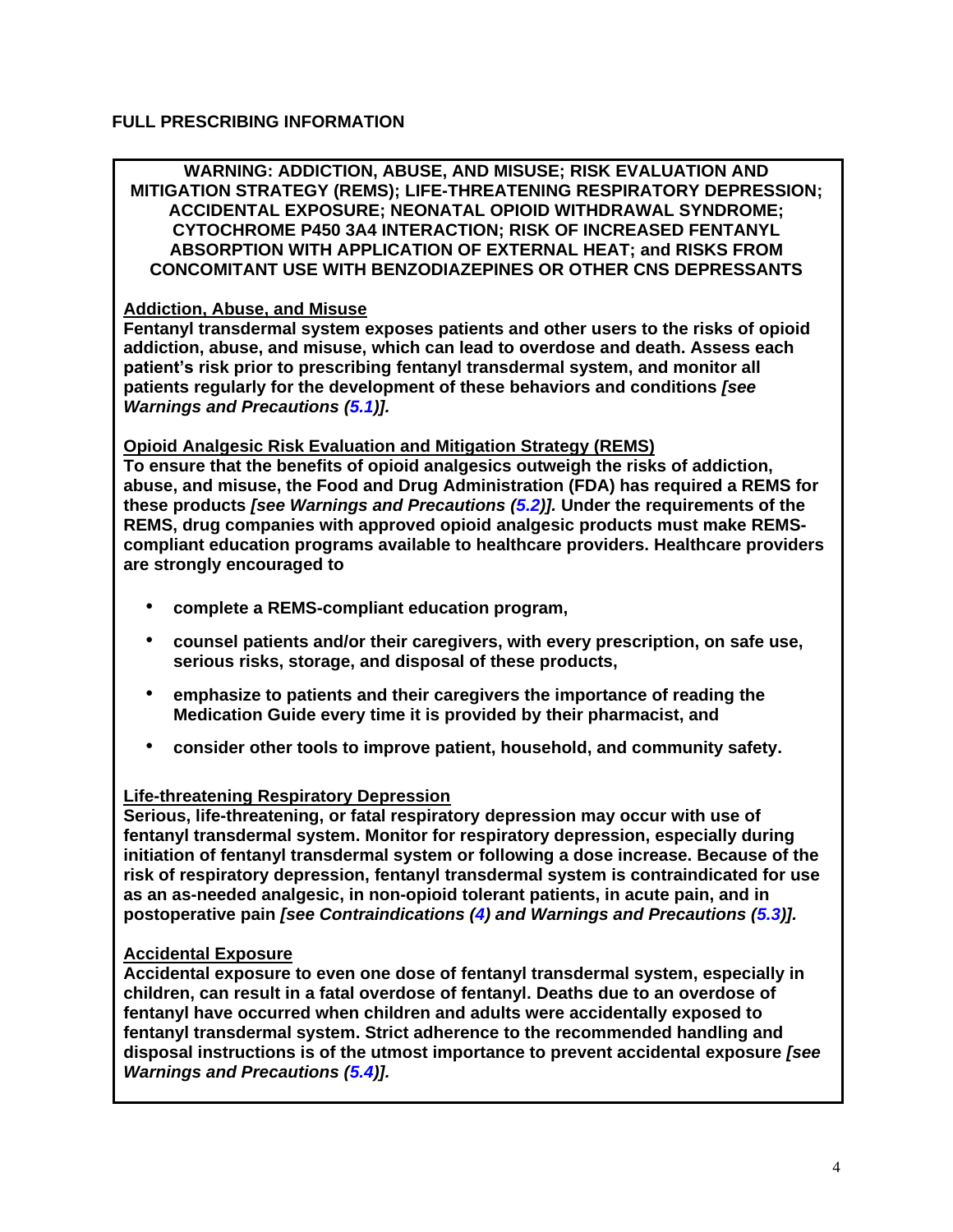## FULL PRESCRIBING INFORMATION

**WARNING: ADDICTION, ABUSE, AND MISUSE; RISK EVALUATION AND MITIGATION STRATEGY (REMS); LIFE-THREATENING RESPIRATORY DEPRESSION; ACCIDENTAL EXPOSURE; NEONATAL OPIOID WITHDRAWAL SYNDROME; CYTOCHROME P450 3A4 INTERACTION; RISK OF INCREASED FENTANYL ABSORPTION WITH APPLICATION OF EXTERNAL HEAT; and RISKS FROM CONCOMITANT USE WITH BENZODIAZEPINES OR OTHER CNS DEPRESSANTS**

**Addiction, Abuse, and Misuse**

**Fentanyl transdermal system exposes patients and other users to the risks of opioid addiction, abuse, and misuse, which can lead to overdose and death. Assess each patient's risk prior to prescribing fentanyl transdermal system, and monitor all patients regularly for the development of these behaviors and conditions *[see Warnings and Precautions (5.1)].***

**Opioid Analgesic Risk Evaluation and Mitigation Strategy (REMS)**

**To ensure that the benefits of opioid analgesics outweigh the risks of addiction, abuse, and misuse, the Food and Drug Administration (FDA) has required a REMS for these products *[see Warnings and Precautions (5.2)].* Under the requirements of the REMS, drug companies with approved opioid analgesic products must make REMS-compliant education programs available to healthcare providers. Healthcare providers are strongly encouraged to**

- **complete a REMS-compliant education program,**
- **counsel patients and/or their caregivers, with every prescription, on safe use, serious risks, storage, and disposal of these products,**
- **emphasize to patients and their caregivers the importance of reading the Medication Guide every time it is provided by their pharmacist, and**
- **consider other tools to improve patient, household, and community safety.**

**Life-threatening Respiratory Depression**

**Serious, life-threatening, or fatal respiratory depression may occur with use of fentanyl transdermal system. Monitor for respiratory depression, especially during initiation of fentanyl transdermal system or following a dose increase. Because of the risk of respiratory depression, fentanyl transdermal system is contraindicated for use as an as-needed analgesic, in non-opioid tolerant patients, in acute pain, and in postoperative pain *[see Contraindications (4) and Warnings and Precautions (5.3)].***

**Accidental Exposure**

**Accidental exposure to even one dose of fentanyl transdermal system, especially in children, can result in a fatal overdose of fentanyl. Deaths due to an overdose of fentanyl have occurred when children and adults were accidentally exposed to fentanyl transdermal system. Strict adherence to the recommended handling and disposal instructions is of the utmost importance to prevent accidental exposure *[see Warnings and Precautions (5.4)].***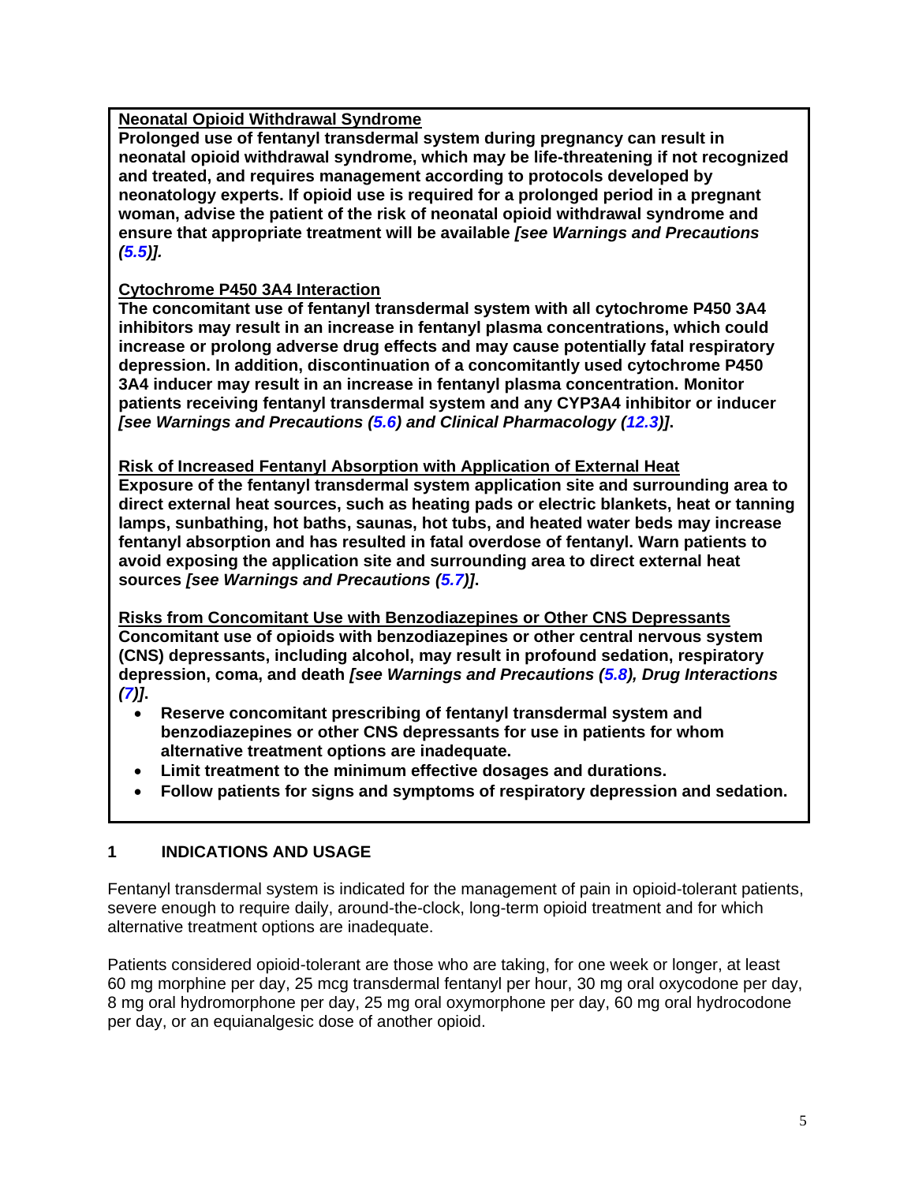**Neonatal Opioid Withdrawal Syndrome**

**Prolonged use of fentanyl transdermal system during pregnancy can result in neonatal opioid withdrawal syndrome, which may be life-threatening if not recognized and treated, and requires management according to protocols developed by neonatology experts. If opioid use is required for a prolonged period in a pregnant woman, advise the patient of the risk of neonatal opioid withdrawal syndrome and ensure that appropriate treatment will be available *[see Warnings and Precautions (5.5)].***

**Cytochrome P450 3A4 Interaction**

**The concomitant use of fentanyl transdermal system with all cytochrome P450 3A4 inhibitors may result in an increase in fentanyl plasma concentrations, which could increase or prolong adverse drug effects and may cause potentially fatal respiratory depression. In addition, discontinuation of a concomitantly used cytochrome P450 3A4 inducer may result in an increase in fentanyl plasma concentration. Monitor patients receiving fentanyl transdermal system and any CYP3A4 inhibitor or inducer *[see Warnings and Precautions (5.6) and Clinical Pharmacology (12.3)]*.**

**Risk of Increased Fentanyl Absorption with Application of External Heat**

**Exposure of the fentanyl transdermal system application site and surrounding area to direct external heat sources, such as heating pads or electric blankets, heat or tanning lamps, sunbathing, hot baths, saunas, hot tubs, and heated water beds may increase fentanyl absorption and has resulted in fatal overdose of fentanyl. Warn patients to avoid exposing the application site and surrounding area to direct external heat sources *[see Warnings and Precautions (5.7)]*.**

**Risks from Concomitant Use with Benzodiazepines or Other CNS Depressants**

**Concomitant use of opioids with benzodiazepines or other central nervous system (CNS) depressants, including alcohol, may result in profound sedation, respiratory depression, coma, and death *[see Warnings and Precautions (5.8), Drug Interactions (7)]*.**

- **Reserve concomitant prescribing of fentanyl transdermal system and benzodiazepines or other CNS depressants for use in patients for whom alternative treatment options are inadequate.**
- **Limit treatment to the minimum effective dosages and durations.**
- **Follow patients for signs and symptoms of respiratory depression and sedation.**

## 1 INDICATIONS AND USAGE

Fentanyl transdermal system is indicated for the management of pain in opioid-tolerant patients, severe enough to require daily, around-the-clock, long-term opioid treatment and for which alternative treatment options are inadequate.

Patients considered opioid-tolerant are those who are taking, for one week or longer, at least 60 mg morphine per day, 25 mcg transdermal fentanyl per hour, 30 mg oral oxycodone per day, 8 mg oral hydromorphone per day, 25 mg oral oxymorphone per day, 60 mg oral hydrocodone per day, or an equianalgesic dose of another opioid.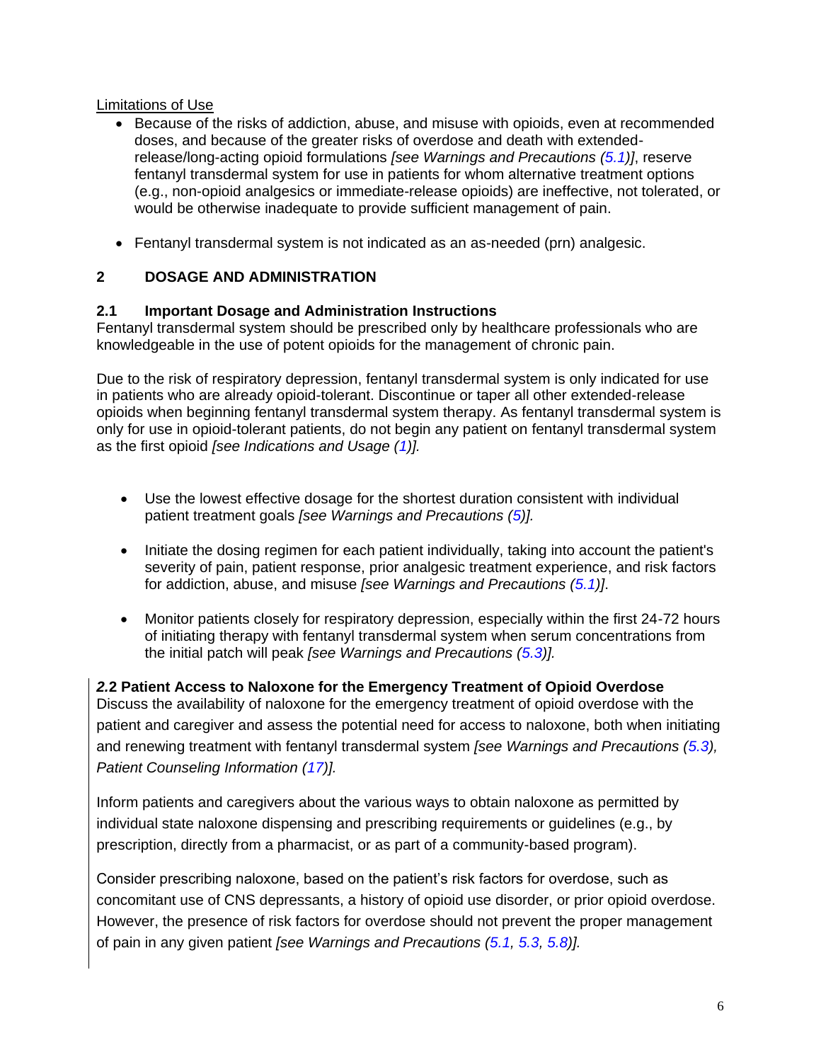<u>Limitations of Use</u>

- Because of the risks of addiction, abuse, and misuse with opioids, even at recommended doses, and because of the greater risks of overdose and death with extended-release/long-acting opioid formulations *[see Warnings and Precautions (5.1)]*, reserve fentanyl transdermal system for use in patients for whom alternative treatment options (e.g., non-opioid analgesics or immediate-release opioids) are ineffective, not tolerated, or would be otherwise inadequate to provide sufficient management of pain.
- Fentanyl transdermal system is not indicated as an as-needed (prn) analgesic.

## 2 DOSAGE AND ADMINISTRATION

### 2.1 Important Dosage and Administration Instructions

Fentanyl transdermal system should be prescribed only by healthcare professionals who are knowledgeable in the use of potent opioids for the management of chronic pain.

Due to the risk of respiratory depression, fentanyl transdermal system is only indicated for use in patients who are already opioid-tolerant. Discontinue or taper all other extended-release opioids when beginning fentanyl transdermal system therapy. As fentanyl transdermal system is only for use in opioid-tolerant patients, do not begin any patient on fentanyl transdermal system as the first opioid *[see Indications and Usage (1)].*

- Use the lowest effective dosage for the shortest duration consistent with individual patient treatment goals *[see Warnings and Precautions (5)].*
- Initiate the dosing regimen for each patient individually, taking into account the patient's severity of pain, patient response, prior analgesic treatment experience, and risk factors for addiction, abuse, and misuse *[see Warnings and Precautions (5.1)]*.
- Monitor patients closely for respiratory depression, especially within the first 24-72 hours of initiating therapy with fentanyl transdermal system when serum concentrations from the initial patch will peak *[see Warnings and Precautions (5.3)].*

### *2.2* Patient Access to Naloxone for the Emergency Treatment of Opioid Overdose

Discuss the availability of naloxone for the emergency treatment of opioid overdose with the patient and caregiver and assess the potential need for access to naloxone, both when initiating and renewing treatment with fentanyl transdermal system *[see Warnings and Precautions (5.3), Patient Counseling Information (17)].*

Inform patients and caregivers about the various ways to obtain naloxone as permitted by individual state naloxone dispensing and prescribing requirements or guidelines (e.g., by prescription, directly from a pharmacist, or as part of a community-based program).

Consider prescribing naloxone, based on the patient's risk factors for overdose, such as concomitant use of CNS depressants, a history of opioid use disorder, or prior opioid overdose. However, the presence of risk factors for overdose should not prevent the proper management of pain in any given patient *[see Warnings and Precautions (5.1, 5.3, 5.8)].*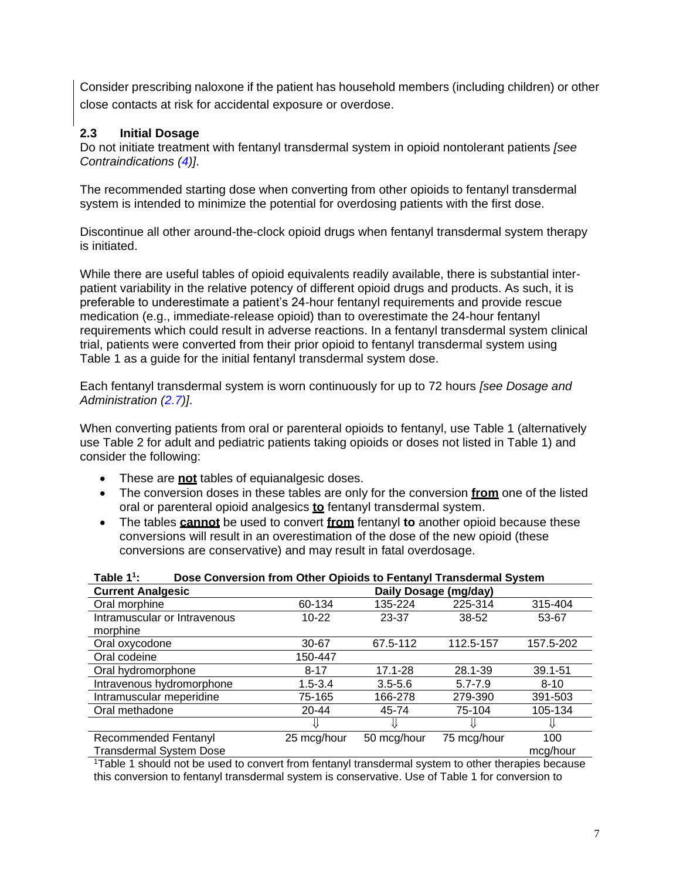Consider prescribing naloxone if the patient has household members (including children) or other close contacts at risk for accidental exposure or overdose.

### 2.3 Initial Dosage

Do not initiate treatment with fentanyl transdermal system in opioid nontolerant patients *[see Contraindications (4)]*.

The recommended starting dose when converting from other opioids to fentanyl transdermal system is intended to minimize the potential for overdosing patients with the first dose.

Discontinue all other around-the-clock opioid drugs when fentanyl transdermal system therapy is initiated.

While there are useful tables of opioid equivalents readily available, there is substantial inter-patient variability in the relative potency of different opioid drugs and products. As such, it is preferable to underestimate a patient's 24-hour fentanyl requirements and provide rescue medication (e.g., immediate-release opioid) than to overestimate the 24-hour fentanyl requirements which could result in adverse reactions. In a fentanyl transdermal system clinical trial, patients were converted from their prior opioid to fentanyl transdermal system using Table 1 as a guide for the initial fentanyl transdermal system dose.

Each fentanyl transdermal system is worn continuously for up to 72 hours *[see Dosage and Administration (2.7)]*.

When converting patients from oral or parenteral opioids to fentanyl, use Table 1 (alternatively use Table 2 for adult and pediatric patients taking opioids or doses not listed in Table 1) and consider the following:

- These are **not** tables of equianalgesic doses.
- The conversion doses in these tables are only for the conversion **from** one of the listed oral or parenteral opioid analgesics **to** fentanyl transdermal system.
- The tables **cannot** be used to convert **from** fentanyl **to** another opioid because these conversions will result in an overestimation of the dose of the new opioid (these conversions are conservative) and may result in fatal overdosage.

**Table 1[1]: Dose Conversion from Other Opioids to Fentanyl Transdermal System**

| Current Analgesic | Daily Dosage (mg/day) | | | |
|---|---|---|---|---|
| Oral morphine | 60-134 | 135-224 | 225-314 | 315-404 |
| Intramuscular or Intravenous morphine | 10-22 | 23-37 | 38-52 | 53-67 |
| Oral oxycodone | 30-67 | 67.5-112 | 112.5-157 | 157.5-202 |
| Oral codeine | 150-447 | | | |
| Oral hydromorphone | 8-17 | 17.1-28 | 28.1-39 | 39.1-51 |
| Intravenous hydromorphone | 1.5-3.4 | 3.5-5.6 | 5.7-7.9 | 8-10 |
| Intramuscular meperidine | 75-165 | 166-278 | 279-390 | 391-503 |
| Oral methadone | 20-44 | 45-74 | 75-104 | 105-134 |
| | ⇓ | ⇓ | ⇓ | ⇓ |
| Recommended Fentanyl Transdermal System Dose | 25 mcg/hour | 50 mcg/hour | 75 mcg/hour | 100 mcg/hour |

[1]Table 1 should not be used to convert from fentanyl transdermal system to other therapies because this conversion to fentanyl transdermal system is conservative. Use of Table 1 for conversion to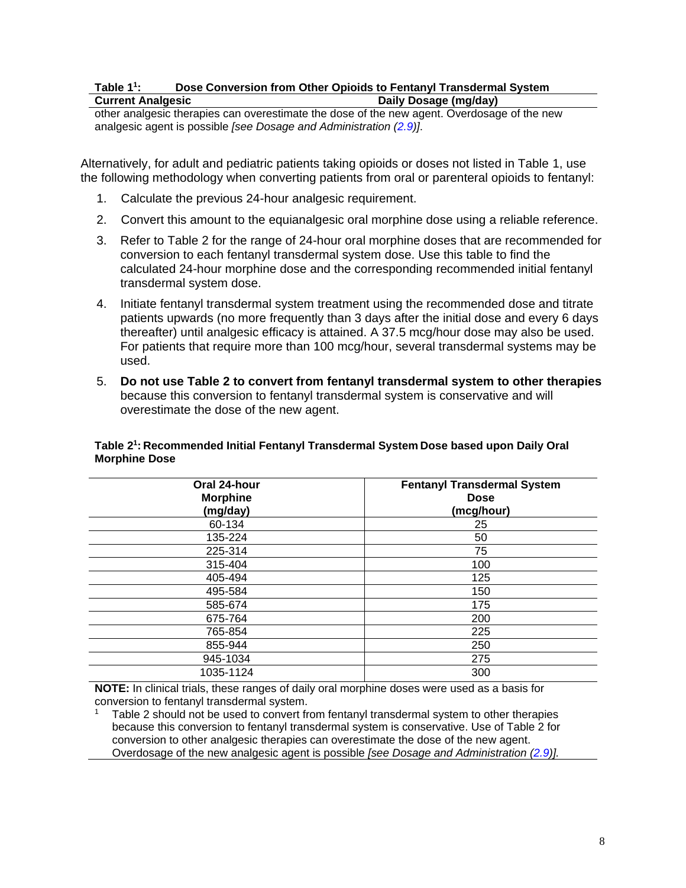**Table 1[1]: Dose Conversion from Other Opioids to Fentanyl Transdermal System**

| Current Analgesic | Daily Dosage (mg/day) |
| --- | --- |

other analgesic therapies can overestimate the dose of the new agent. Overdosage of the new analgesic agent is possible *[see Dosage and Administration (2.9)]*.

Alternatively, for adult and pediatric patients taking opioids or doses not listed in Table 1, use the following methodology when converting patients from oral or parenteral opioids to fentanyl:

1. Calculate the previous 24-hour analgesic requirement.
2. Convert this amount to the equianalgesic oral morphine dose using a reliable reference.
3. Refer to Table 2 for the range of 24-hour oral morphine doses that are recommended for conversion to each fentanyl transdermal system dose. Use this table to find the calculated 24-hour morphine dose and the corresponding recommended initial fentanyl transdermal system dose.
4. Initiate fentanyl transdermal system treatment using the recommended dose and titrate patients upwards (no more frequently than 3 days after the initial dose and every 6 days thereafter) until analgesic efficacy is attained. A 37.5 mcg/hour dose may also be used. For patients that require more than 100 mcg/hour, several transdermal systems may be used.
5. **Do not use Table 2 to convert from fentanyl transdermal system to other therapies** because this conversion to fentanyl transdermal system is conservative and will overestimate the dose of the new agent.

**Table 2[1]: Recommended Initial Fentanyl Transdermal System Dose based upon Daily Oral Morphine Dose**

| Oral 24-hour Morphine (mg/day) | Fentanyl Transdermal System Dose (mcg/hour) |
| --- | --- |
| 60-134 | 25 |
| 135-224 | 50 |
| 225-314 | 75 |
| 315-404 | 100 |
| 405-494 | 125 |
| 495-584 | 150 |
| 585-674 | 175 |
| 675-764 | 200 |
| 765-854 | 225 |
| 855-944 | 250 |
| 945-1034 | 275 |
| 1035-1124 | 300 |

**NOTE:** In clinical trials, these ranges of daily oral morphine doses were used as a basis for conversion to fentanyl transdermal system.

[1] Table 2 should not be used to convert from fentanyl transdermal system to other therapies because this conversion to fentanyl transdermal system is conservative. Use of Table 2 for conversion to other analgesic therapies can overestimate the dose of the new agent. Overdosage of the new analgesic agent is possible *[see Dosage and Administration (2.9)]*.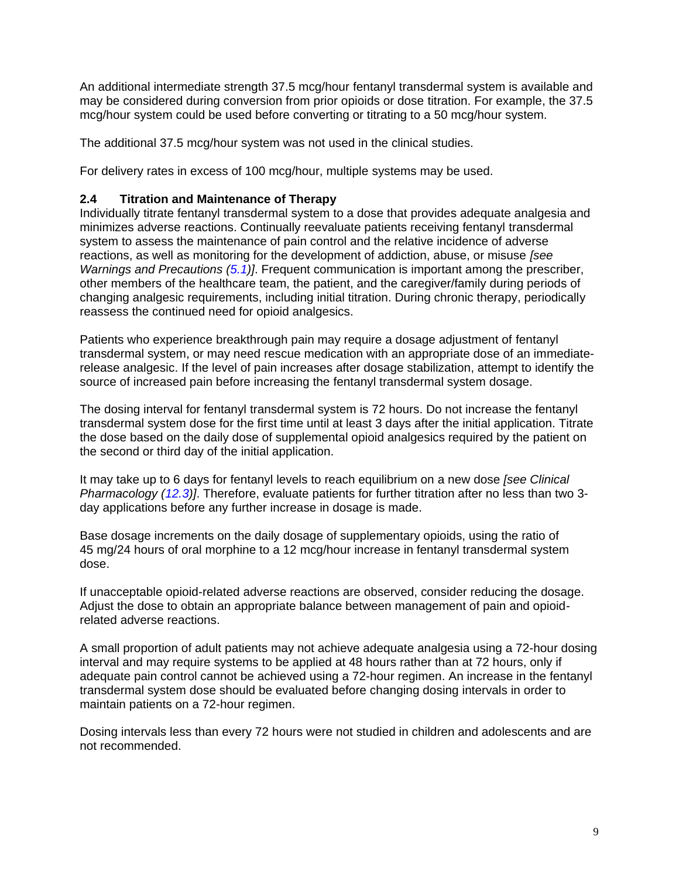An additional intermediate strength 37.5 mcg/hour fentanyl transdermal system is available and may be considered during conversion from prior opioids or dose titration. For example, the 37.5 mcg/hour system could be used before converting or titrating to a 50 mcg/hour system.

The additional 37.5 mcg/hour system was not used in the clinical studies.

For delivery rates in excess of 100 mcg/hour, multiple systems may be used.

## 2.4 Titration and Maintenance of Therapy

Individually titrate fentanyl transdermal system to a dose that provides adequate analgesia and minimizes adverse reactions. Continually reevaluate patients receiving fentanyl transdermal system to assess the maintenance of pain control and the relative incidence of adverse reactions, as well as monitoring for the development of addiction, abuse, or misuse *[see Warnings and Precautions (5.1)]*. Frequent communication is important among the prescriber, other members of the healthcare team, the patient, and the caregiver/family during periods of changing analgesic requirements, including initial titration. During chronic therapy, periodically reassess the continued need for opioid analgesics.

Patients who experience breakthrough pain may require a dosage adjustment of fentanyl transdermal system, or may need rescue medication with an appropriate dose of an immediate-release analgesic. If the level of pain increases after dosage stabilization, attempt to identify the source of increased pain before increasing the fentanyl transdermal system dosage.

The dosing interval for fentanyl transdermal system is 72 hours. Do not increase the fentanyl transdermal system dose for the first time until at least 3 days after the initial application. Titrate the dose based on the daily dose of supplemental opioid analgesics required by the patient on the second or third day of the initial application.

It may take up to 6 days for fentanyl levels to reach equilibrium on a new dose *[see Clinical Pharmacology (12.3)]*. Therefore, evaluate patients for further titration after no less than two 3-day applications before any further increase in dosage is made.

Base dosage increments on the daily dosage of supplementary opioids, using the ratio of 45 mg/24 hours of oral morphine to a 12 mcg/hour increase in fentanyl transdermal system dose.

If unacceptable opioid-related adverse reactions are observed, consider reducing the dosage. Adjust the dose to obtain an appropriate balance between management of pain and opioid-related adverse reactions.

A small proportion of adult patients may not achieve adequate analgesia using a 72-hour dosing interval and may require systems to be applied at 48 hours rather than at 72 hours, only if adequate pain control cannot be achieved using a 72-hour regimen. An increase in the fentanyl transdermal system dose should be evaluated before changing dosing intervals in order to maintain patients on a 72-hour regimen.

Dosing intervals less than every 72 hours were not studied in children and adolescents and are not recommended.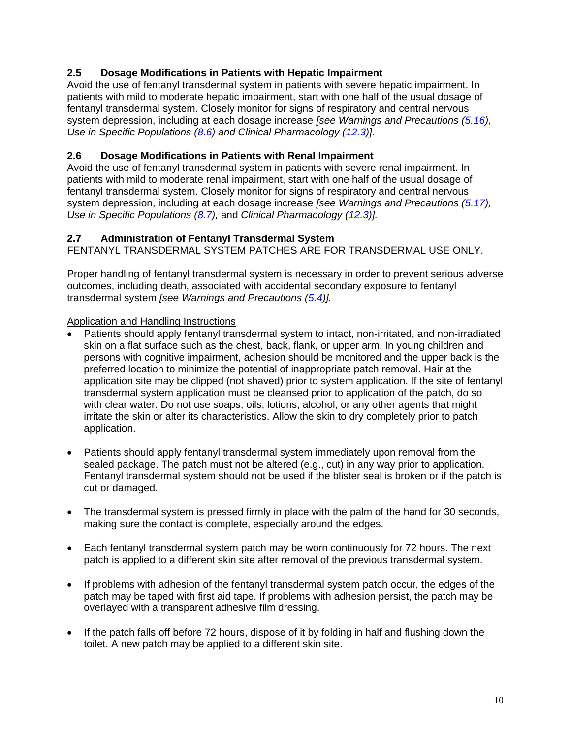### 2.5 Dosage Modifications in Patients with Hepatic Impairment

Avoid the use of fentanyl transdermal system in patients with severe hepatic impairment. In patients with mild to moderate hepatic impairment, start with one half of the usual dosage of fentanyl transdermal system. Closely monitor for signs of respiratory and central nervous system depression, including at each dosage increase *[see Warnings and Precautions (5.16), Use in Specific Populations (8.6) and Clinical Pharmacology (12.3)].*

### 2.6 Dosage Modifications in Patients with Renal Impairment

Avoid the use of fentanyl transdermal system in patients with severe renal impairment. In patients with mild to moderate renal impairment, start with one half of the usual dosage of fentanyl transdermal system. Closely monitor for signs of respiratory and central nervous system depression, including at each dosage increase *[see Warnings and Precautions (5.17), Use in Specific Populations (8.7),* and *Clinical Pharmacology (12.3)].*

### 2.7 Administration of Fentanyl Transdermal System

FENTANYL TRANSDERMAL SYSTEM PATCHES ARE FOR TRANSDERMAL USE ONLY.

Proper handling of fentanyl transdermal system is necessary in order to prevent serious adverse outcomes, including death, associated with accidental secondary exposure to fentanyl transdermal system *[see Warnings and Precautions (5.4)].*

<u>Application and Handling Instructions</u>

- Patients should apply fentanyl transdermal system to intact, non-irritated, and non-irradiated skin on a flat surface such as the chest, back, flank, or upper arm. In young children and persons with cognitive impairment, adhesion should be monitored and the upper back is the preferred location to minimize the potential of inappropriate patch removal. Hair at the application site may be clipped (not shaved) prior to system application. If the site of fentanyl transdermal system application must be cleansed prior to application of the patch, do so with clear water. Do not use soaps, oils, lotions, alcohol, or any other agents that might irritate the skin or alter its characteristics. Allow the skin to dry completely prior to patch application.

- Patients should apply fentanyl transdermal system immediately upon removal from the sealed package. The patch must not be altered (e.g., cut) in any way prior to application. Fentanyl transdermal system should not be used if the blister seal is broken or if the patch is cut or damaged.

- The transdermal system is pressed firmly in place with the palm of the hand for 30 seconds, making sure the contact is complete, especially around the edges.

- Each fentanyl transdermal system patch may be worn continuously for 72 hours. The next patch is applied to a different skin site after removal of the previous transdermal system.

- If problems with adhesion of the fentanyl transdermal system patch occur, the edges of the patch may be taped with first aid tape. If problems with adhesion persist, the patch may be overlayed with a transparent adhesive film dressing.

- If the patch falls off before 72 hours, dispose of it by folding in half and flushing down the toilet. A new patch may be applied to a different skin site.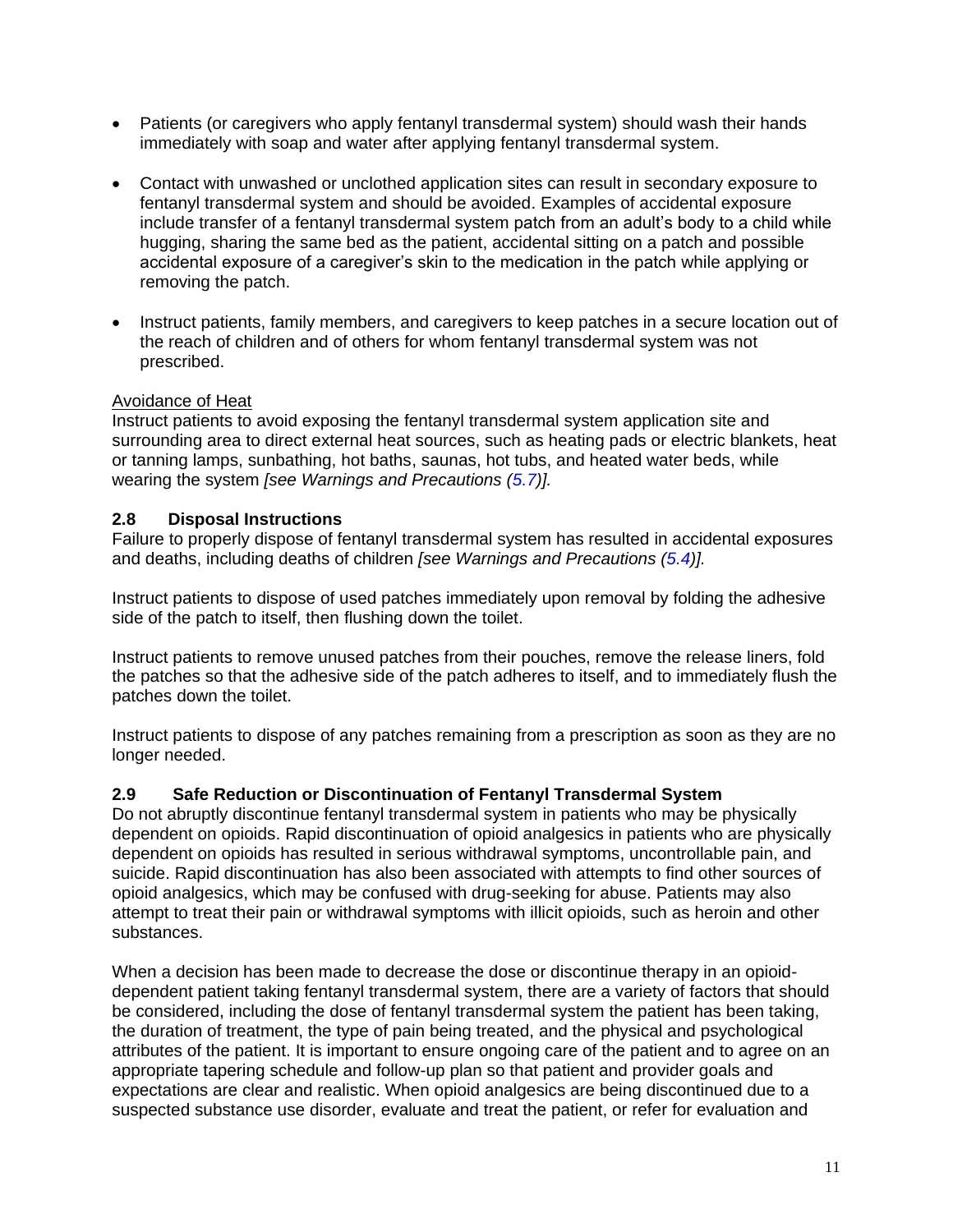- Patients (or caregivers who apply fentanyl transdermal system) should wash their hands immediately with soap and water after applying fentanyl transdermal system.

- Contact with unwashed or unclothed application sites can result in secondary exposure to fentanyl transdermal system and should be avoided. Examples of accidental exposure include transfer of a fentanyl transdermal system patch from an adult's body to a child while hugging, sharing the same bed as the patient, accidental sitting on a patch and possible accidental exposure of a caregiver's skin to the medication in the patch while applying or removing the patch.

- Instruct patients, family members, and caregivers to keep patches in a secure location out of the reach of children and of others for whom fentanyl transdermal system was not prescribed.

Avoidance of Heat

Instruct patients to avoid exposing the fentanyl transdermal system application site and surrounding area to direct external heat sources, such as heating pads or electric blankets, heat or tanning lamps, sunbathing, hot baths, saunas, hot tubs, and heated water beds, while wearing the system *[see Warnings and Precautions (5.7)].*

### 2.8 Disposal Instructions

Failure to properly dispose of fentanyl transdermal system has resulted in accidental exposures and deaths, including deaths of children *[see Warnings and Precautions (5.4)].*

Instruct patients to dispose of used patches immediately upon removal by folding the adhesive side of the patch to itself, then flushing down the toilet.

Instruct patients to remove unused patches from their pouches, remove the release liners, fold the patches so that the adhesive side of the patch adheres to itself, and to immediately flush the patches down the toilet.

Instruct patients to dispose of any patches remaining from a prescription as soon as they are no longer needed.

### 2.9 Safe Reduction or Discontinuation of Fentanyl Transdermal System

Do not abruptly discontinue fentanyl transdermal system in patients who may be physically dependent on opioids. Rapid discontinuation of opioid analgesics in patients who are physically dependent on opioids has resulted in serious withdrawal symptoms, uncontrollable pain, and suicide. Rapid discontinuation has also been associated with attempts to find other sources of opioid analgesics, which may be confused with drug-seeking for abuse. Patients may also attempt to treat their pain or withdrawal symptoms with illicit opioids, such as heroin and other substances.

When a decision has been made to decrease the dose or discontinue therapy in an opioid-dependent patient taking fentanyl transdermal system, there are a variety of factors that should be considered, including the dose of fentanyl transdermal system the patient has been taking, the duration of treatment, the type of pain being treated, and the physical and psychological attributes of the patient. It is important to ensure ongoing care of the patient and to agree on an appropriate tapering schedule and follow-up plan so that patient and provider goals and expectations are clear and realistic. When opioid analgesics are being discontinued due to a suspected substance use disorder, evaluate and treat the patient, or refer for evaluation and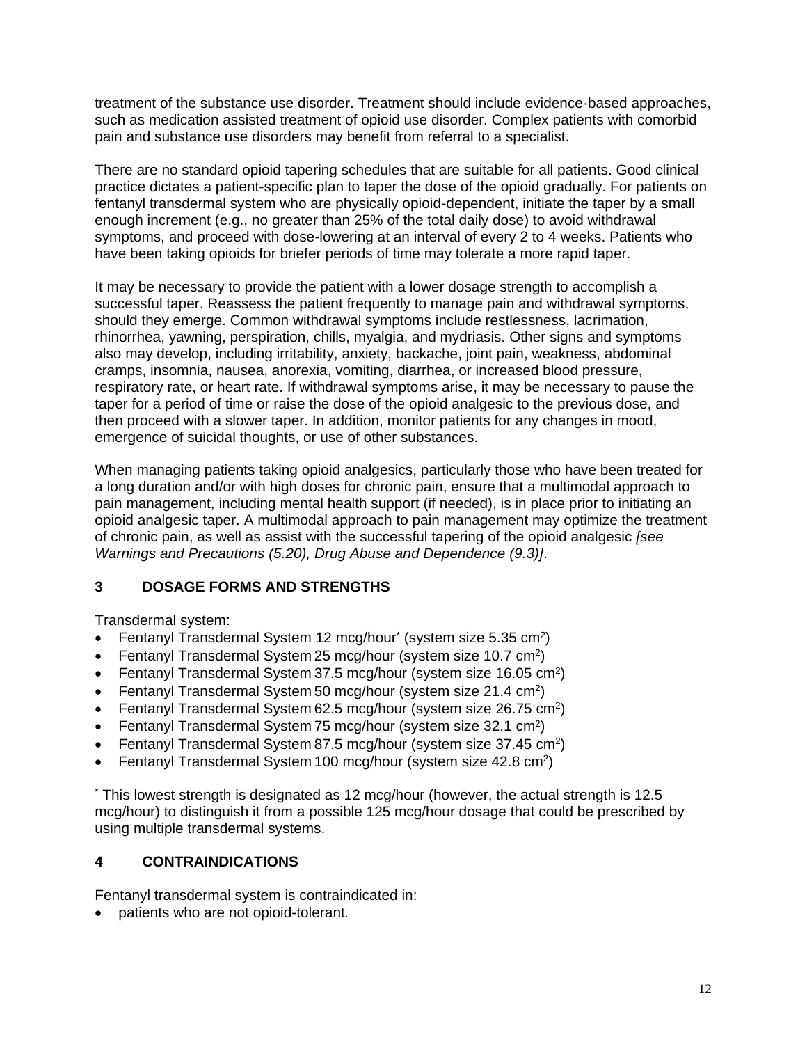treatment of the substance use disorder. Treatment should include evidence-based approaches, such as medication assisted treatment of opioid use disorder. Complex patients with comorbid pain and substance use disorders may benefit from referral to a specialist.

There are no standard opioid tapering schedules that are suitable for all patients. Good clinical practice dictates a patient-specific plan to taper the dose of the opioid gradually. For patients on fentanyl transdermal system who are physically opioid-dependent, initiate the taper by a small enough increment (e.g., no greater than 25% of the total daily dose) to avoid withdrawal symptoms, and proceed with dose-lowering at an interval of every 2 to 4 weeks. Patients who have been taking opioids for briefer periods of time may tolerate a more rapid taper.

It may be necessary to provide the patient with a lower dosage strength to accomplish a successful taper. Reassess the patient frequently to manage pain and withdrawal symptoms, should they emerge. Common withdrawal symptoms include restlessness, lacrimation, rhinorrhea, yawning, perspiration, chills, myalgia, and mydriasis. Other signs and symptoms also may develop, including irritability, anxiety, backache, joint pain, weakness, abdominal cramps, insomnia, nausea, anorexia, vomiting, diarrhea, or increased blood pressure, respiratory rate, or heart rate. If withdrawal symptoms arise, it may be necessary to pause the taper for a period of time or raise the dose of the opioid analgesic to the previous dose, and then proceed with a slower taper. In addition, monitor patients for any changes in mood, emergence of suicidal thoughts, or use of other substances.

When managing patients taking opioid analgesics, particularly those who have been treated for a long duration and/or with high doses for chronic pain, ensure that a multimodal approach to pain management, including mental health support (if needed), is in place prior to initiating an opioid analgesic taper. A multimodal approach to pain management may optimize the treatment of chronic pain, as well as assist with the successful tapering of the opioid analgesic *[see Warnings and Precautions (5.20), Drug Abuse and Dependence (9.3)]*.

## 3 DOSAGE FORMS AND STRENGTHS

Transdermal system:

- Fentanyl Transdermal System 12 mcg/hour* (system size 5.35 $cm^2$)
- Fentanyl Transdermal System 25 mcg/hour (system size 10.7 $cm^2$)
- Fentanyl Transdermal System 37.5 mcg/hour (system size 16.05 $cm^2$)
- Fentanyl Transdermal System 50 mcg/hour (system size 21.4 $cm^2$)
- Fentanyl Transdermal System 62.5 mcg/hour (system size 26.75 $cm^2$)
- Fentanyl Transdermal System 75 mcg/hour (system size 32.1 $cm^2$)
- Fentanyl Transdermal System 87.5 mcg/hour (system size 37.45 $cm^2$)
- Fentanyl Transdermal System 100 mcg/hour (system size 42.8 $cm^2$)

* This lowest strength is designated as 12 mcg/hour (however, the actual strength is 12.5 mcg/hour) to distinguish it from a possible 125 mcg/hour dosage that could be prescribed by using multiple transdermal systems.

## 4 CONTRAINDICATIONS

Fentanyl transdermal system is contraindicated in:

- patients who are not opioid-tolerant*.*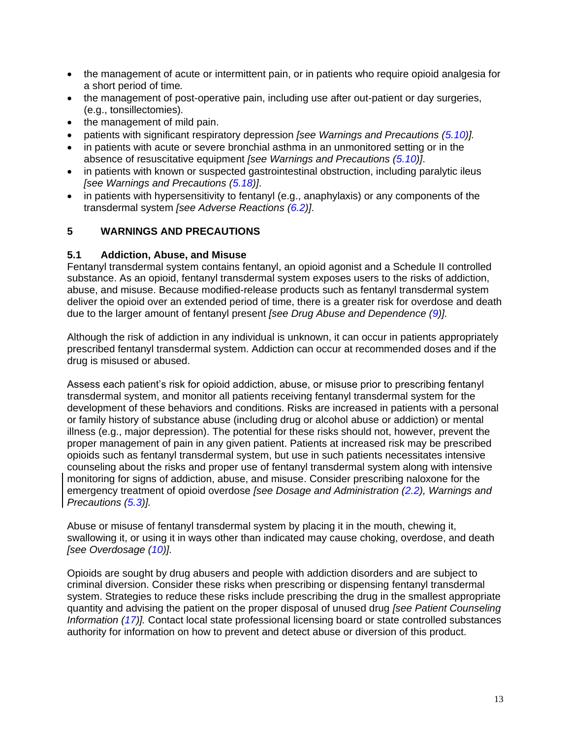- the management of acute or intermittent pain, or in patients who require opioid analgesia for a short period of time*.*
- the management of post-operative pain, including use after out-patient or day surgeries, (e.g., tonsillectomies)*.*
- the management of mild pain.
- patients with significant respiratory depression *[see Warnings and Precautions (5.10)].*
- in patients with acute or severe bronchial asthma in an unmonitored setting or in the absence of resuscitative equipment *[see Warnings and Precautions (5.10)]*.
- in patients with known or suspected gastrointestinal obstruction, including paralytic ileus *[see Warnings and Precautions (5.18)]*.
- in patients with hypersensitivity to fentanyl (e.g., anaphylaxis) or any components of the transdermal system *[see Adverse Reactions (6.2)]*.

## 5 WARNINGS AND PRECAUTIONS

### 5.1 Addiction, Abuse, and Misuse

Fentanyl transdermal system contains fentanyl, an opioid agonist and a Schedule II controlled substance. As an opioid, fentanyl transdermal system exposes users to the risks of addiction, abuse, and misuse. Because modified-release products such as fentanyl transdermal system deliver the opioid over an extended period of time, there is a greater risk for overdose and death due to the larger amount of fentanyl present *[see Drug Abuse and Dependence (9)].*

Although the risk of addiction in any individual is unknown, it can occur in patients appropriately prescribed fentanyl transdermal system. Addiction can occur at recommended doses and if the drug is misused or abused.

Assess each patient's risk for opioid addiction, abuse, or misuse prior to prescribing fentanyl transdermal system, and monitor all patients receiving fentanyl transdermal system for the development of these behaviors and conditions. Risks are increased in patients with a personal or family history of substance abuse (including drug or alcohol abuse or addiction) or mental illness (e.g., major depression). The potential for these risks should not, however, prevent the proper management of pain in any given patient. Patients at increased risk may be prescribed opioids such as fentanyl transdermal system, but use in such patients necessitates intensive counseling about the risks and proper use of fentanyl transdermal system along with intensive monitoring for signs of addiction, abuse, and misuse. Consider prescribing naloxone for the emergency treatment of opioid overdose *[see Dosage and Administration (2.2), Warnings and Precautions (5.3)].*

Abuse or misuse of fentanyl transdermal system by placing it in the mouth, chewing it, swallowing it, or using it in ways other than indicated may cause choking, overdose, and death *[see Overdosage (10)].*

Opioids are sought by drug abusers and people with addiction disorders and are subject to criminal diversion. Consider these risks when prescribing or dispensing fentanyl transdermal system. Strategies to reduce these risks include prescribing the drug in the smallest appropriate quantity and advising the patient on the proper disposal of unused drug *[see Patient Counseling Information (17)].* Contact local state professional licensing board or state controlled substances authority for information on how to prevent and detect abuse or diversion of this product.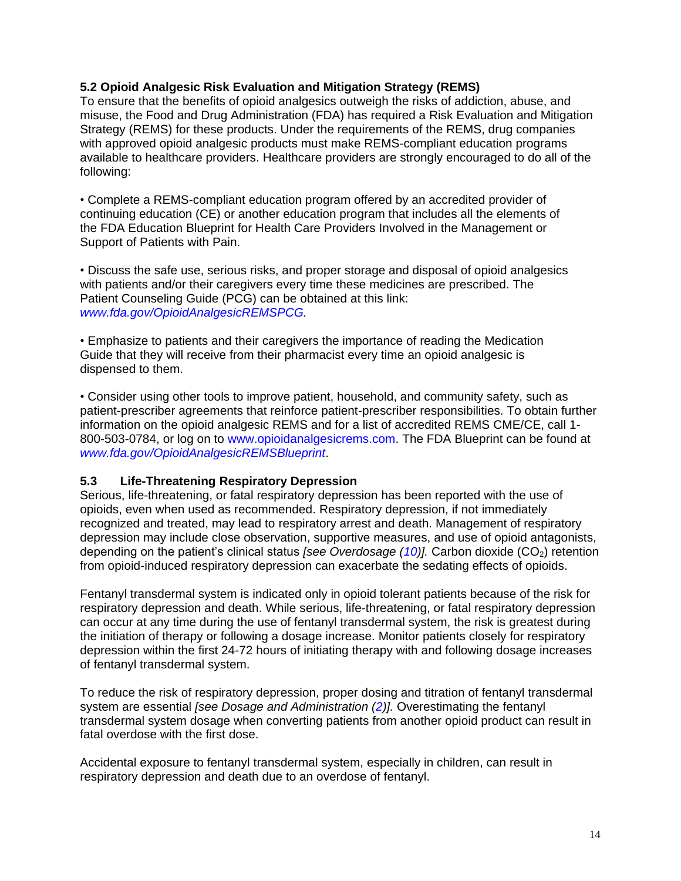### 5.2 Opioid Analgesic Risk Evaluation and Mitigation Strategy (REMS)

To ensure that the benefits of opioid analgesics outweigh the risks of addiction, abuse, and misuse, the Food and Drug Administration (FDA) has required a Risk Evaluation and Mitigation Strategy (REMS) for these products. Under the requirements of the REMS, drug companies with approved opioid analgesic products must make REMS-compliant education programs available to healthcare providers. Healthcare providers are strongly encouraged to do all of the following:

- Complete a REMS-compliant education program offered by an accredited provider of continuing education (CE) or another education program that includes all the elements of the FDA Education Blueprint for Health Care Providers Involved in the Management or Support of Patients with Pain.

- Discuss the safe use, serious risks, and proper storage and disposal of opioid analgesics with patients and/or their caregivers every time these medicines are prescribed. The Patient Counseling Guide (PCG) can be obtained at this link: *www.fda.gov/OpioidAnalgesicREMSPCG.*

- Emphasize to patients and their caregivers the importance of reading the Medication Guide that they will receive from their pharmacist every time an opioid analgesic is dispensed to them.

- Consider using other tools to improve patient, household, and community safety, such as patient-prescriber agreements that reinforce patient-prescriber responsibilities. To obtain further information on the opioid analgesic REMS and for a list of accredited REMS CME/CE, call 1-800-503-0784, or log on to www.opioidanalgesicrems.com. The FDA Blueprint can be found at *www.fda.gov/OpioidAnalgesicREMSBlueprint*.

### 5.3 Life-Threatening Respiratory Depression

Serious, life-threatening, or fatal respiratory depression has been reported with the use of opioids, even when used as recommended. Respiratory depression, if not immediately recognized and treated, may lead to respiratory arrest and death. Management of respiratory depression may include close observation, supportive measures, and use of opioid antagonists, depending on the patient's clinical status *[see Overdosage (10)].* Carbon dioxide ($CO_2$) retention from opioid-induced respiratory depression can exacerbate the sedating effects of opioids.

Fentanyl transdermal system is indicated only in opioid tolerant patients because of the risk for respiratory depression and death. While serious, life-threatening, or fatal respiratory depression can occur at any time during the use of fentanyl transdermal system, the risk is greatest during the initiation of therapy or following a dosage increase. Monitor patients closely for respiratory depression within the first 24-72 hours of initiating therapy with and following dosage increases of fentanyl transdermal system.

To reduce the risk of respiratory depression, proper dosing and titration of fentanyl transdermal system are essential *[see Dosage and Administration (2)].* Overestimating the fentanyl transdermal system dosage when converting patients from another opioid product can result in fatal overdose with the first dose.

Accidental exposure to fentanyl transdermal system, especially in children, can result in respiratory depression and death due to an overdose of fentanyl.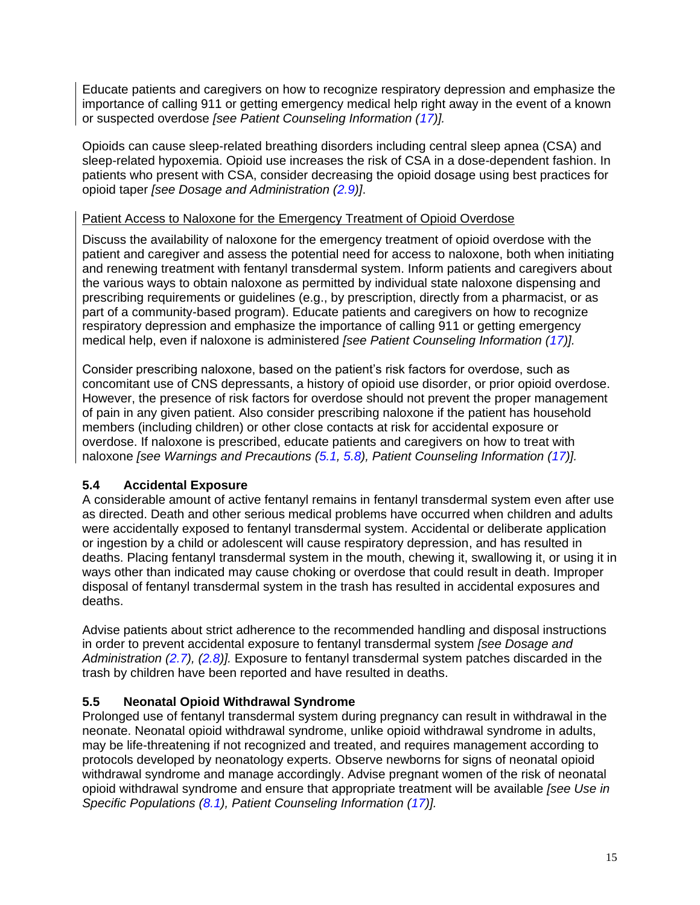Educate patients and caregivers on how to recognize respiratory depression and emphasize the importance of calling 911 or getting emergency medical help right away in the event of a known or suspected overdose *[see Patient Counseling Information (17)].*

Opioids can cause sleep-related breathing disorders including central sleep apnea (CSA) and sleep-related hypoxemia. Opioid use increases the risk of CSA in a dose-dependent fashion. In patients who present with CSA, consider decreasing the opioid dosage using best practices for opioid taper *[see Dosage and Administration (2.9)]*.

<u>Patient Access to Naloxone for the Emergency Treatment of Opioid Overdose</u>

Discuss the availability of naloxone for the emergency treatment of opioid overdose with the patient and caregiver and assess the potential need for access to naloxone, both when initiating and renewing treatment with fentanyl transdermal system. Inform patients and caregivers about the various ways to obtain naloxone as permitted by individual state naloxone dispensing and prescribing requirements or guidelines (e.g., by prescription, directly from a pharmacist, or as part of a community-based program). Educate patients and caregivers on how to recognize respiratory depression and emphasize the importance of calling 911 or getting emergency medical help, even if naloxone is administered *[see Patient Counseling Information (17)].*

Consider prescribing naloxone, based on the patient's risk factors for overdose, such as concomitant use of CNS depressants, a history of opioid use disorder, or prior opioid overdose. However, the presence of risk factors for overdose should not prevent the proper management of pain in any given patient. Also consider prescribing naloxone if the patient has household members (including children) or other close contacts at risk for accidental exposure or overdose. If naloxone is prescribed, educate patients and caregivers on how to treat with naloxone *[see Warnings and Precautions (5.1, 5.8), Patient Counseling Information (17)].*

### 5.4 Accidental Exposure

A considerable amount of active fentanyl remains in fentanyl transdermal system even after use as directed. Death and other serious medical problems have occurred when children and adults were accidentally exposed to fentanyl transdermal system. Accidental or deliberate application or ingestion by a child or adolescent will cause respiratory depression, and has resulted in deaths. Placing fentanyl transdermal system in the mouth, chewing it, swallowing it, or using it in ways other than indicated may cause choking or overdose that could result in death. Improper disposal of fentanyl transdermal system in the trash has resulted in accidental exposures and deaths.

Advise patients about strict adherence to the recommended handling and disposal instructions in order to prevent accidental exposure to fentanyl transdermal system *[see Dosage and Administration (2.7), (2.8)].* Exposure to fentanyl transdermal system patches discarded in the trash by children have been reported and have resulted in deaths.

### 5.5 Neonatal Opioid Withdrawal Syndrome

Prolonged use of fentanyl transdermal system during pregnancy can result in withdrawal in the neonate. Neonatal opioid withdrawal syndrome, unlike opioid withdrawal syndrome in adults, may be life-threatening if not recognized and treated, and requires management according to protocols developed by neonatology experts. Observe newborns for signs of neonatal opioid withdrawal syndrome and manage accordingly. Advise pregnant women of the risk of neonatal opioid withdrawal syndrome and ensure that appropriate treatment will be available *[see Use in Specific Populations (8.1), Patient Counseling Information (17)].*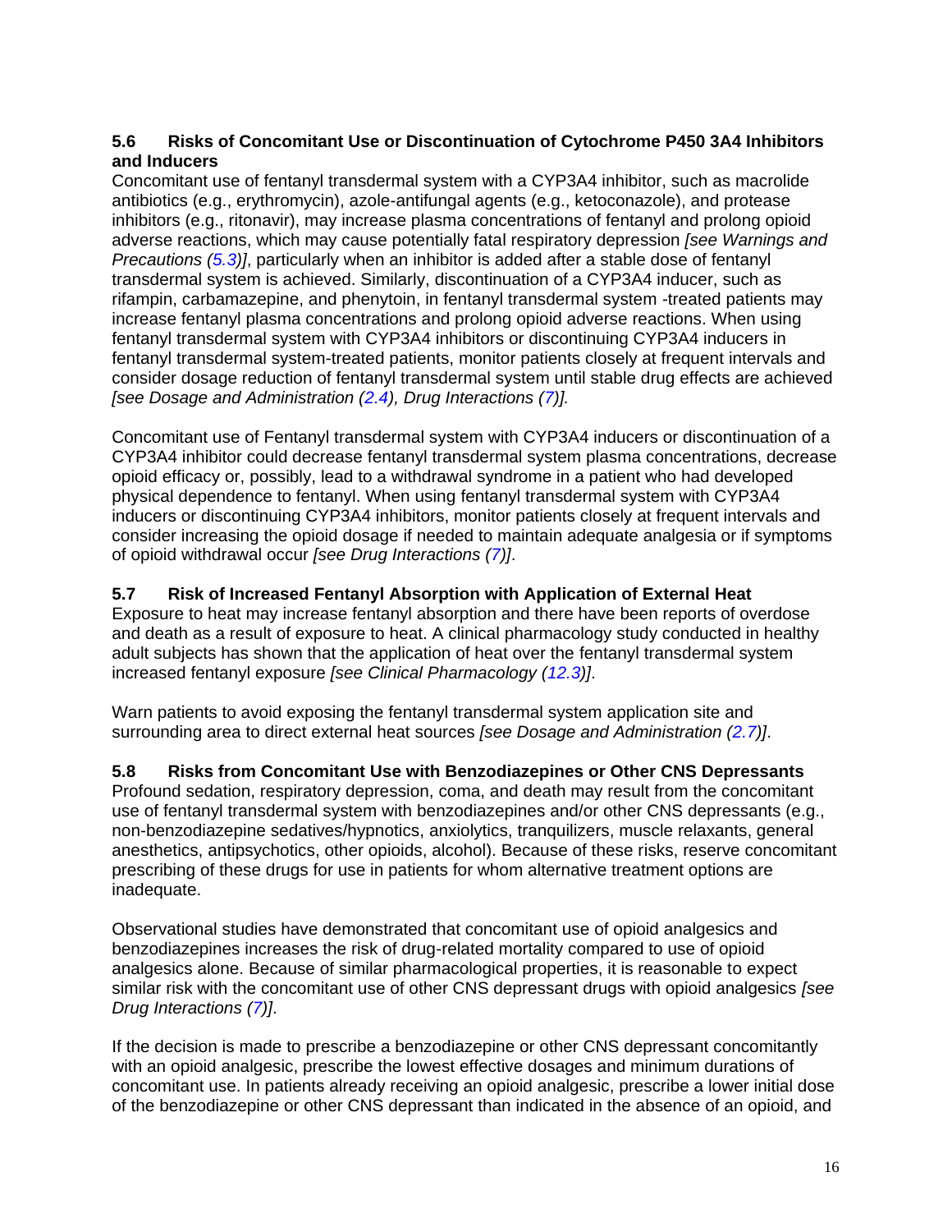### 5.6 Risks of Concomitant Use or Discontinuation of Cytochrome P450 3A4 Inhibitors and Inducers

Concomitant use of fentanyl transdermal system with a CYP3A4 inhibitor, such as macrolide antibiotics (e.g., erythromycin), azole-antifungal agents (e.g., ketoconazole), and protease inhibitors (e.g., ritonavir), may increase plasma concentrations of fentanyl and prolong opioid adverse reactions, which may cause potentially fatal respiratory depression *[see Warnings and Precautions (5.3)]*, particularly when an inhibitor is added after a stable dose of fentanyl transdermal system is achieved. Similarly, discontinuation of a CYP3A4 inducer, such as rifampin, carbamazepine, and phenytoin, in fentanyl transdermal system -treated patients may increase fentanyl plasma concentrations and prolong opioid adverse reactions. When using fentanyl transdermal system with CYP3A4 inhibitors or discontinuing CYP3A4 inducers in fentanyl transdermal system-treated patients, monitor patients closely at frequent intervals and consider dosage reduction of fentanyl transdermal system until stable drug effects are achieved *[see Dosage and Administration (2.4), Drug Interactions (7)].*

Concomitant use of Fentanyl transdermal system with CYP3A4 inducers or discontinuation of a CYP3A4 inhibitor could decrease fentanyl transdermal system plasma concentrations, decrease opioid efficacy or, possibly, lead to a withdrawal syndrome in a patient who had developed physical dependence to fentanyl. When using fentanyl transdermal system with CYP3A4 inducers or discontinuing CYP3A4 inhibitors, monitor patients closely at frequent intervals and consider increasing the opioid dosage if needed to maintain adequate analgesia or if symptoms of opioid withdrawal occur *[see Drug Interactions (7)]*.

### 5.7 Risk of Increased Fentanyl Absorption with Application of External Heat

Exposure to heat may increase fentanyl absorption and there have been reports of overdose and death as a result of exposure to heat. A clinical pharmacology study conducted in healthy adult subjects has shown that the application of heat over the fentanyl transdermal system increased fentanyl exposure *[see Clinical Pharmacology (12.3)]*.

Warn patients to avoid exposing the fentanyl transdermal system application site and surrounding area to direct external heat sources *[see Dosage and Administration (2.7)]*.

### 5.8 Risks from Concomitant Use with Benzodiazepines or Other CNS Depressants

Profound sedation, respiratory depression, coma, and death may result from the concomitant use of fentanyl transdermal system with benzodiazepines and/or other CNS depressants (e.g., non-benzodiazepine sedatives/hypnotics, anxiolytics, tranquilizers, muscle relaxants, general anesthetics, antipsychotics, other opioids, alcohol). Because of these risks, reserve concomitant prescribing of these drugs for use in patients for whom alternative treatment options are inadequate.

Observational studies have demonstrated that concomitant use of opioid analgesics and benzodiazepines increases the risk of drug-related mortality compared to use of opioid analgesics alone. Because of similar pharmacological properties, it is reasonable to expect similar risk with the concomitant use of other CNS depressant drugs with opioid analgesics *[see Drug Interactions (7)]*.

If the decision is made to prescribe a benzodiazepine or other CNS depressant concomitantly with an opioid analgesic, prescribe the lowest effective dosages and minimum durations of concomitant use. In patients already receiving an opioid analgesic, prescribe a lower initial dose of the benzodiazepine or other CNS depressant than indicated in the absence of an opioid, and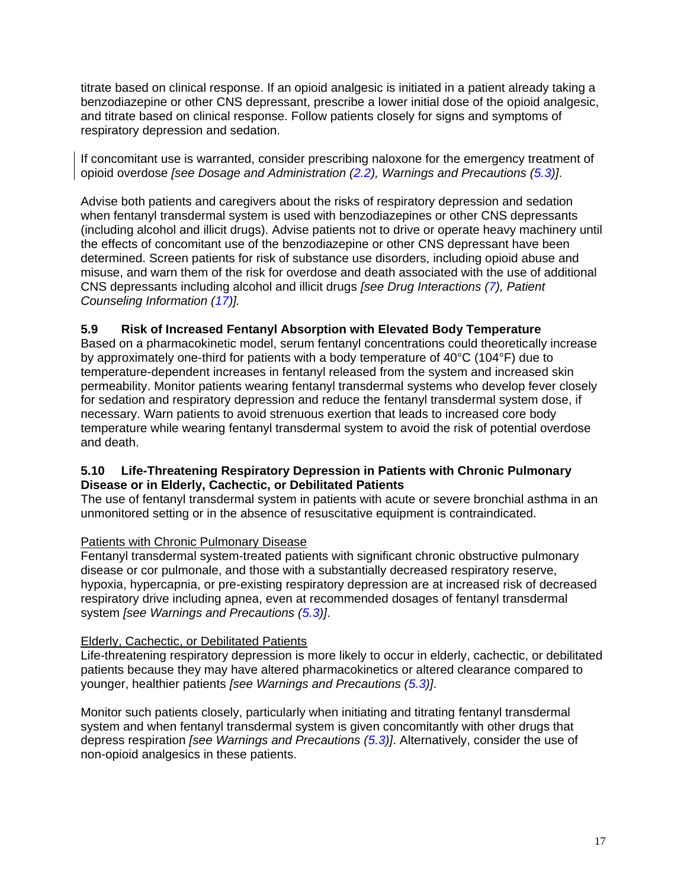titrate based on clinical response. If an opioid analgesic is initiated in a patient already taking a benzodiazepine or other CNS depressant, prescribe a lower initial dose of the opioid analgesic, and titrate based on clinical response. Follow patients closely for signs and symptoms of respiratory depression and sedation.

If concomitant use is warranted, consider prescribing naloxone for the emergency treatment of opioid overdose *[see Dosage and Administration (2.2), Warnings and Precautions (5.3)]*.

Advise both patients and caregivers about the risks of respiratory depression and sedation when fentanyl transdermal system is used with benzodiazepines or other CNS depressants (including alcohol and illicit drugs). Advise patients not to drive or operate heavy machinery until the effects of concomitant use of the benzodiazepine or other CNS depressant have been determined. Screen patients for risk of substance use disorders, including opioid abuse and misuse, and warn them of the risk for overdose and death associated with the use of additional CNS depressants including alcohol and illicit drugs *[see Drug Interactions (7), Patient Counseling Information (17)].*

### 5.9 Risk of Increased Fentanyl Absorption with Elevated Body Temperature

Based on a pharmacokinetic model, serum fentanyl concentrations could theoretically increase by approximately one-third for patients with a body temperature of 40°C (104°F) due to temperature-dependent increases in fentanyl released from the system and increased skin permeability. Monitor patients wearing fentanyl transdermal systems who develop fever closely for sedation and respiratory depression and reduce the fentanyl transdermal system dose, if necessary. Warn patients to avoid strenuous exertion that leads to increased core body temperature while wearing fentanyl transdermal system to avoid the risk of potential overdose and death.

### 5.10 Life-Threatening Respiratory Depression in Patients with Chronic Pulmonary Disease or in Elderly, Cachectic, or Debilitated Patients

The use of fentanyl transdermal system in patients with acute or severe bronchial asthma in an unmonitored setting or in the absence of resuscitative equipment is contraindicated.

Patients with Chronic Pulmonary Disease

Fentanyl transdermal system-treated patients with significant chronic obstructive pulmonary disease or cor pulmonale, and those with a substantially decreased respiratory reserve, hypoxia, hypercapnia, or pre-existing respiratory depression are at increased risk of decreased respiratory drive including apnea, even at recommended dosages of fentanyl transdermal system *[see Warnings and Precautions (5.3)]*.

Elderly, Cachectic, or Debilitated Patients

Life-threatening respiratory depression is more likely to occur in elderly, cachectic, or debilitated patients because they may have altered pharmacokinetics or altered clearance compared to younger, healthier patients *[see Warnings and Precautions (5.3)]*.

Monitor such patients closely, particularly when initiating and titrating fentanyl transdermal system and when fentanyl transdermal system is given concomitantly with other drugs that depress respiration *[see Warnings and Precautions (5.3)]*. Alternatively, consider the use of non-opioid analgesics in these patients.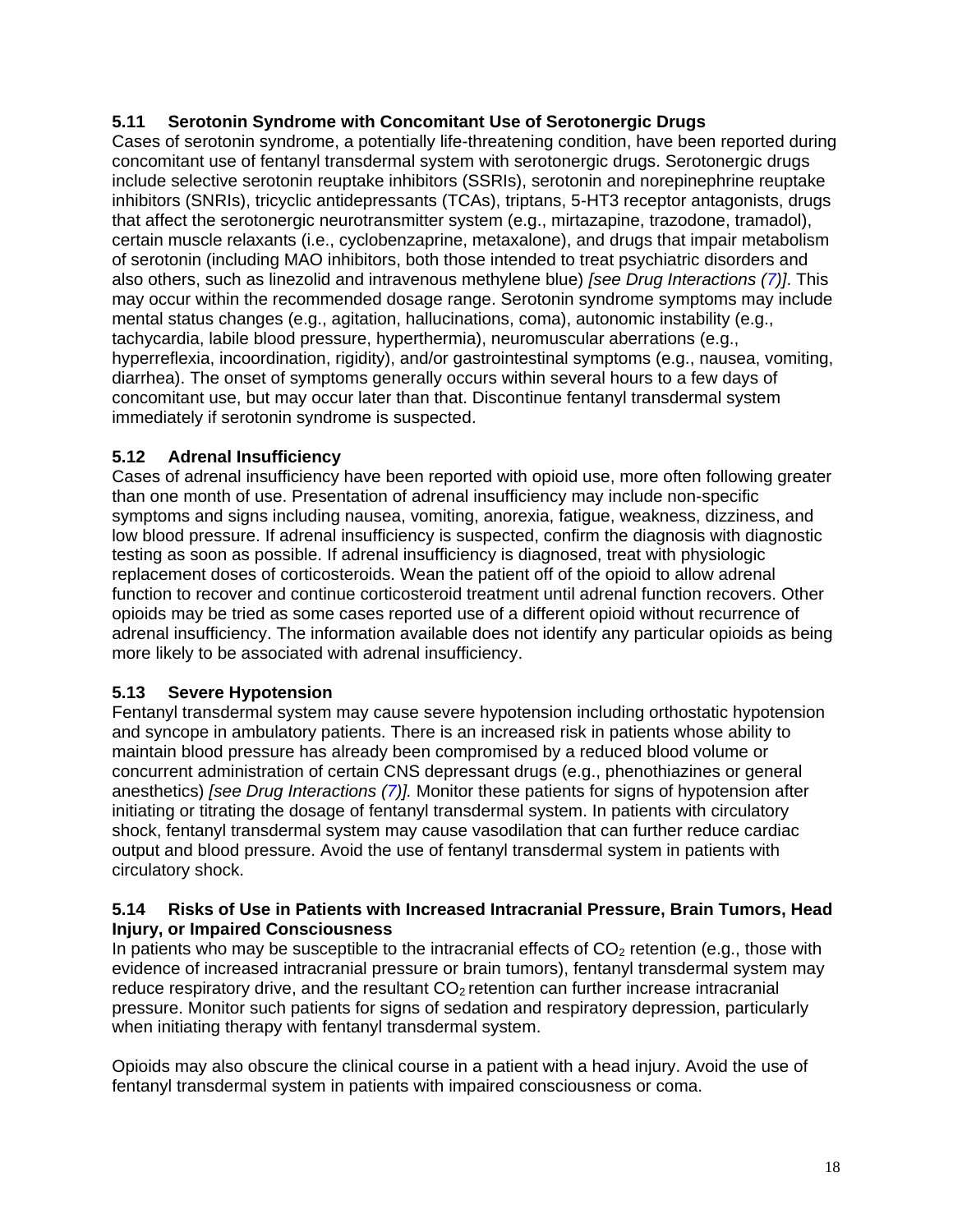### 5.11 Serotonin Syndrome with Concomitant Use of Serotonergic Drugs

Cases of serotonin syndrome, a potentially life-threatening condition, have been reported during concomitant use of fentanyl transdermal system with serotonergic drugs. Serotonergic drugs include selective serotonin reuptake inhibitors (SSRIs), serotonin and norepinephrine reuptake inhibitors (SNRIs), tricyclic antidepressants (TCAs), triptans, 5-HT3 receptor antagonists, drugs that affect the serotonergic neurotransmitter system (e.g., mirtazapine, trazodone, tramadol), certain muscle relaxants (i.e., cyclobenzaprine, metaxalone), and drugs that impair metabolism of serotonin (including MAO inhibitors, both those intended to treat psychiatric disorders and also others, such as linezolid and intravenous methylene blue) *[see Drug Interactions (7)]*. This may occur within the recommended dosage range. Serotonin syndrome symptoms may include mental status changes (e.g., agitation, hallucinations, coma), autonomic instability (e.g., tachycardia, labile blood pressure, hyperthermia), neuromuscular aberrations (e.g., hyperreflexia, incoordination, rigidity), and/or gastrointestinal symptoms (e.g., nausea, vomiting, diarrhea). The onset of symptoms generally occurs within several hours to a few days of concomitant use, but may occur later than that. Discontinue fentanyl transdermal system immediately if serotonin syndrome is suspected.

### 5.12 Adrenal Insufficiency

Cases of adrenal insufficiency have been reported with opioid use, more often following greater than one month of use. Presentation of adrenal insufficiency may include non-specific symptoms and signs including nausea, vomiting, anorexia, fatigue, weakness, dizziness, and low blood pressure. If adrenal insufficiency is suspected, confirm the diagnosis with diagnostic testing as soon as possible. If adrenal insufficiency is diagnosed, treat with physiologic replacement doses of corticosteroids. Wean the patient off of the opioid to allow adrenal function to recover and continue corticosteroid treatment until adrenal function recovers. Other opioids may be tried as some cases reported use of a different opioid without recurrence of adrenal insufficiency. The information available does not identify any particular opioids as being more likely to be associated with adrenal insufficiency.

### 5.13 Severe Hypotension

Fentanyl transdermal system may cause severe hypotension including orthostatic hypotension and syncope in ambulatory patients. There is an increased risk in patients whose ability to maintain blood pressure has already been compromised by a reduced blood volume or concurrent administration of certain CNS depressant drugs (e.g., phenothiazines or general anesthetics) *[see Drug Interactions (7)].* Monitor these patients for signs of hypotension after initiating or titrating the dosage of fentanyl transdermal system. In patients with circulatory shock, fentanyl transdermal system may cause vasodilation that can further reduce cardiac output and blood pressure. Avoid the use of fentanyl transdermal system in patients with circulatory shock.

### 5.14 Risks of Use in Patients with Increased Intracranial Pressure, Brain Tumors, Head Injury, or Impaired Consciousness

In patients who may be susceptible to the intracranial effects of $CO_2$ retention (e.g., those with evidence of increased intracranial pressure or brain tumors), fentanyl transdermal system may reduce respiratory drive, and the resultant $CO_2$ retention can further increase intracranial pressure. Monitor such patients for signs of sedation and respiratory depression, particularly when initiating therapy with fentanyl transdermal system.

Opioids may also obscure the clinical course in a patient with a head injury. Avoid the use of fentanyl transdermal system in patients with impaired consciousness or coma.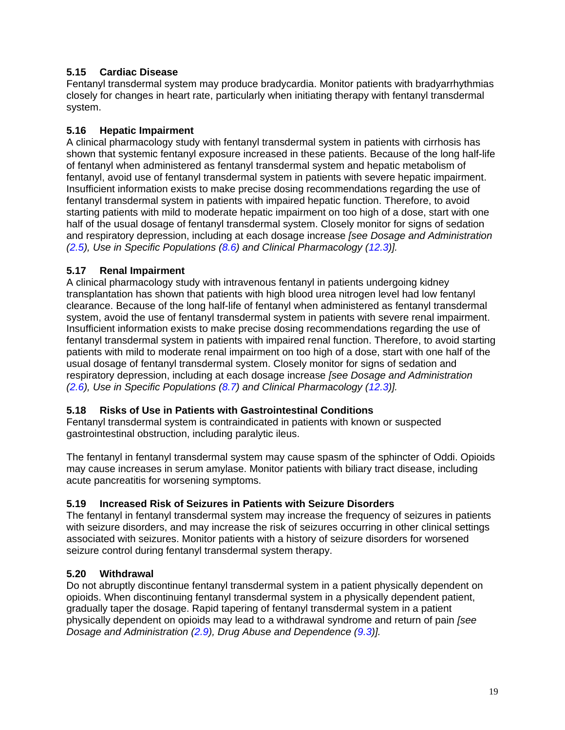### 5.15 Cardiac Disease

Fentanyl transdermal system may produce bradycardia. Monitor patients with bradyarrhythmias closely for changes in heart rate, particularly when initiating therapy with fentanyl transdermal system.

### 5.16 Hepatic Impairment

A clinical pharmacology study with fentanyl transdermal system in patients with cirrhosis has shown that systemic fentanyl exposure increased in these patients. Because of the long half-life of fentanyl when administered as fentanyl transdermal system and hepatic metabolism of fentanyl, avoid use of fentanyl transdermal system in patients with severe hepatic impairment. Insufficient information exists to make precise dosing recommendations regarding the use of fentanyl transdermal system in patients with impaired hepatic function. Therefore, to avoid starting patients with mild to moderate hepatic impairment on too high of a dose, start with one half of the usual dosage of fentanyl transdermal system. Closely monitor for signs of sedation and respiratory depression, including at each dosage increase *[see Dosage and Administration (2.5), Use in Specific Populations (8.6) and Clinical Pharmacology (12.3)].*

### 5.17 Renal Impairment

A clinical pharmacology study with intravenous fentanyl in patients undergoing kidney transplantation has shown that patients with high blood urea nitrogen level had low fentanyl clearance. Because of the long half-life of fentanyl when administered as fentanyl transdermal system, avoid the use of fentanyl transdermal system in patients with severe renal impairment. Insufficient information exists to make precise dosing recommendations regarding the use of fentanyl transdermal system in patients with impaired renal function. Therefore, to avoid starting patients with mild to moderate renal impairment on too high of a dose, start with one half of the usual dosage of fentanyl transdermal system. Closely monitor for signs of sedation and respiratory depression, including at each dosage increase *[see Dosage and Administration (2.6), Use in Specific Populations (8.7) and Clinical Pharmacology (12.3)].*

### 5.18 Risks of Use in Patients with Gastrointestinal Conditions

Fentanyl transdermal system is contraindicated in patients with known or suspected gastrointestinal obstruction, including paralytic ileus.

The fentanyl in fentanyl transdermal system may cause spasm of the sphincter of Oddi. Opioids may cause increases in serum amylase. Monitor patients with biliary tract disease, including acute pancreatitis for worsening symptoms.

### 5.19 Increased Risk of Seizures in Patients with Seizure Disorders

The fentanyl in fentanyl transdermal system may increase the frequency of seizures in patients with seizure disorders, and may increase the risk of seizures occurring in other clinical settings associated with seizures. Monitor patients with a history of seizure disorders for worsened seizure control during fentanyl transdermal system therapy.

### 5.20 Withdrawal

Do not abruptly discontinue fentanyl transdermal system in a patient physically dependent on opioids. When discontinuing fentanyl transdermal system in a physically dependent patient, gradually taper the dosage. Rapid tapering of fentanyl transdermal system in a patient physically dependent on opioids may lead to a withdrawal syndrome and return of pain *[see Dosage and Administration (2.9), Drug Abuse and Dependence (9.3)].*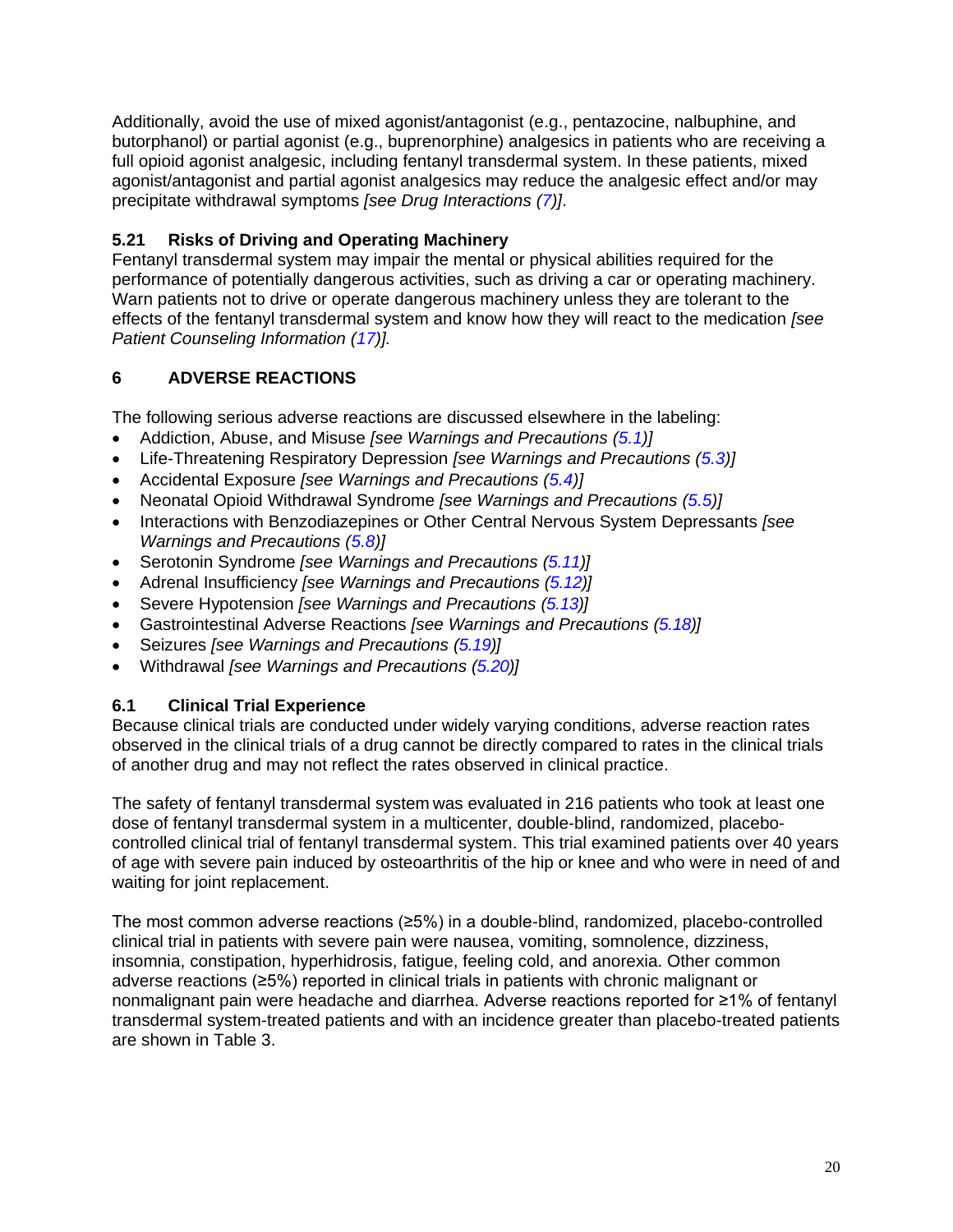Additionally, avoid the use of mixed agonist/antagonist (e.g., pentazocine, nalbuphine, and butorphanol) or partial agonist (e.g., buprenorphine) analgesics in patients who are receiving a full opioid agonist analgesic, including fentanyl transdermal system. In these patients, mixed agonist/antagonist and partial agonist analgesics may reduce the analgesic effect and/or may precipitate withdrawal symptoms *[see Drug Interactions (7)]*.

### 5.21 Risks of Driving and Operating Machinery

Fentanyl transdermal system may impair the mental or physical abilities required for the performance of potentially dangerous activities, such as driving a car or operating machinery. Warn patients not to drive or operate dangerous machinery unless they are tolerant to the effects of the fentanyl transdermal system and know how they will react to the medication *[see Patient Counseling Information (17)].*

## 6 ADVERSE REACTIONS

The following serious adverse reactions are discussed elsewhere in the labeling:

- Addiction, Abuse, and Misuse *[see Warnings and Precautions (5.1)]*
- Life-Threatening Respiratory Depression *[see Warnings and Precautions (5.3)]*
- Accidental Exposure *[see Warnings and Precautions (5.4)]*
- Neonatal Opioid Withdrawal Syndrome *[see Warnings and Precautions (5.5)]*
- Interactions with Benzodiazepines or Other Central Nervous System Depressants *[see Warnings and Precautions (5.8)]*
- Serotonin Syndrome *[see Warnings and Precautions (5.11)]*
- Adrenal Insufficiency *[see Warnings and Precautions (5.12)]*
- Severe Hypotension *[see Warnings and Precautions (5.13)]*
- Gastrointestinal Adverse Reactions *[see Warnings and Precautions (5.18)]*
- Seizures *[see Warnings and Precautions (5.19)]*
- Withdrawal *[see Warnings and Precautions (5.20)]*

### 6.1 Clinical Trial Experience

Because clinical trials are conducted under widely varying conditions, adverse reaction rates observed in the clinical trials of a drug cannot be directly compared to rates in the clinical trials of another drug and may not reflect the rates observed in clinical practice.

The safety of fentanyl transdermal system was evaluated in 216 patients who took at least one dose of fentanyl transdermal system in a multicenter, double-blind, randomized, placebo-controlled clinical trial of fentanyl transdermal system. This trial examined patients over 40 years of age with severe pain induced by osteoarthritis of the hip or knee and who were in need of and waiting for joint replacement.

The most common adverse reactions (≥5%) in a double-blind, randomized, placebo-controlled clinical trial in patients with severe pain were nausea, vomiting, somnolence, dizziness, insomnia, constipation, hyperhidrosis, fatigue, feeling cold, and anorexia. Other common adverse reactions (≥5%) reported in clinical trials in patients with chronic malignant or nonmalignant pain were headache and diarrhea. Adverse reactions reported for ≥1% of fentanyl transdermal system-treated patients and with an incidence greater than placebo-treated patients are shown in Table 3.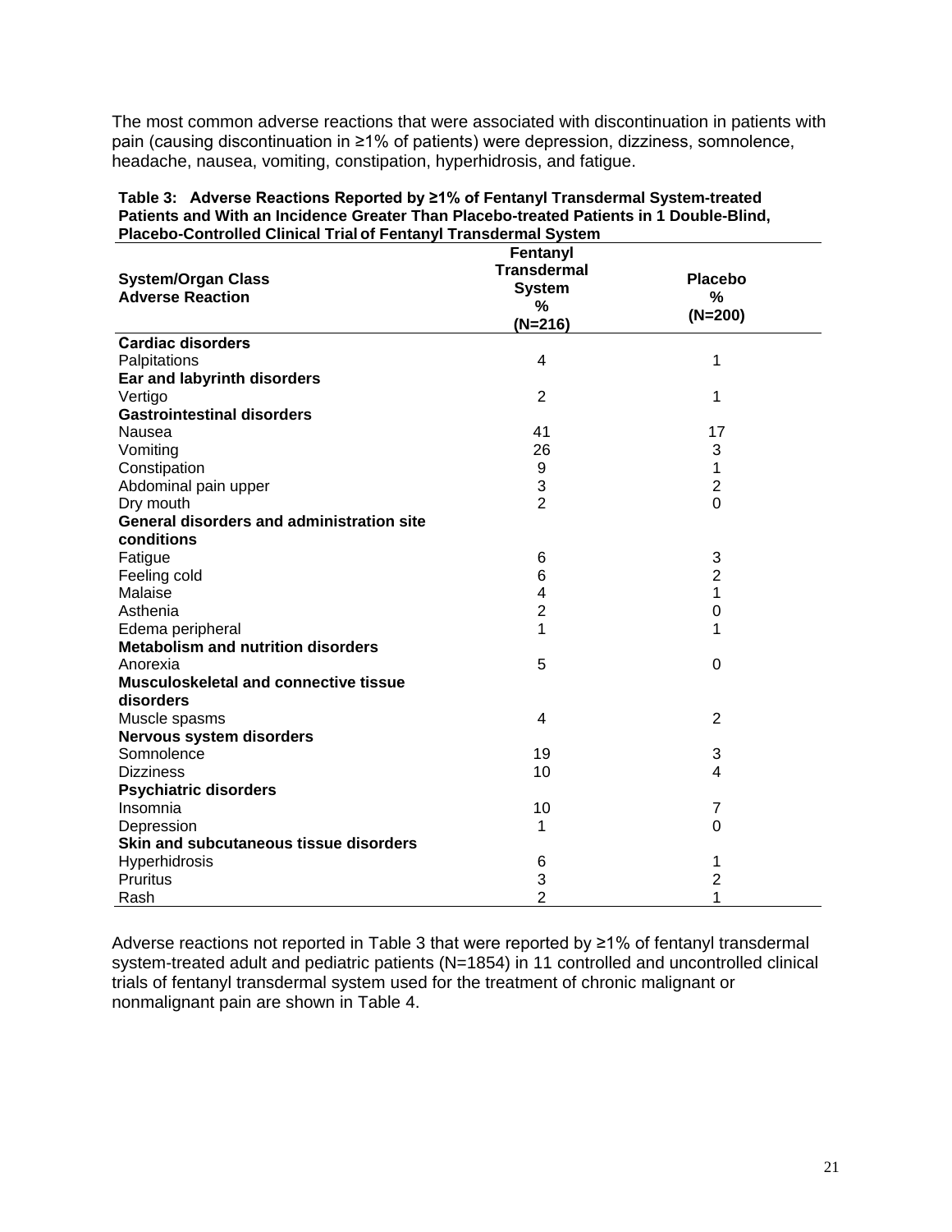The most common adverse reactions that were associated with discontinuation in patients with pain (causing discontinuation in ≥1% of patients) were depression, dizziness, somnolence, headache, nausea, vomiting, constipation, hyperhidrosis, and fatigue.

**Table 3: Adverse Reactions Reported by ≥1% of Fentanyl Transdermal System-treated Patients and With an Incidence Greater Than Placebo-treated Patients in 1 Double-Blind, Placebo-Controlled Clinical Trial of Fentanyl Transdermal System**

| System/Organ Class Adverse Reaction | Fentanyl Transdermal System % (N=216) | Placebo % (N=200) |
|---|---|---|
| **Cardiac disorders** | | |
| Palpitations | 4 | 1 |
| **Ear and labyrinth disorders** | | |
| Vertigo | 2 | 1 |
| **Gastrointestinal disorders** | | |
| Nausea | 41 | 17 |
| Vomiting | 26 | 3 |
| Constipation | 9 | 1 |
| Abdominal pain upper | 3 | 2 |
| Dry mouth | 2 | 0 |
| **General disorders and administration site conditions** | | |
| Fatigue | 6 | 3 |
| Feeling cold | 6 | 2 |
| Malaise | 4 | 1 |
| Asthenia | 2 | 0 |
| Edema peripheral | 1 | 1 |
| **Metabolism and nutrition disorders** | | |
| Anorexia | 5 | 0 |
| **Musculoskeletal and connective tissue disorders** | | |
| Muscle spasms | 4 | 2 |
| **Nervous system disorders** | | |
| Somnolence | 19 | 3 |
| Dizziness | 10 | 4 |
| **Psychiatric disorders** | | |
| Insomnia | 10 | 7 |
| Depression | 1 | 0 |
| **Skin and subcutaneous tissue disorders** | | |
| Hyperhidrosis | 6 | 1 |
| Pruritus | 3 | 2 |
| Rash | 2 | 1 |

Adverse reactions not reported in Table 3 that were reported by ≥1% of fentanyl transdermal system-treated adult and pediatric patients (N=1854) in 11 controlled and uncontrolled clinical trials of fentanyl transdermal system used for the treatment of chronic malignant or nonmalignant pain are shown in Table 4.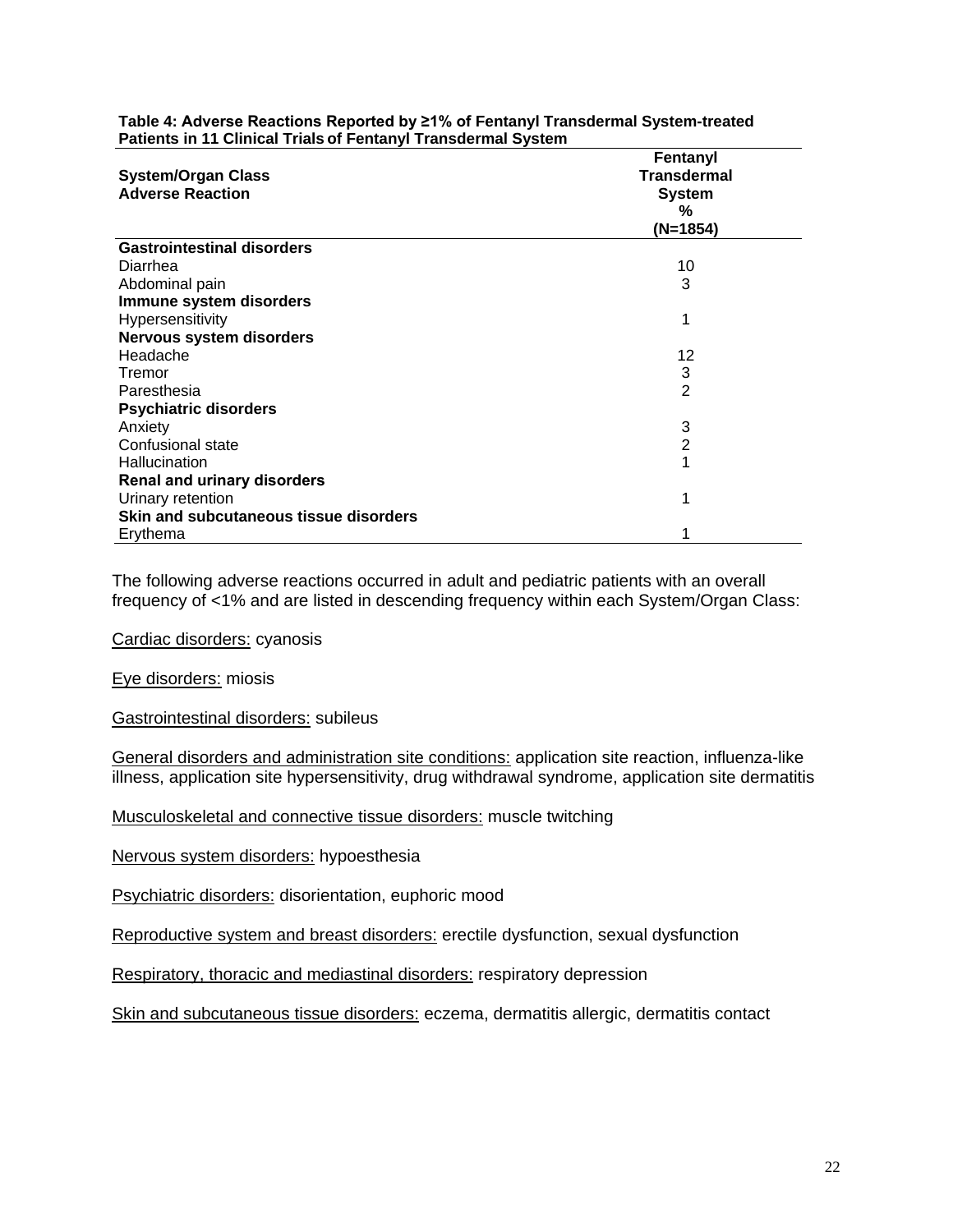**Table 4: Adverse Reactions Reported by ≥1% of Fentanyl Transdermal System-treated Patients in 11 Clinical Trials of Fentanyl Transdermal System**

| System/Organ Class<br>Adverse Reaction | Fentanyl Transdermal System<br>%<br>(N=1854) |
|---|---|
| **Gastrointestinal disorders** | |
| Diarrhea | 10 |
| Abdominal pain | 3 |
| **Immune system disorders** | |
| Hypersensitivity | 1 |
| **Nervous system disorders** | |
| Headache | 12 |
| Tremor | 3 |
| Paresthesia | 2 |
| **Psychiatric disorders** | |
| Anxiety | 3 |
| Confusional state | 2 |
| Hallucination | 1 |
| **Renal and urinary disorders** | |
| Urinary retention | 1 |
| **Skin and subcutaneous tissue disorders** | |
| Erythema | 1 |

The following adverse reactions occurred in adult and pediatric patients with an overall frequency of <1% and are listed in descending frequency within each System/Organ Class:

Cardiac disorders: cyanosis

Eye disorders: miosis

Gastrointestinal disorders: subileus

General disorders and administration site conditions: application site reaction, influenza-like illness, application site hypersensitivity, drug withdrawal syndrome, application site dermatitis

Musculoskeletal and connective tissue disorders: muscle twitching

Nervous system disorders: hypoesthesia

Psychiatric disorders: disorientation, euphoric mood

Reproductive system and breast disorders: erectile dysfunction, sexual dysfunction

Respiratory, thoracic and mediastinal disorders: respiratory depression

Skin and subcutaneous tissue disorders: eczema, dermatitis allergic, dermatitis contact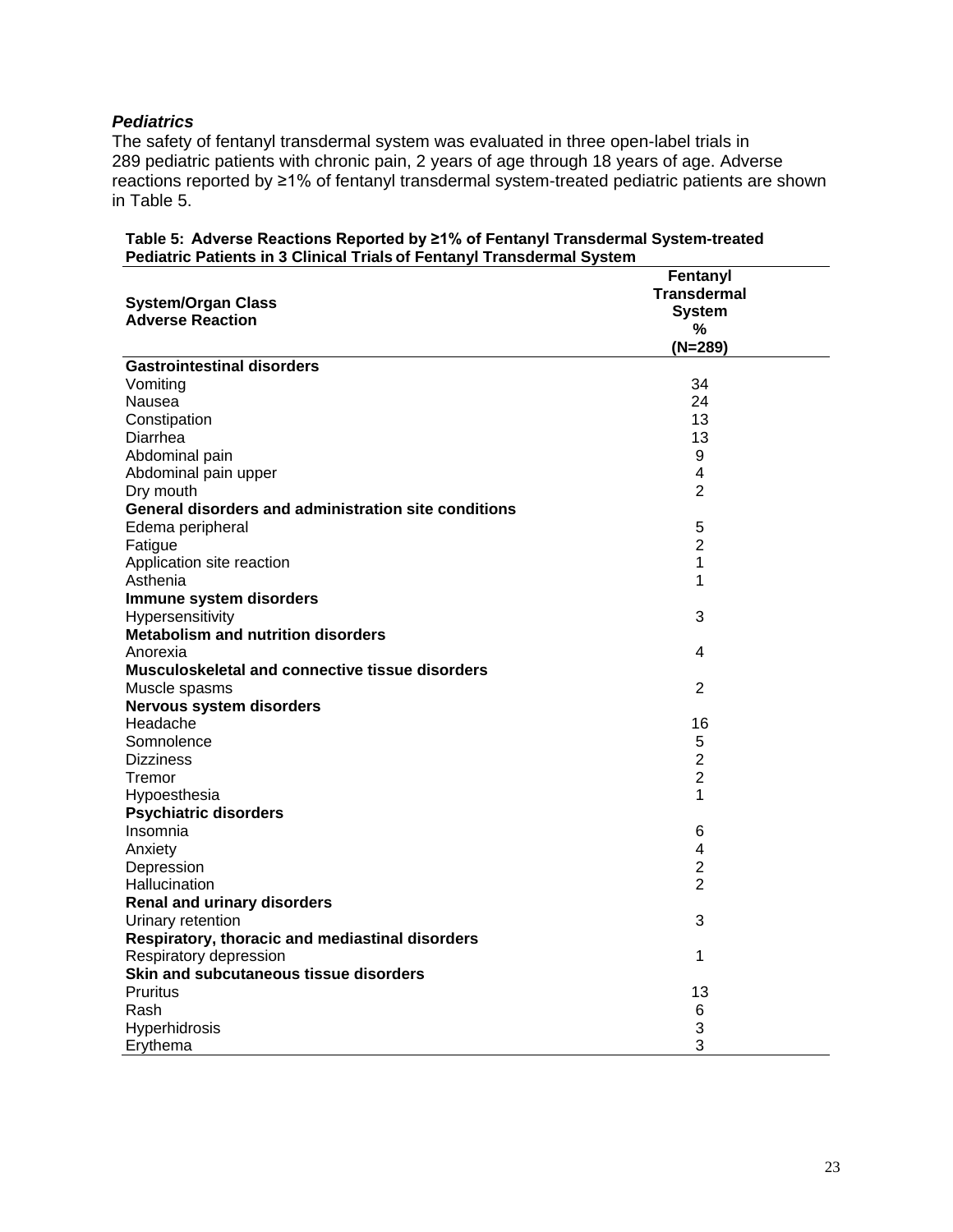***Pediatrics***

The safety of fentanyl transdermal system was evaluated in three open-label trials in 289 pediatric patients with chronic pain, 2 years of age through 18 years of age. Adverse reactions reported by ≥1% of fentanyl transdermal system-treated pediatric patients are shown in Table 5.

**Table 5: Adverse Reactions Reported by ≥1% of Fentanyl Transdermal System-treated Pediatric Patients in 3 Clinical Trials of Fentanyl Transdermal System**

| System/Organ Class<br>Adverse Reaction | Fentanyl Transdermal System<br>%<br>(N=289) |
|---|---|
| **Gastrointestinal disorders** | |
| Vomiting | 34 |
| Nausea | 24 |
| Constipation | 13 |
| Diarrhea | 13 |
| Abdominal pain | 9 |
| Abdominal pain upper | 4 |
| Dry mouth | 2 |
| **General disorders and administration site conditions** | |
| Edema peripheral | 5 |
| Fatigue | 2 |
| Application site reaction | 1 |
| Asthenia | 1 |
| **Immune system disorders** | |
| Hypersensitivity | 3 |
| **Metabolism and nutrition disorders** | |
| Anorexia | 4 |
| **Musculoskeletal and connective tissue disorders** | |
| Muscle spasms | 2 |
| **Nervous system disorders** | |
| Headache | 16 |
| Somnolence | 5 |
| Dizziness | 2 |
| Tremor | 2 |
| Hypoesthesia | 1 |
| **Psychiatric disorders** | |
| Insomnia | 6 |
| Anxiety | 4 |
| Depression | 2 |
| Hallucination | 2 |
| **Renal and urinary disorders** | |
| Urinary retention | 3 |
| **Respiratory, thoracic and mediastinal disorders** | |
| Respiratory depression | 1 |
| **Skin and subcutaneous tissue disorders** | |
| Pruritus | 13 |
| Rash | 6 |
| Hyperhidrosis | 3 |
| Erythema | 3 |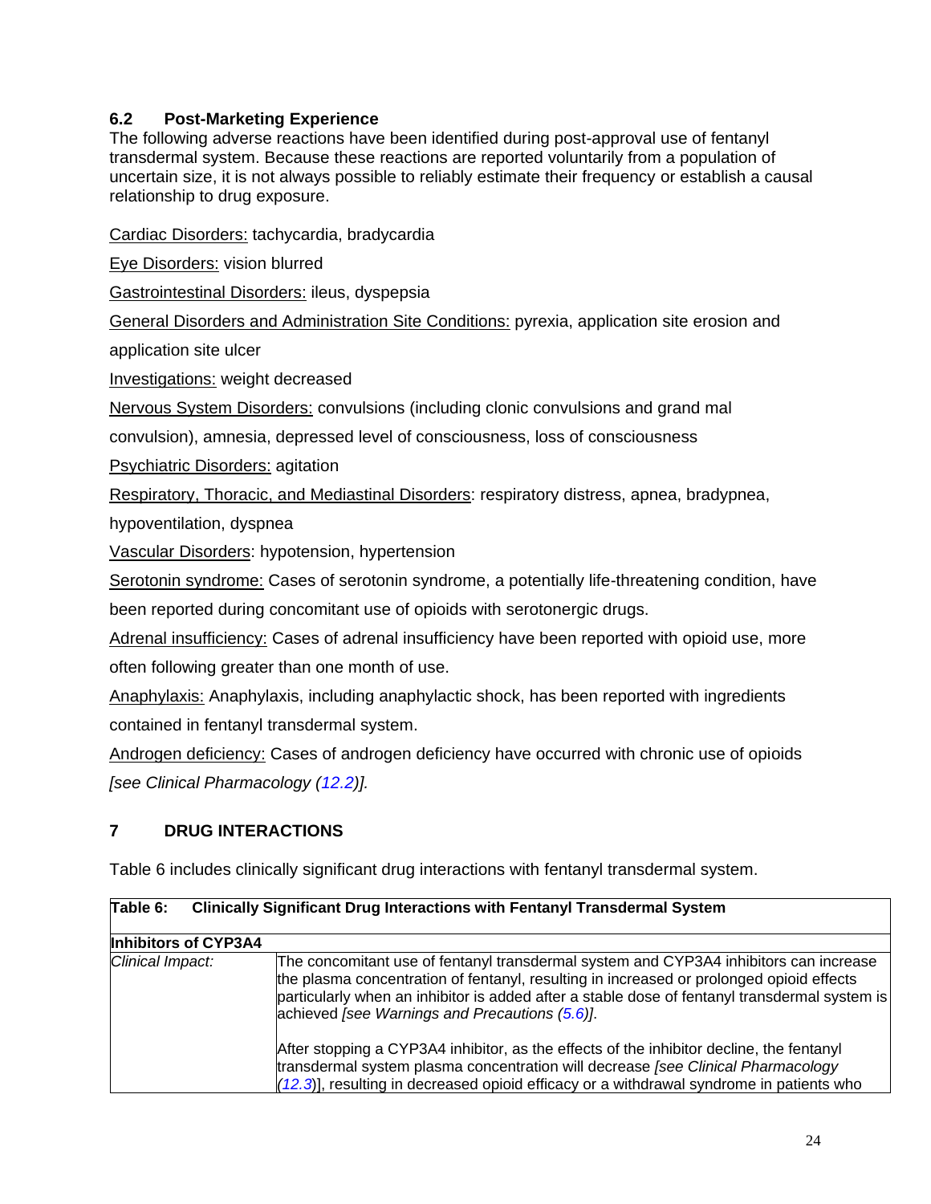### 6.2 Post-Marketing Experience

The following adverse reactions have been identified during post-approval use of fentanyl transdermal system. Because these reactions are reported voluntarily from a population of uncertain size, it is not always possible to reliably estimate their frequency or establish a causal relationship to drug exposure.

Cardiac Disorders: tachycardia, bradycardia

Eye Disorders: vision blurred

Gastrointestinal Disorders: ileus, dyspepsia

General Disorders and Administration Site Conditions: pyrexia, application site erosion and application site ulcer

Investigations: weight decreased

Nervous System Disorders: convulsions (including clonic convulsions and grand mal convulsion), amnesia, depressed level of consciousness, loss of consciousness

Psychiatric Disorders: agitation

Respiratory, Thoracic, and Mediastinal Disorders: respiratory distress, apnea, bradypnea, hypoventilation, dyspnea

Vascular Disorders: hypotension, hypertension

Serotonin syndrome: Cases of serotonin syndrome, a potentially life-threatening condition, have been reported during concomitant use of opioids with serotonergic drugs.

Adrenal insufficiency: Cases of adrenal insufficiency have been reported with opioid use, more often following greater than one month of use.

Anaphylaxis: Anaphylaxis, including anaphylactic shock, has been reported with ingredients contained in fentanyl transdermal system.

Androgen deficiency: Cases of androgen deficiency have occurred with chronic use of opioids *[see Clinical Pharmacology (12.2)].*

## 7 DRUG INTERACTIONS

Table 6 includes clinically significant drug interactions with fentanyl transdermal system.

| **Table 6: Clinically Significant Drug Interactions with Fentanyl Transdermal System** | |
|---|---|
| **Inhibitors of CYP3A4** | |
| *Clinical Impact:* | The concomitant use of fentanyl transdermal system and CYP3A4 inhibitors can increase the plasma concentration of fentanyl, resulting in increased or prolonged opioid effects particularly when an inhibitor is added after a stable dose of fentanyl transdermal system is achieved *[see Warnings and Precautions (5.6)]*.<br><br>After stopping a CYP3A4 inhibitor, as the effects of the inhibitor decline, the fentanyl transdermal system plasma concentration will decrease *[see Clinical Pharmacology (12.3)*], resulting in decreased opioid efficacy or a withdrawal syndrome in patients who |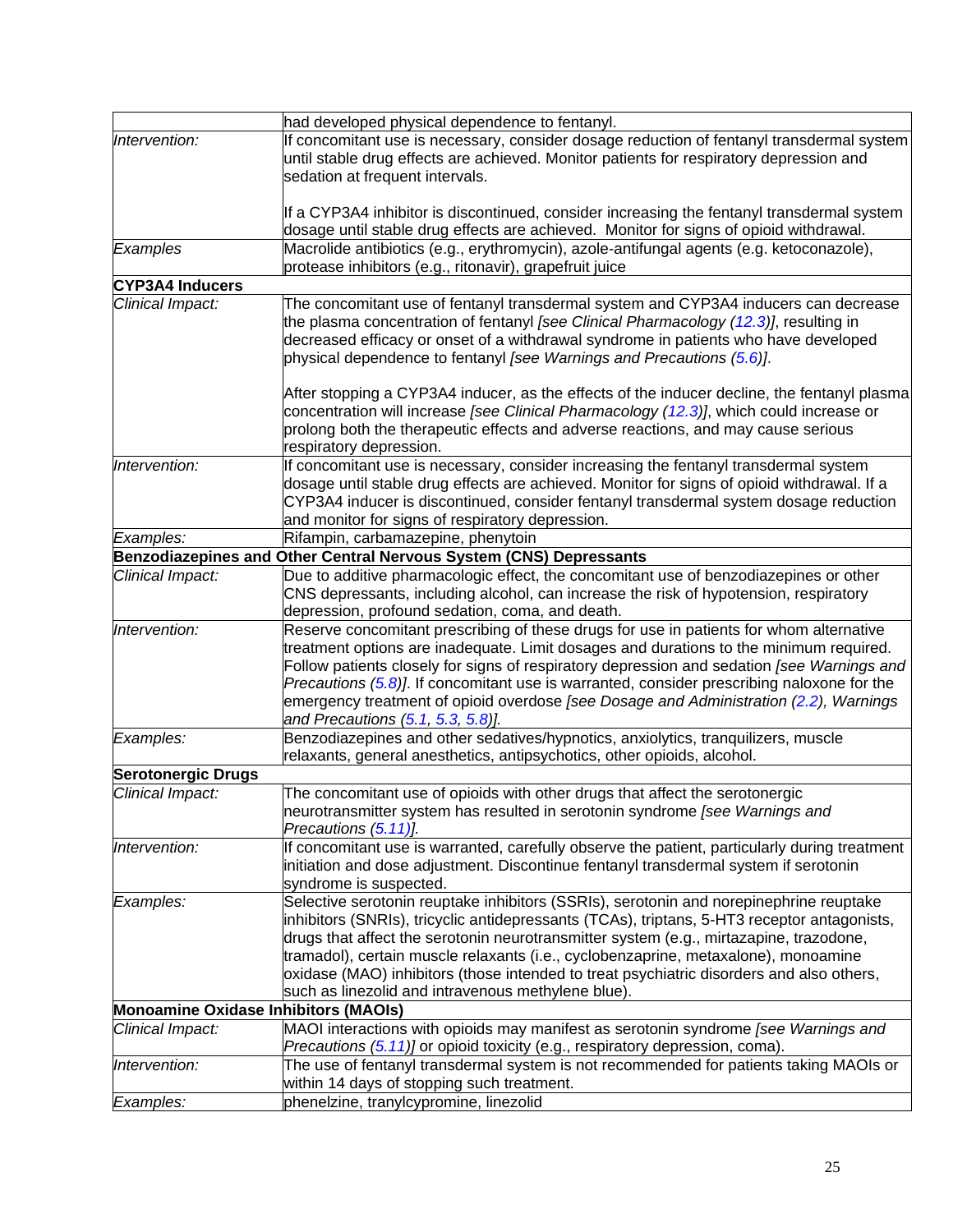| | |
|---|---|
| | had developed physical dependence to fentanyl. |
| *Intervention:* | If concomitant use is necessary, consider dosage reduction of fentanyl transdermal system until stable drug effects are achieved. Monitor patients for respiratory depression and sedation at frequent intervals.<br><br>If a CYP3A4 inhibitor is discontinued, consider increasing the fentanyl transdermal system dosage until stable drug effects are achieved. Monitor for signs of opioid withdrawal. |
| *Examples* | Macrolide antibiotics (e.g., erythromycin), azole-antifungal agents (e.g. ketoconazole), protease inhibitors (e.g., ritonavir), grapefruit juice |
| **CYP3A4 Inducers** | |
| *Clinical Impact:* | The concomitant use of fentanyl transdermal system and CYP3A4 inducers can decrease the plasma concentration of fentanyl *[see Clinical Pharmacology (12.3)]*, resulting in decreased efficacy or onset of a withdrawal syndrome in patients who have developed physical dependence to fentanyl *[see Warnings and Precautions (5.6)]*.<br><br>After stopping a CYP3A4 inducer, as the effects of the inducer decline, the fentanyl plasma concentration will increase *[see Clinical Pharmacology (12.3)]*, which could increase or prolong both the therapeutic effects and adverse reactions, and may cause serious respiratory depression. |
| *Intervention:* | If concomitant use is necessary, consider increasing the fentanyl transdermal system dosage until stable drug effects are achieved. Monitor for signs of opioid withdrawal. If a CYP3A4 inducer is discontinued, consider fentanyl transdermal system dosage reduction and monitor for signs of respiratory depression. |
| *Examples:* | Rifampin, carbamazepine, phenytoin |
| **Benzodiazepines and Other Central Nervous System (CNS) Depressants** | |
| *Clinical Impact:* | Due to additive pharmacologic effect, the concomitant use of benzodiazepines or other CNS depressants, including alcohol, can increase the risk of hypotension, respiratory depression, profound sedation, coma, and death. |
| *Intervention:* | Reserve concomitant prescribing of these drugs for use in patients for whom alternative treatment options are inadequate. Limit dosages and durations to the minimum required. Follow patients closely for signs of respiratory depression and sedation *[see Warnings and Precautions (5.8)]*. If concomitant use is warranted, consider prescribing naloxone for the emergency treatment of opioid overdose *[see Dosage and Administration (2.2), Warnings and Precautions (5.1, 5.3, 5.8)]*. |
| *Examples:* | Benzodiazepines and other sedatives/hypnotics, anxiolytics, tranquilizers, muscle relaxants, general anesthetics, antipsychotics, other opioids, alcohol. |
| **Serotonergic Drugs** | |
| *Clinical Impact:* | The concomitant use of opioids with other drugs that affect the serotonergic neurotransmitter system has resulted in serotonin syndrome *[see Warnings and Precautions (5.11)]*. |
| *Intervention:* | If concomitant use is warranted, carefully observe the patient, particularly during treatment initiation and dose adjustment. Discontinue fentanyl transdermal system if serotonin syndrome is suspected. |
| *Examples:* | Selective serotonin reuptake inhibitors (SSRIs), serotonin and norepinephrine reuptake inhibitors (SNRIs), tricyclic antidepressants (TCAs), triptans, 5-HT3 receptor antagonists, drugs that affect the serotonin neurotransmitter system (e.g., mirtazapine, trazodone, tramadol), certain muscle relaxants (i.e., cyclobenzaprine, metaxalone), monoamine oxidase (MAO) inhibitors (those intended to treat psychiatric disorders and also others, such as linezolid and intravenous methylene blue). |
| **Monoamine Oxidase Inhibitors (MAOIs)** | |
| *Clinical Impact:* | MAOI interactions with opioids may manifest as serotonin syndrome *[see Warnings and Precautions (5.11)]* or opioid toxicity (e.g., respiratory depression, coma). |
| *Intervention:* | The use of fentanyl transdermal system is not recommended for patients taking MAOIs or within 14 days of stopping such treatment. |
| *Examples:* | phenelzine, tranylcypromine, linezolid |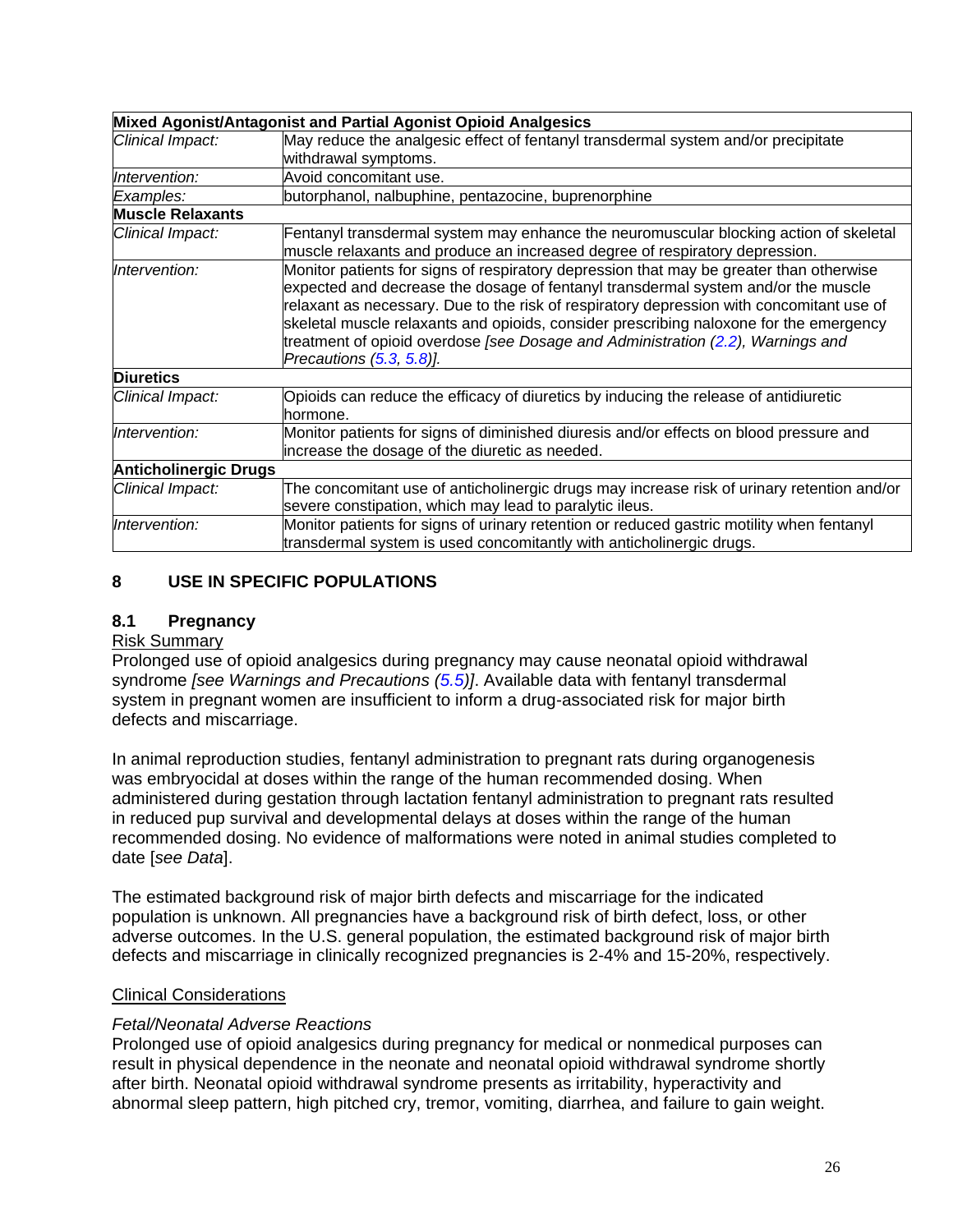| Mixed Agonist/Antagonist and Partial Agonist Opioid Analgesics | |
|---|---|
| *Clinical Impact:* | May reduce the analgesic effect of fentanyl transdermal system and/or precipitate withdrawal symptoms. |
| *Intervention:* | Avoid concomitant use. |
| *Examples:* | butorphanol, nalbuphine, pentazocine, buprenorphine |
| **Muscle Relaxants** | |
| *Clinical Impact:* | Fentanyl transdermal system may enhance the neuromuscular blocking action of skeletal muscle relaxants and produce an increased degree of respiratory depression. |
| *Intervention:* | Monitor patients for signs of respiratory depression that may be greater than otherwise expected and decrease the dosage of fentanyl transdermal system and/or the muscle relaxant as necessary. Due to the risk of respiratory depression with concomitant use of skeletal muscle relaxants and opioids, consider prescribing naloxone for the emergency treatment of opioid overdose *[see Dosage and Administration (2.2), Warnings and Precautions (5.3, 5.8)].* |
| **Diuretics** | |
| *Clinical Impact:* | Opioids can reduce the efficacy of diuretics by inducing the release of antidiuretic hormone. |
| *Intervention:* | Monitor patients for signs of diminished diuresis and/or effects on blood pressure and increase the dosage of the diuretic as needed. |
| **Anticholinergic Drugs** | |
| *Clinical Impact:* | The concomitant use of anticholinergic drugs may increase risk of urinary retention and/or severe constipation, which may lead to paralytic ileus. |
| *Intervention:* | Monitor patients for signs of urinary retention or reduced gastric motility when fentanyl transdermal system is used concomitantly with anticholinergic drugs. |

## 8 USE IN SPECIFIC POPULATIONS

### 8.1 Pregnancy

Risk Summary

Prolonged use of opioid analgesics during pregnancy may cause neonatal opioid withdrawal syndrome *[see Warnings and Precautions (5.5)]*. Available data with fentanyl transdermal system in pregnant women are insufficient to inform a drug-associated risk for major birth defects and miscarriage.

In animal reproduction studies, fentanyl administration to pregnant rats during organogenesis was embryocidal at doses within the range of the human recommended dosing. When administered during gestation through lactation fentanyl administration to pregnant rats resulted in reduced pup survival and developmental delays at doses within the range of the human recommended dosing. No evidence of malformations were noted in animal studies completed to date [*see Data*].

The estimated background risk of major birth defects and miscarriage for the indicated population is unknown. All pregnancies have a background risk of birth defect, loss, or other adverse outcomes. In the U.S. general population, the estimated background risk of major birth defects and miscarriage in clinically recognized pregnancies is 2-4% and 15-20%, respectively.

Clinical Considerations

*Fetal/Neonatal Adverse Reactions*

Prolonged use of opioid analgesics during pregnancy for medical or nonmedical purposes can result in physical dependence in the neonate and neonatal opioid withdrawal syndrome shortly after birth. Neonatal opioid withdrawal syndrome presents as irritability, hyperactivity and abnormal sleep pattern, high pitched cry, tremor, vomiting, diarrhea, and failure to gain weight.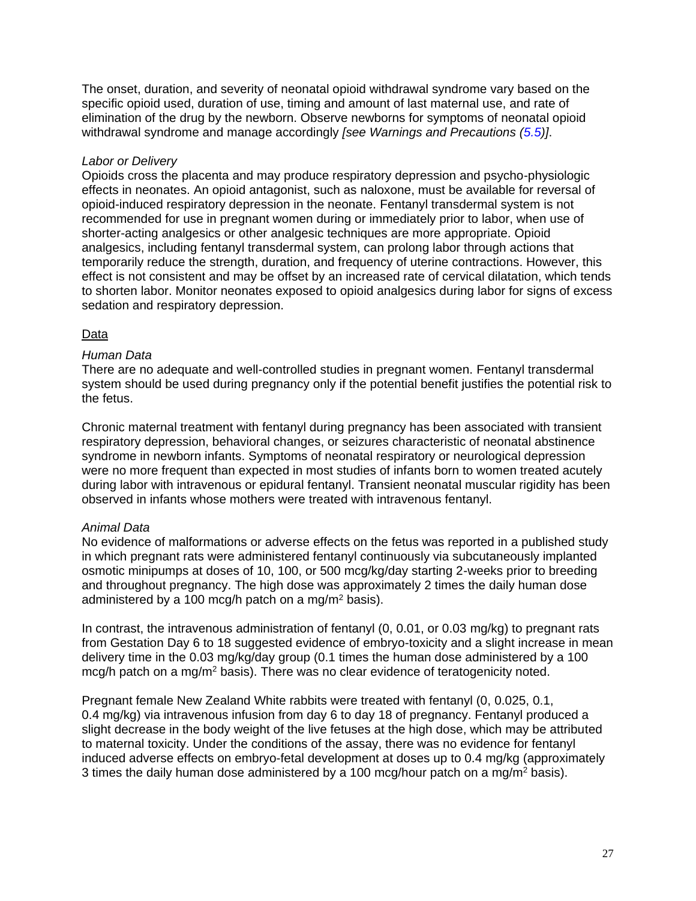The onset, duration, and severity of neonatal opioid withdrawal syndrome vary based on the specific opioid used, duration of use, timing and amount of last maternal use, and rate of elimination of the drug by the newborn. Observe newborns for symptoms of neonatal opioid withdrawal syndrome and manage accordingly *[see Warnings and Precautions (5.5)]*.

*Labor or Delivery*

Opioids cross the placenta and may produce respiratory depression and psycho-physiologic effects in neonates. An opioid antagonist, such as naloxone, must be available for reversal of opioid-induced respiratory depression in the neonate. Fentanyl transdermal system is not recommended for use in pregnant women during or immediately prior to labor, when use of shorter-acting analgesics or other analgesic techniques are more appropriate. Opioid analgesics, including fentanyl transdermal system, can prolong labor through actions that temporarily reduce the strength, duration, and frequency of uterine contractions. However, this effect is not consistent and may be offset by an increased rate of cervical dilatation, which tends to shorten labor. Monitor neonates exposed to opioid analgesics during labor for signs of excess sedation and respiratory depression.

Data

*Human Data*

There are no adequate and well-controlled studies in pregnant women. Fentanyl transdermal system should be used during pregnancy only if the potential benefit justifies the potential risk to the fetus.

Chronic maternal treatment with fentanyl during pregnancy has been associated with transient respiratory depression, behavioral changes, or seizures characteristic of neonatal abstinence syndrome in newborn infants. Symptoms of neonatal respiratory or neurological depression were no more frequent than expected in most studies of infants born to women treated acutely during labor with intravenous or epidural fentanyl. Transient neonatal muscular rigidity has been observed in infants whose mothers were treated with intravenous fentanyl.

*Animal Data*

No evidence of malformations or adverse effects on the fetus was reported in a published study in which pregnant rats were administered fentanyl continuously via subcutaneously implanted osmotic minipumps at doses of 10, 100, or 500 mcg/kg/day starting 2-weeks prior to breeding and throughout pregnancy. The high dose was approximately 2 times the daily human dose administered by a 100 mcg/h patch on a mg/m$^2$ basis).

In contrast, the intravenous administration of fentanyl (0, 0.01, or 0.03 mg/kg) to pregnant rats from Gestation Day 6 to 18 suggested evidence of embryo-toxicity and a slight increase in mean delivery time in the 0.03 mg/kg/day group (0.1 times the human dose administered by a 100 mcg/h patch on a mg/m$^2$ basis). There was no clear evidence of teratogenicity noted.

Pregnant female New Zealand White rabbits were treated with fentanyl (0, 0.025, 0.1, 0.4 mg/kg) via intravenous infusion from day 6 to day 18 of pregnancy. Fentanyl produced a slight decrease in the body weight of the live fetuses at the high dose, which may be attributed to maternal toxicity. Under the conditions of the assay, there was no evidence for fentanyl induced adverse effects on embryo-fetal development at doses up to 0.4 mg/kg (approximately 3 times the daily human dose administered by a 100 mcg/hour patch on a mg/m$^2$ basis).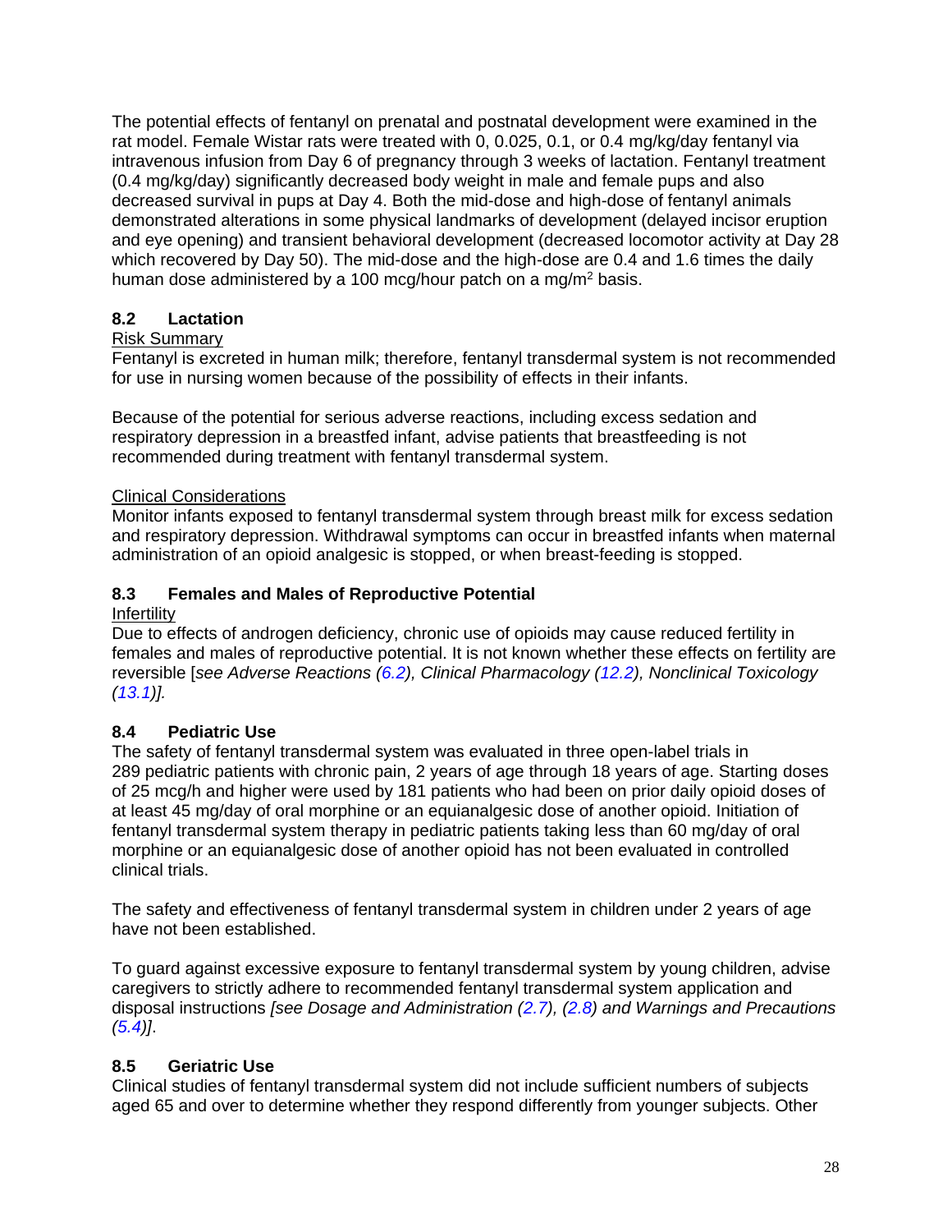The potential effects of fentanyl on prenatal and postnatal development were examined in the rat model. Female Wistar rats were treated with 0, 0.025, 0.1, or 0.4 mg/kg/day fentanyl via intravenous infusion from Day 6 of pregnancy through 3 weeks of lactation. Fentanyl treatment (0.4 mg/kg/day) significantly decreased body weight in male and female pups and also decreased survival in pups at Day 4. Both the mid-dose and high-dose of fentanyl animals demonstrated alterations in some physical landmarks of development (delayed incisor eruption and eye opening) and transient behavioral development (decreased locomotor activity at Day 28 which recovered by Day 50). The mid-dose and the high-dose are 0.4 and 1.6 times the daily human dose administered by a 100 mcg/hour patch on a mg/m$^2$ basis.

## 8.2 Lactation

Risk Summary

Fentanyl is excreted in human milk; therefore, fentanyl transdermal system is not recommended for use in nursing women because of the possibility of effects in their infants.

Because of the potential for serious adverse reactions, including excess sedation and respiratory depression in a breastfed infant, advise patients that breastfeeding is not recommended during treatment with fentanyl transdermal system.

Clinical Considerations

Monitor infants exposed to fentanyl transdermal system through breast milk for excess sedation and respiratory depression. Withdrawal symptoms can occur in breastfed infants when maternal administration of an opioid analgesic is stopped, or when breast-feeding is stopped.

## 8.3 Females and Males of Reproductive Potential

Infertility

Due to effects of androgen deficiency, chronic use of opioids may cause reduced fertility in females and males of reproductive potential. It is not known whether these effects on fertility are reversible [*see Adverse Reactions (6.2), Clinical Pharmacology (12.2), Nonclinical Toxicology (13.1)].*

## 8.4 Pediatric Use

The safety of fentanyl transdermal system was evaluated in three open-label trials in 289 pediatric patients with chronic pain, 2 years of age through 18 years of age. Starting doses of 25 mcg/h and higher were used by 181 patients who had been on prior daily opioid doses of at least 45 mg/day of oral morphine or an equianalgesic dose of another opioid. Initiation of fentanyl transdermal system therapy in pediatric patients taking less than 60 mg/day of oral morphine or an equianalgesic dose of another opioid has not been evaluated in controlled clinical trials.

The safety and effectiveness of fentanyl transdermal system in children under 2 years of age have not been established.

To guard against excessive exposure to fentanyl transdermal system by young children, advise caregivers to strictly adhere to recommended fentanyl transdermal system application and disposal instructions *[see Dosage and Administration (2.7), (2.8) and Warnings and Precautions (5.4)]*.

## 8.5 Geriatric Use

Clinical studies of fentanyl transdermal system did not include sufficient numbers of subjects aged 65 and over to determine whether they respond differently from younger subjects. Other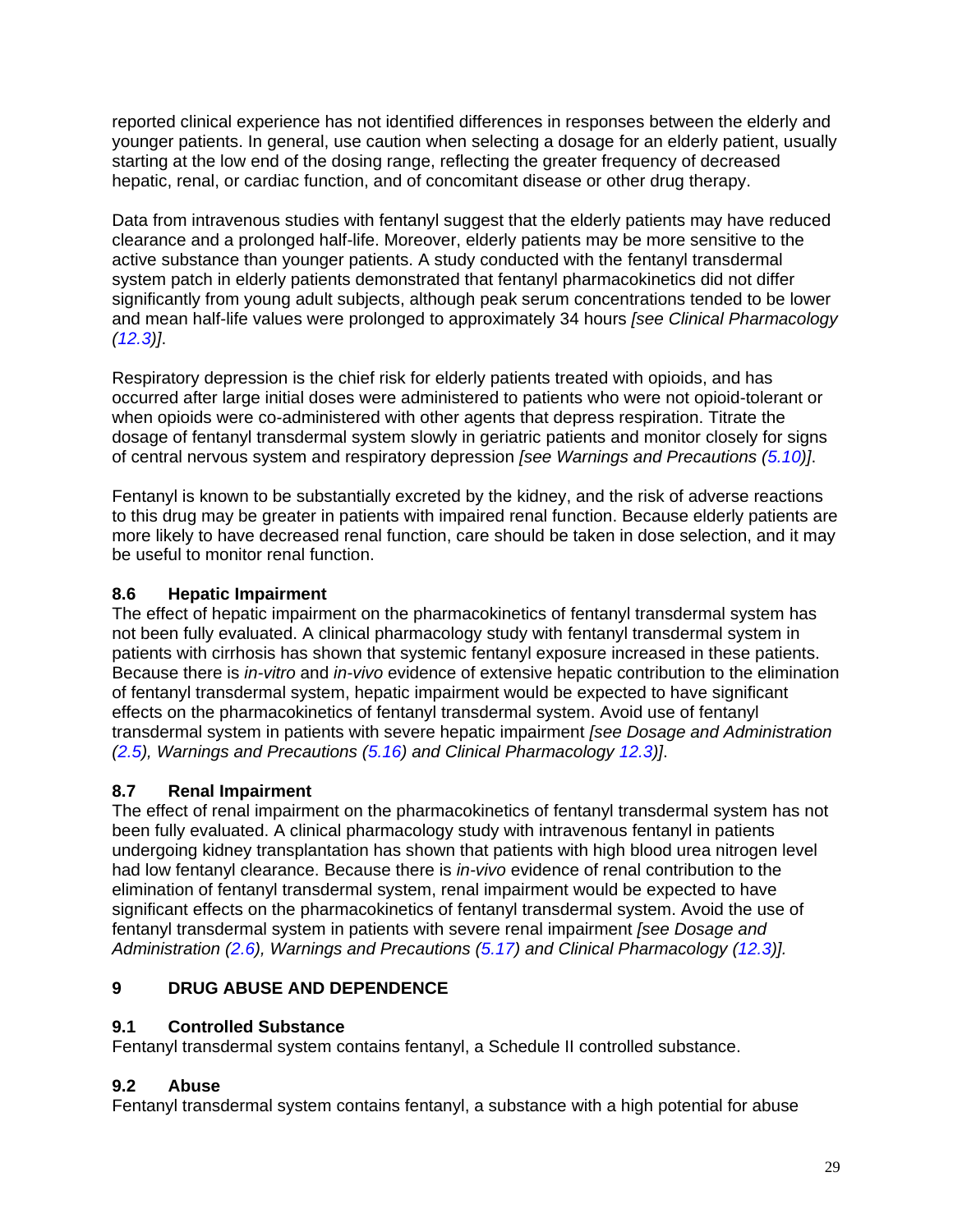reported clinical experience has not identified differences in responses between the elderly and younger patients. In general, use caution when selecting a dosage for an elderly patient, usually starting at the low end of the dosing range, reflecting the greater frequency of decreased hepatic, renal, or cardiac function, and of concomitant disease or other drug therapy.

Data from intravenous studies with fentanyl suggest that the elderly patients may have reduced clearance and a prolonged half-life. Moreover, elderly patients may be more sensitive to the active substance than younger patients. A study conducted with the fentanyl transdermal system patch in elderly patients demonstrated that fentanyl pharmacokinetics did not differ significantly from young adult subjects, although peak serum concentrations tended to be lower and mean half-life values were prolonged to approximately 34 hours *[see Clinical Pharmacology (12.3)]*.

Respiratory depression is the chief risk for elderly patients treated with opioids, and has occurred after large initial doses were administered to patients who were not opioid-tolerant or when opioids were co-administered with other agents that depress respiration. Titrate the dosage of fentanyl transdermal system slowly in geriatric patients and monitor closely for signs of central nervous system and respiratory depression *[see Warnings and Precautions (5.10)]*.

Fentanyl is known to be substantially excreted by the kidney, and the risk of adverse reactions to this drug may be greater in patients with impaired renal function. Because elderly patients are more likely to have decreased renal function, care should be taken in dose selection, and it may be useful to monitor renal function.

### 8.6 Hepatic Impairment

The effect of hepatic impairment on the pharmacokinetics of fentanyl transdermal system has not been fully evaluated. A clinical pharmacology study with fentanyl transdermal system in patients with cirrhosis has shown that systemic fentanyl exposure increased in these patients. Because there is *in-vitro* and *in-vivo* evidence of extensive hepatic contribution to the elimination of fentanyl transdermal system, hepatic impairment would be expected to have significant effects on the pharmacokinetics of fentanyl transdermal system. Avoid use of fentanyl transdermal system in patients with severe hepatic impairment *[see Dosage and Administration (2.5), Warnings and Precautions (5.16) and Clinical Pharmacology 12.3)]*.

### 8.7 Renal Impairment

The effect of renal impairment on the pharmacokinetics of fentanyl transdermal system has not been fully evaluated. A clinical pharmacology study with intravenous fentanyl in patients undergoing kidney transplantation has shown that patients with high blood urea nitrogen level had low fentanyl clearance. Because there is *in-vivo* evidence of renal contribution to the elimination of fentanyl transdermal system, renal impairment would be expected to have significant effects on the pharmacokinetics of fentanyl transdermal system. Avoid the use of fentanyl transdermal system in patients with severe renal impairment *[see Dosage and Administration (2.6), Warnings and Precautions (5.17) and Clinical Pharmacology (12.3)].*

## 9 DRUG ABUSE AND DEPENDENCE

### 9.1 Controlled Substance

Fentanyl transdermal system contains fentanyl, a Schedule II controlled substance.

### 9.2 Abuse

Fentanyl transdermal system contains fentanyl, a substance with a high potential for abuse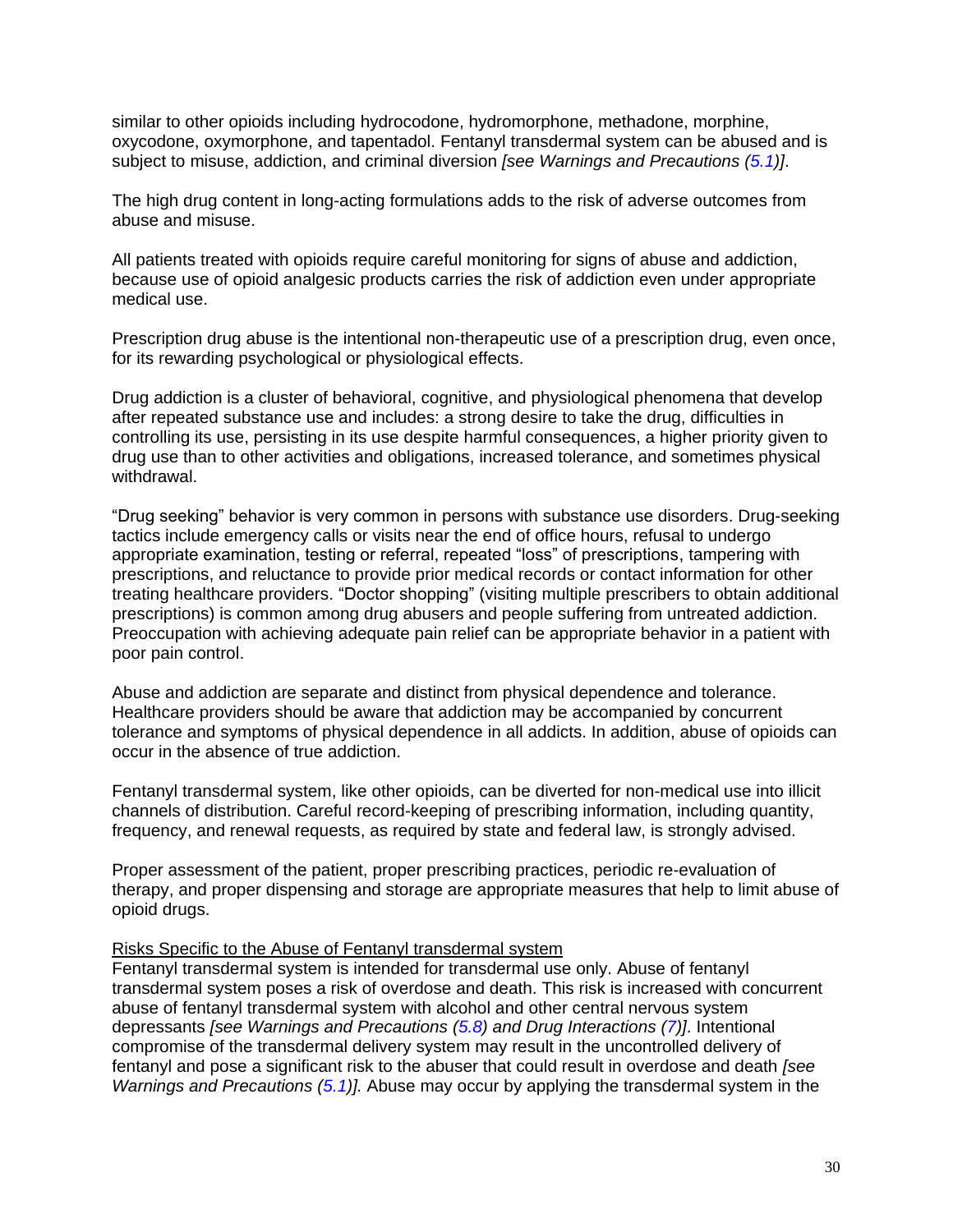similar to other opioids including hydrocodone, hydromorphone, methadone, morphine, oxycodone, oxymorphone, and tapentadol. Fentanyl transdermal system can be abused and is subject to misuse, addiction, and criminal diversion *[see Warnings and Precautions (5.1)]*.

The high drug content in long-acting formulations adds to the risk of adverse outcomes from abuse and misuse.

All patients treated with opioids require careful monitoring for signs of abuse and addiction, because use of opioid analgesic products carries the risk of addiction even under appropriate medical use.

Prescription drug abuse is the intentional non-therapeutic use of a prescription drug, even once, for its rewarding psychological or physiological effects.

Drug addiction is a cluster of behavioral, cognitive, and physiological phenomena that develop after repeated substance use and includes: a strong desire to take the drug, difficulties in controlling its use, persisting in its use despite harmful consequences, a higher priority given to drug use than to other activities and obligations, increased tolerance, and sometimes physical withdrawal.

"Drug seeking" behavior is very common in persons with substance use disorders. Drug-seeking tactics include emergency calls or visits near the end of office hours, refusal to undergo appropriate examination, testing or referral, repeated "loss" of prescriptions, tampering with prescriptions, and reluctance to provide prior medical records or contact information for other treating healthcare providers. "Doctor shopping" (visiting multiple prescribers to obtain additional prescriptions) is common among drug abusers and people suffering from untreated addiction. Preoccupation with achieving adequate pain relief can be appropriate behavior in a patient with poor pain control.

Abuse and addiction are separate and distinct from physical dependence and tolerance. Healthcare providers should be aware that addiction may be accompanied by concurrent tolerance and symptoms of physical dependence in all addicts. In addition, abuse of opioids can occur in the absence of true addiction.

Fentanyl transdermal system, like other opioids, can be diverted for non-medical use into illicit channels of distribution. Careful record-keeping of prescribing information, including quantity, frequency, and renewal requests, as required by state and federal law, is strongly advised.

Proper assessment of the patient, proper prescribing practices, periodic re-evaluation of therapy, and proper dispensing and storage are appropriate measures that help to limit abuse of opioid drugs.

Risks Specific to the Abuse of Fentanyl transdermal system

Fentanyl transdermal system is intended for transdermal use only. Abuse of fentanyl transdermal system poses a risk of overdose and death. This risk is increased with concurrent abuse of fentanyl transdermal system with alcohol and other central nervous system depressants *[see Warnings and Precautions (5.8) and Drug Interactions (7)]*. Intentional compromise of the transdermal delivery system may result in the uncontrolled delivery of fentanyl and pose a significant risk to the abuser that could result in overdose and death *[see Warnings and Precautions (5.1)].* Abuse may occur by applying the transdermal system in the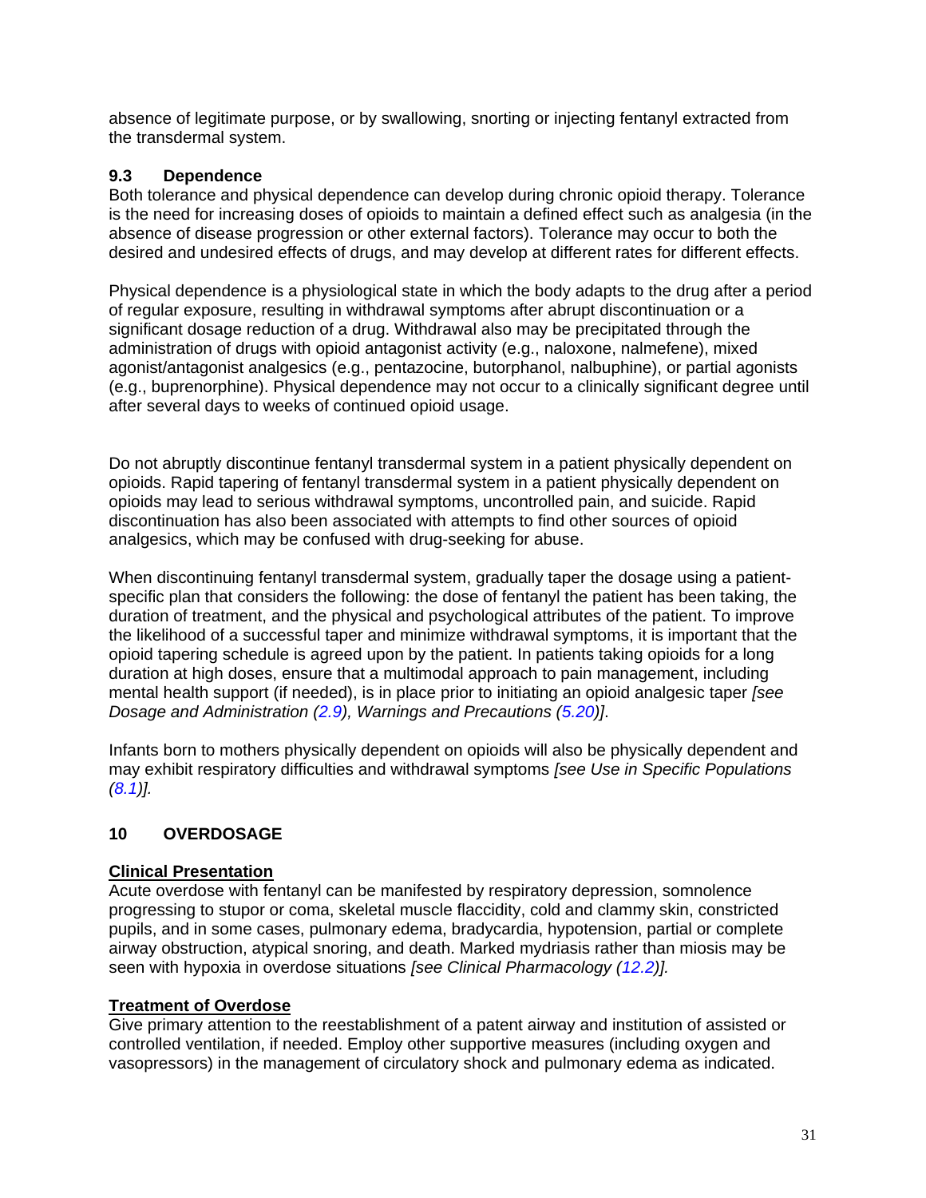absence of legitimate purpose, or by swallowing, snorting or injecting fentanyl extracted from the transdermal system.

### 9.3 Dependence

Both tolerance and physical dependence can develop during chronic opioid therapy. Tolerance is the need for increasing doses of opioids to maintain a defined effect such as analgesia (in the absence of disease progression or other external factors). Tolerance may occur to both the desired and undesired effects of drugs, and may develop at different rates for different effects.

Physical dependence is a physiological state in which the body adapts to the drug after a period of regular exposure, resulting in withdrawal symptoms after abrupt discontinuation or a significant dosage reduction of a drug. Withdrawal also may be precipitated through the administration of drugs with opioid antagonist activity (e.g., naloxone, nalmefene), mixed agonist/antagonist analgesics (e.g., pentazocine, butorphanol, nalbuphine), or partial agonists (e.g., buprenorphine). Physical dependence may not occur to a clinically significant degree until after several days to weeks of continued opioid usage.

Do not abruptly discontinue fentanyl transdermal system in a patient physically dependent on opioids. Rapid tapering of fentanyl transdermal system in a patient physically dependent on opioids may lead to serious withdrawal symptoms, uncontrolled pain, and suicide. Rapid discontinuation has also been associated with attempts to find other sources of opioid analgesics, which may be confused with drug-seeking for abuse.

When discontinuing fentanyl transdermal system, gradually taper the dosage using a patient-specific plan that considers the following: the dose of fentanyl the patient has been taking, the duration of treatment, and the physical and psychological attributes of the patient. To improve the likelihood of a successful taper and minimize withdrawal symptoms, it is important that the opioid tapering schedule is agreed upon by the patient. In patients taking opioids for a long duration at high doses, ensure that a multimodal approach to pain management, including mental health support (if needed), is in place prior to initiating an opioid analgesic taper *[see Dosage and Administration (2.9), Warnings and Precautions (5.20)]*.

Infants born to mothers physically dependent on opioids will also be physically dependent and may exhibit respiratory difficulties and withdrawal symptoms *[see Use in Specific Populations (8.1)].*

## 10 OVERDOSAGE

**Clinical Presentation**

Acute overdose with fentanyl can be manifested by respiratory depression, somnolence progressing to stupor or coma, skeletal muscle flaccidity, cold and clammy skin, constricted pupils, and in some cases, pulmonary edema, bradycardia, hypotension, partial or complete airway obstruction, atypical snoring, and death. Marked mydriasis rather than miosis may be seen with hypoxia in overdose situations *[see Clinical Pharmacology (12.2)].*

**Treatment of Overdose**

Give primary attention to the reestablishment of a patent airway and institution of assisted or controlled ventilation, if needed. Employ other supportive measures (including oxygen and vasopressors) in the management of circulatory shock and pulmonary edema as indicated.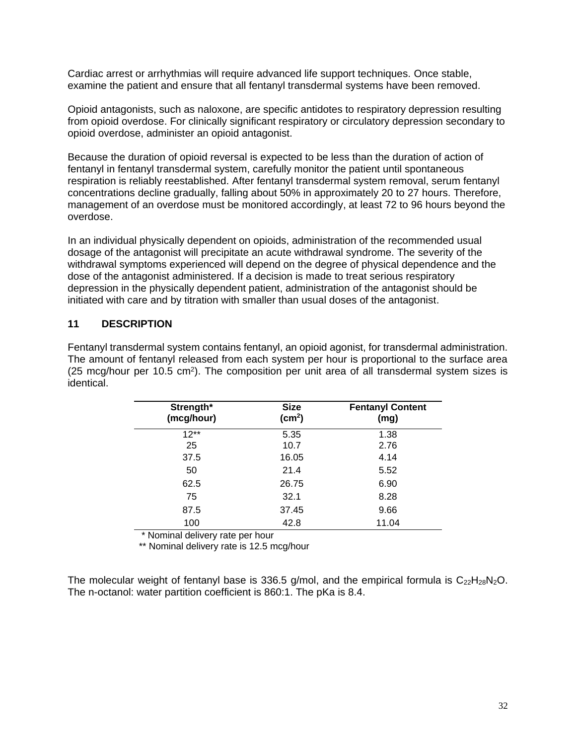Cardiac arrest or arrhythmias will require advanced life support techniques. Once stable, examine the patient and ensure that all fentanyl transdermal systems have been removed.

Opioid antagonists, such as naloxone, are specific antidotes to respiratory depression resulting from opioid overdose. For clinically significant respiratory or circulatory depression secondary to opioid overdose, administer an opioid antagonist.

Because the duration of opioid reversal is expected to be less than the duration of action of fentanyl in fentanyl transdermal system, carefully monitor the patient until spontaneous respiration is reliably reestablished. After fentanyl transdermal system removal, serum fentanyl concentrations decline gradually, falling about 50% in approximately 20 to 27 hours. Therefore, management of an overdose must be monitored accordingly, at least 72 to 96 hours beyond the overdose.

In an individual physically dependent on opioids, administration of the recommended usual dosage of the antagonist will precipitate an acute withdrawal syndrome. The severity of the withdrawal symptoms experienced will depend on the degree of physical dependence and the dose of the antagonist administered. If a decision is made to treat serious respiratory depression in the physically dependent patient, administration of the antagonist should be initiated with care and by titration with smaller than usual doses of the antagonist.

## 11 DESCRIPTION

Fentanyl transdermal system contains fentanyl, an opioid agonist, for transdermal administration. The amount of fentanyl released from each system per hour is proportional to the surface area (25 mcg/hour per 10.5 $cm^2$). The composition per unit area of all transdermal system sizes is identical.

| Strength* (mcg/hour) | Size ($cm^2$) | Fentanyl Content (mg) |
|---|---|---|
| 12** | 5.35 | 1.38 |
| 25 | 10.7 | 2.76 |
| 37.5 | 16.05 | 4.14 |
| 50 | 21.4 | 5.52 |
| 62.5 | 26.75 | 6.90 |
| 75 | 32.1 | 8.28 |
| 87.5 | 37.45 | 9.66 |
| 100 | 42.8 | 11.04 |

\* Nominal delivery rate per hour

** Nominal delivery rate is 12.5 mcg/hour

The molecular weight of fentanyl base is 336.5 g/mol, and the empirical formula is $C_{22}H_{28}N_2O$. The n-octanol: water partition coefficient is 860:1. The pKa is 8.4.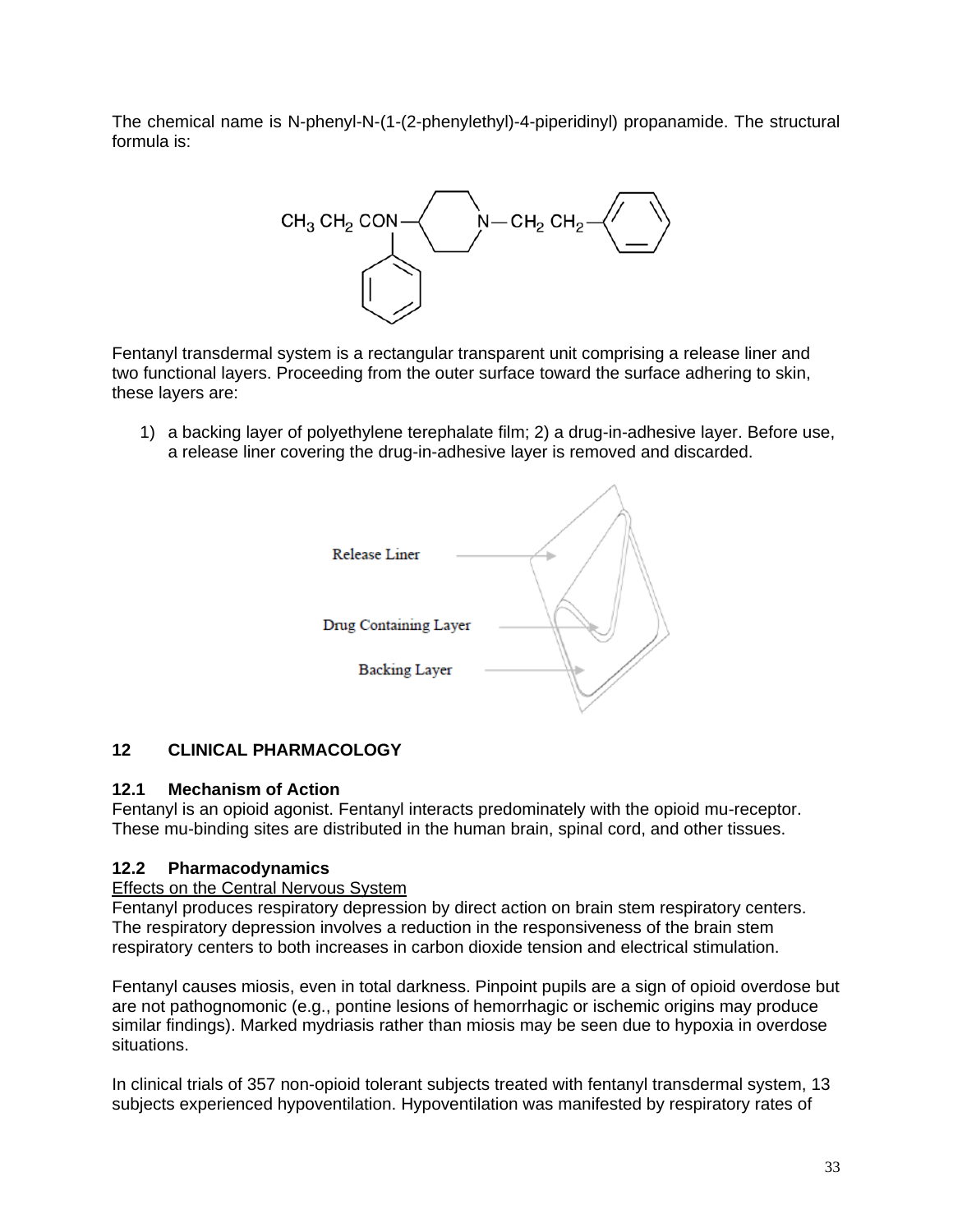The chemical name is N-phenyl-N-(1-(2-phenylethyl)-4-piperidinyl) propanamide. The structural formula is:

Fentanyl transdermal system is a rectangular transparent unit comprising a release liner and two functional layers. Proceeding from the outer surface toward the surface adhering to skin, these layers are:

1) a backing layer of polyethylene terephalate film; 2) a drug-in-adhesive layer. Before use, a release liner covering the drug-in-adhesive layer is removed and discarded.

## 12 CLINICAL PHARMACOLOGY

### 12.1 Mechanism of Action

Fentanyl is an opioid agonist. Fentanyl interacts predominately with the opioid mu-receptor. These mu-binding sites are distributed in the human brain, spinal cord, and other tissues.

### 12.2 Pharmacodynamics

Effects on the Central Nervous System

Fentanyl produces respiratory depression by direct action on brain stem respiratory centers. The respiratory depression involves a reduction in the responsiveness of the brain stem respiratory centers to both increases in carbon dioxide tension and electrical stimulation.

Fentanyl causes miosis, even in total darkness. Pinpoint pupils are a sign of opioid overdose but are not pathognomonic (e.g., pontine lesions of hemorrhagic or ischemic origins may produce similar findings). Marked mydriasis rather than miosis may be seen due to hypoxia in overdose situations.

In clinical trials of 357 non-opioid tolerant subjects treated with fentanyl transdermal system, 13 subjects experienced hypoventilation. Hypoventilation was manifested by respiratory rates of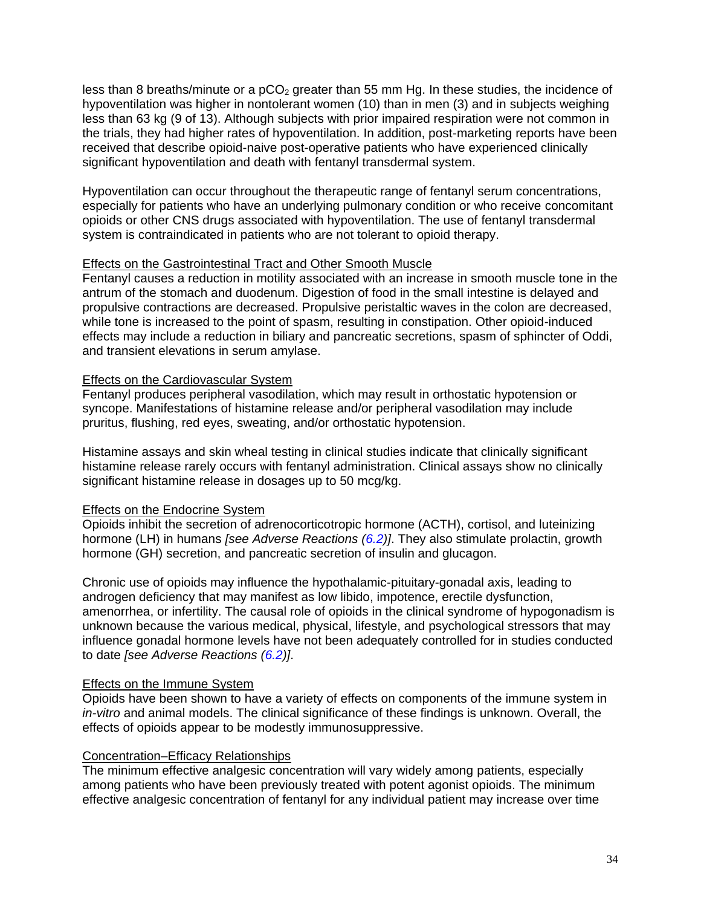less than 8 breaths/minute or a $pCO_2$ greater than 55 mm Hg. In these studies, the incidence of hypoventilation was higher in nontolerant women (10) than in men (3) and in subjects weighing less than 63 kg (9 of 13). Although subjects with prior impaired respiration were not common in the trials, they had higher rates of hypoventilation. In addition, post-marketing reports have been received that describe opioid-naive post-operative patients who have experienced clinically significant hypoventilation and death with fentanyl transdermal system.

Hypoventilation can occur throughout the therapeutic range of fentanyl serum concentrations, especially for patients who have an underlying pulmonary condition or who receive concomitant opioids or other CNS drugs associated with hypoventilation. The use of fentanyl transdermal system is contraindicated in patients who are not tolerant to opioid therapy.

Effects on the Gastrointestinal Tract and Other Smooth Muscle

Fentanyl causes a reduction in motility associated with an increase in smooth muscle tone in the antrum of the stomach and duodenum. Digestion of food in the small intestine is delayed and propulsive contractions are decreased. Propulsive peristaltic waves in the colon are decreased, while tone is increased to the point of spasm, resulting in constipation. Other opioid-induced effects may include a reduction in biliary and pancreatic secretions, spasm of sphincter of Oddi, and transient elevations in serum amylase.

Effects on the Cardiovascular System

Fentanyl produces peripheral vasodilation, which may result in orthostatic hypotension or syncope. Manifestations of histamine release and/or peripheral vasodilation may include pruritus, flushing, red eyes, sweating, and/or orthostatic hypotension.

Histamine assays and skin wheal testing in clinical studies indicate that clinically significant histamine release rarely occurs with fentanyl administration. Clinical assays show no clinically significant histamine release in dosages up to 50 mcg/kg.

Effects on the Endocrine System

Opioids inhibit the secretion of adrenocorticotropic hormone (ACTH), cortisol, and luteinizing hormone (LH) in humans *[see Adverse Reactions (6.2)]*. They also stimulate prolactin, growth hormone (GH) secretion, and pancreatic secretion of insulin and glucagon.

Chronic use of opioids may influence the hypothalamic-pituitary-gonadal axis, leading to androgen deficiency that may manifest as low libido, impotence, erectile dysfunction, amenorrhea, or infertility. The causal role of opioids in the clinical syndrome of hypogonadism is unknown because the various medical, physical, lifestyle, and psychological stressors that may influence gonadal hormone levels have not been adequately controlled for in studies conducted to date *[see Adverse Reactions (6.2)]*.

Effects on the Immune System

Opioids have been shown to have a variety of effects on components of the immune system in *in-vitro* and animal models. The clinical significance of these findings is unknown. Overall, the effects of opioids appear to be modestly immunosuppressive.

Concentration–Efficacy Relationships

The minimum effective analgesic concentration will vary widely among patients, especially among patients who have been previously treated with potent agonist opioids. The minimum effective analgesic concentration of fentanyl for any individual patient may increase over time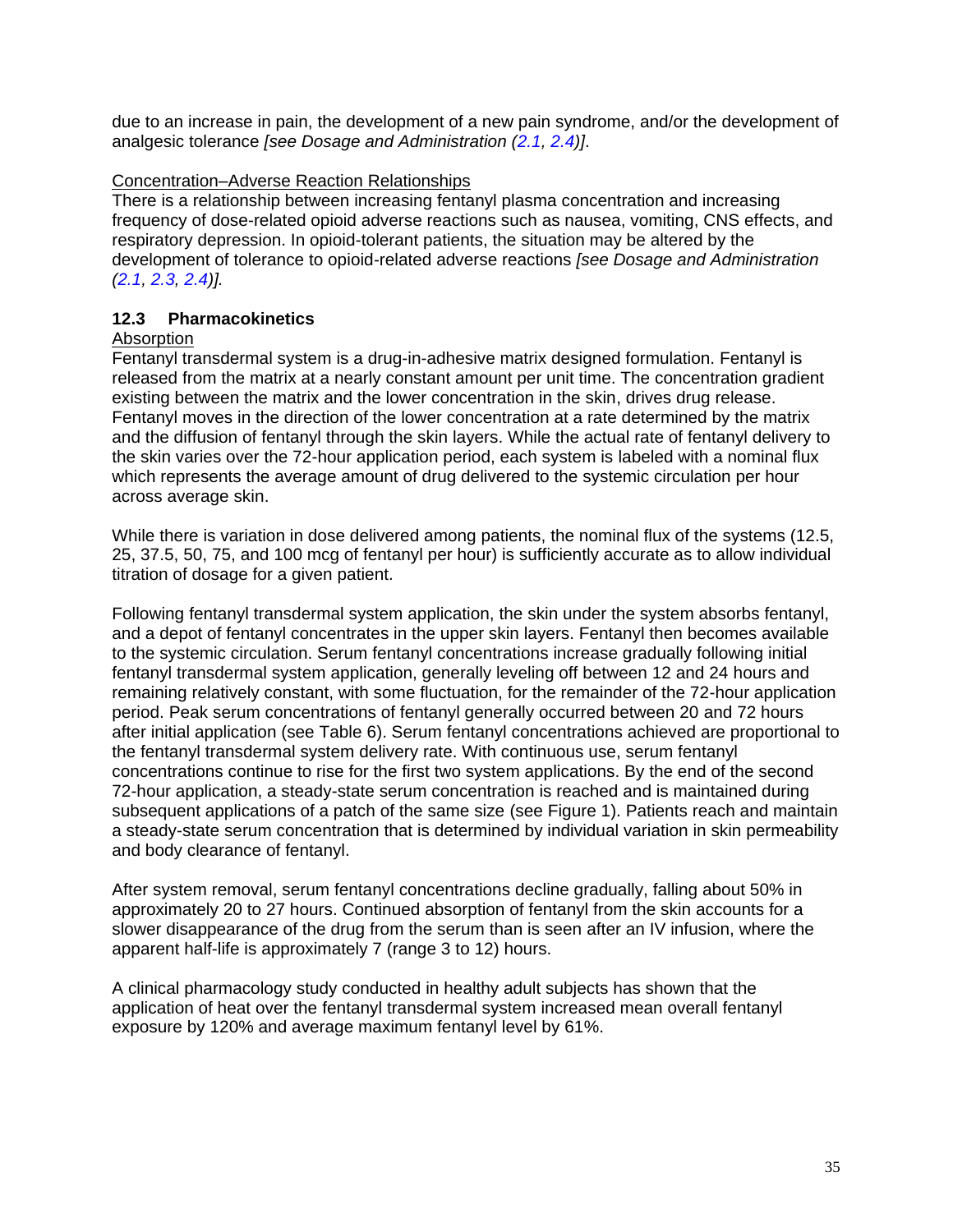due to an increase in pain, the development of a new pain syndrome, and/or the development of analgesic tolerance *[see Dosage and Administration (2.1, 2.4)]*.

Concentration–Adverse Reaction Relationships

There is a relationship between increasing fentanyl plasma concentration and increasing frequency of dose-related opioid adverse reactions such as nausea, vomiting, CNS effects, and respiratory depression. In opioid-tolerant patients, the situation may be altered by the development of tolerance to opioid-related adverse reactions *[see Dosage and Administration (2.1, 2.3, 2.4)].*

### 12.3 Pharmacokinetics

Absorption

Fentanyl transdermal system is a drug-in-adhesive matrix designed formulation. Fentanyl is released from the matrix at a nearly constant amount per unit time. The concentration gradient existing between the matrix and the lower concentration in the skin, drives drug release. Fentanyl moves in the direction of the lower concentration at a rate determined by the matrix and the diffusion of fentanyl through the skin layers. While the actual rate of fentanyl delivery to the skin varies over the 72-hour application period, each system is labeled with a nominal flux which represents the average amount of drug delivered to the systemic circulation per hour across average skin.

While there is variation in dose delivered among patients, the nominal flux of the systems (12.5, 25, 37.5, 50, 75, and 100 mcg of fentanyl per hour) is sufficiently accurate as to allow individual titration of dosage for a given patient.

Following fentanyl transdermal system application, the skin under the system absorbs fentanyl, and a depot of fentanyl concentrates in the upper skin layers. Fentanyl then becomes available to the systemic circulation. Serum fentanyl concentrations increase gradually following initial fentanyl transdermal system application, generally leveling off between 12 and 24 hours and remaining relatively constant, with some fluctuation, for the remainder of the 72-hour application period. Peak serum concentrations of fentanyl generally occurred between 20 and 72 hours after initial application (see Table 6). Serum fentanyl concentrations achieved are proportional to the fentanyl transdermal system delivery rate. With continuous use, serum fentanyl concentrations continue to rise for the first two system applications. By the end of the second 72-hour application, a steady-state serum concentration is reached and is maintained during subsequent applications of a patch of the same size (see Figure 1). Patients reach and maintain a steady-state serum concentration that is determined by individual variation in skin permeability and body clearance of fentanyl.

After system removal, serum fentanyl concentrations decline gradually, falling about 50% in approximately 20 to 27 hours. Continued absorption of fentanyl from the skin accounts for a slower disappearance of the drug from the serum than is seen after an IV infusion, where the apparent half-life is approximately 7 (range 3 to 12) hours.

A clinical pharmacology study conducted in healthy adult subjects has shown that the application of heat over the fentanyl transdermal system increased mean overall fentanyl exposure by 120% and average maximum fentanyl level by 61%.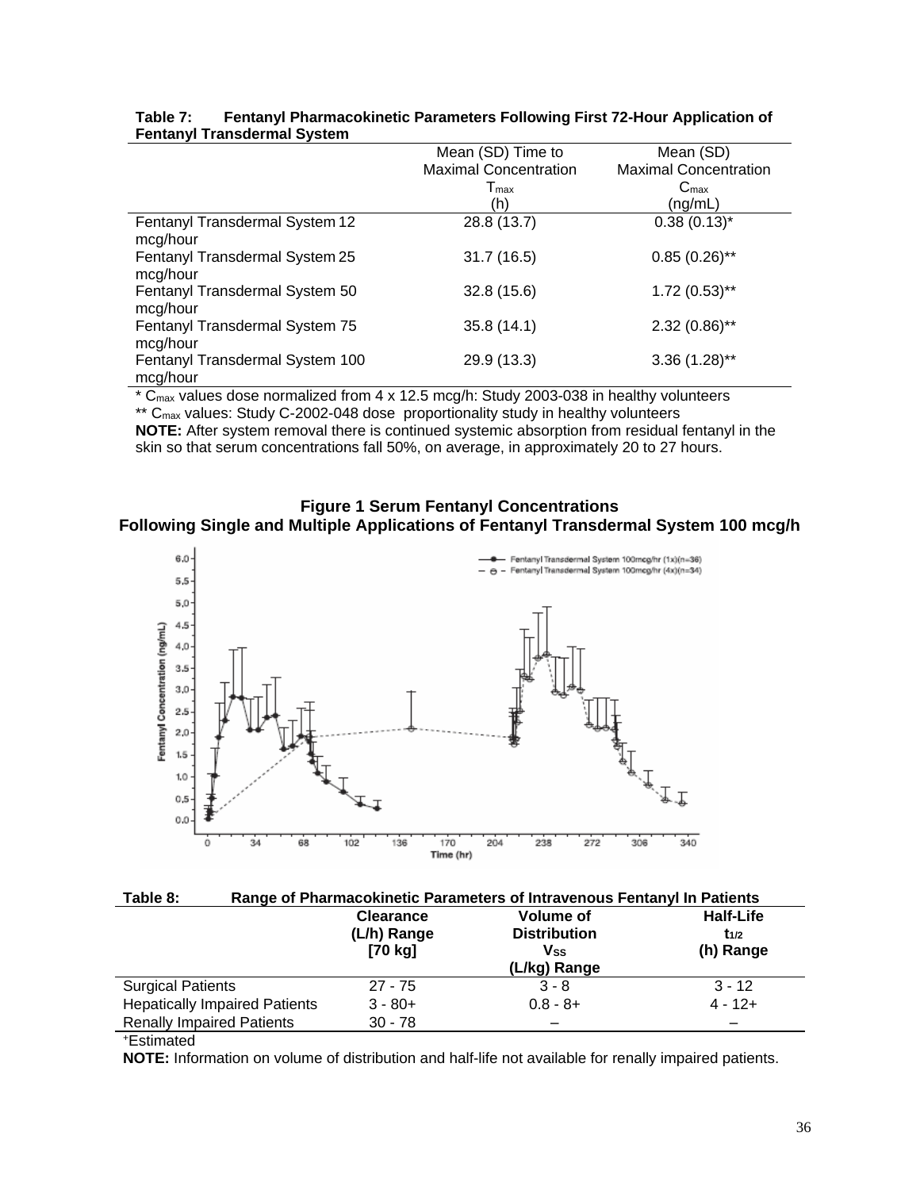**Table 7: Fentanyl Pharmacokinetic Parameters Following First 72-Hour Application of Fentanyl Transdermal System**

| | Mean (SD) Time to Maximal Concentration $T_{max}$ (h) | Mean (SD) Maximal Concentration $C_{max}$ (ng/mL) |
|---|---|---|
| Fentanyl Transdermal System 12 mcg/hour | 28.8 (13.7) | 0.38 (0.13)* |
| Fentanyl Transdermal System 25 mcg/hour | 31.7 (16.5) | 0.85 (0.26)** |
| Fentanyl Transdermal System 50 mcg/hour | 32.8 (15.6) | 1.72 (0.53)** |
| Fentanyl Transdermal System 75 mcg/hour | 35.8 (14.1) | 2.32 (0.86)** |
| Fentanyl Transdermal System 100 mcg/hour | 29.9 (13.3) | 3.36 (1.28)** |

\* $C_{max}$ values dose normalized from 4 x 12.5 mcg/h: Study 2003-038 in healthy volunteers

\*\* $C_{max}$ values: Study C-2002-048 dose proportionality study in healthy volunteers

**NOTE:** After system removal there is continued systemic absorption from residual fentanyl in the skin so that serum concentrations fall 50%, on average, in approximately 20 to 27 hours.

**Figure 1 Serum Fentanyl Concentrations Following Single and Multiple Applications of Fentanyl Transdermal System 100 mcg/h**

**Table 8: Range of Pharmacokinetic Parameters of Intravenous Fentanyl In Patients**

| | Clearance (L/h) Range [70 kg] | Volume of Distribution $V_{SS}$ (L/kg) Range | Half-Life $t_{1/2}$ (h) Range |
|---|---|---|---|
| Surgical Patients | 27 - 75 | 3 - 8 | 3 - 12 |
| Hepatically Impaired Patients | 3 - 80+ | 0.8 - 8+ | 4 - 12+ |
| Renally Impaired Patients | 30 - 78 | – | – |

+Estimated

**NOTE:** Information on volume of distribution and half-life not available for renally impaired patients.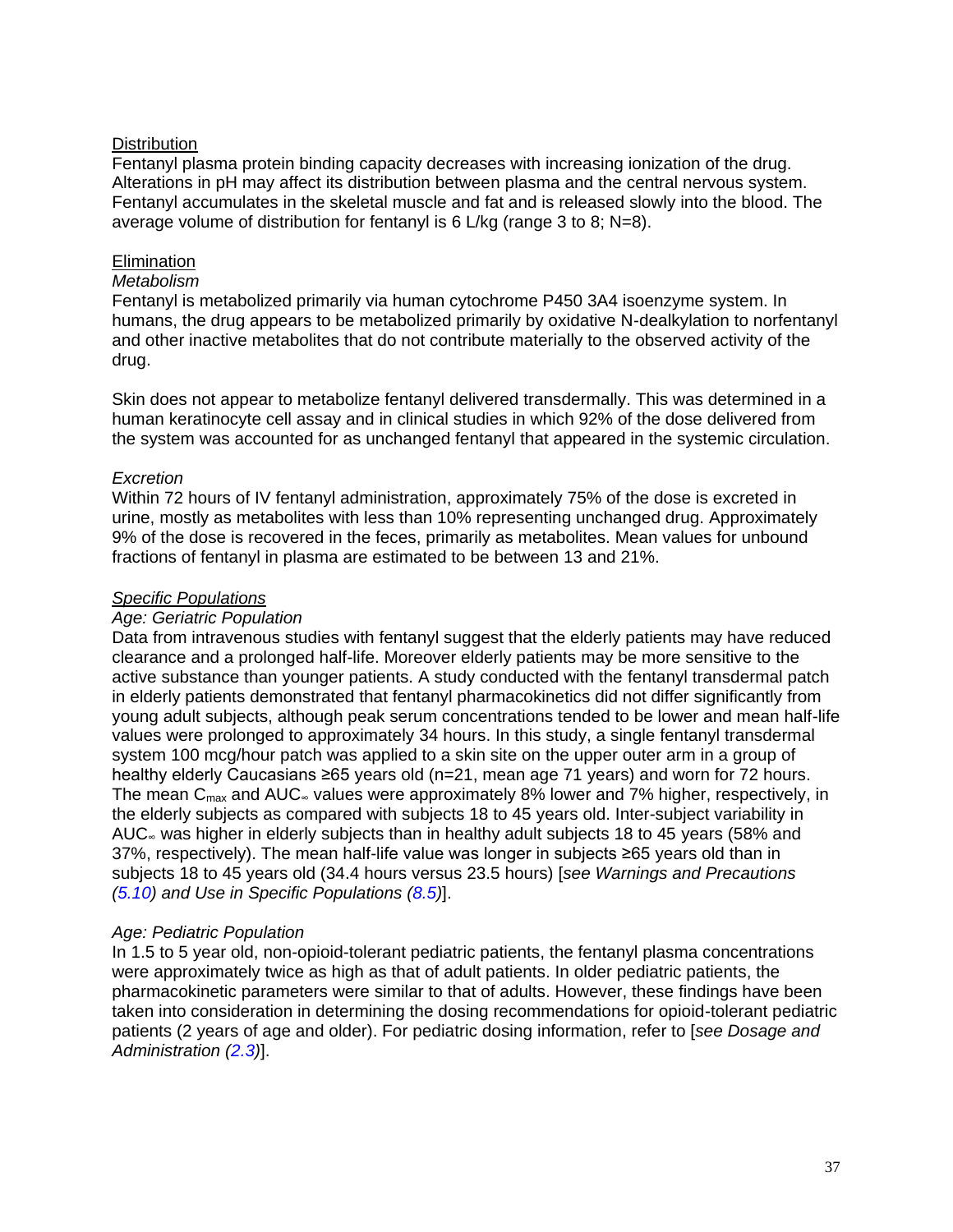<u>Distribution</u>

Fentanyl plasma protein binding capacity decreases with increasing ionization of the drug. Alterations in pH may affect its distribution between plasma and the central nervous system. Fentanyl accumulates in the skeletal muscle and fat and is released slowly into the blood. The average volume of distribution for fentanyl is 6 L/kg (range 3 to 8; N=8).

<u>Elimination</u>

*Metabolism*

Fentanyl is metabolized primarily via human cytochrome P450 3A4 isoenzyme system. In humans, the drug appears to be metabolized primarily by oxidative N-dealkylation to norfentanyl and other inactive metabolites that do not contribute materially to the observed activity of the drug.

Skin does not appear to metabolize fentanyl delivered transdermally. This was determined in a human keratinocyte cell assay and in clinical studies in which 92% of the dose delivered from the system was accounted for as unchanged fentanyl that appeared in the systemic circulation.

*Excretion*

Within 72 hours of IV fentanyl administration, approximately 75% of the dose is excreted in urine, mostly as metabolites with less than 10% representing unchanged drug. Approximately 9% of the dose is recovered in the feces, primarily as metabolites. Mean values for unbound fractions of fentanyl in plasma are estimated to be between 13 and 21%.

*<u>Specific Populations</u>*

*Age: Geriatric Population*

Data from intravenous studies with fentanyl suggest that the elderly patients may have reduced clearance and a prolonged half-life. Moreover elderly patients may be more sensitive to the active substance than younger patients. A study conducted with the fentanyl transdermal patch in elderly patients demonstrated that fentanyl pharmacokinetics did not differ significantly from young adult subjects, although peak serum concentrations tended to be lower and mean half-life values were prolonged to approximately 34 hours. In this study, a single fentanyl transdermal system 100 mcg/hour patch was applied to a skin site on the upper outer arm in a group of healthy elderly Caucasians ≥65 years old (n=21, mean age 71 years) and worn for 72 hours. The mean $C_{max}$ and $AUC_{\infty}$ values were approximately 8% lower and 7% higher, respectively, in the elderly subjects as compared with subjects 18 to 45 years old. Inter-subject variability in $AUC_{\infty}$ was higher in elderly subjects than in healthy adult subjects 18 to 45 years (58% and 37%, respectively). The mean half-life value was longer in subjects ≥65 years old than in subjects 18 to 45 years old (34.4 hours versus 23.5 hours) [*see Warnings and Precautions (5.10) and Use in Specific Populations (8.5)*].

*Age: Pediatric Population*

In 1.5 to 5 year old, non-opioid-tolerant pediatric patients, the fentanyl plasma concentrations were approximately twice as high as that of adult patients. In older pediatric patients, the pharmacokinetic parameters were similar to that of adults. However, these findings have been taken into consideration in determining the dosing recommendations for opioid-tolerant pediatric patients (2 years of age and older). For pediatric dosing information, refer to [*see Dosage and Administration (2.3)*].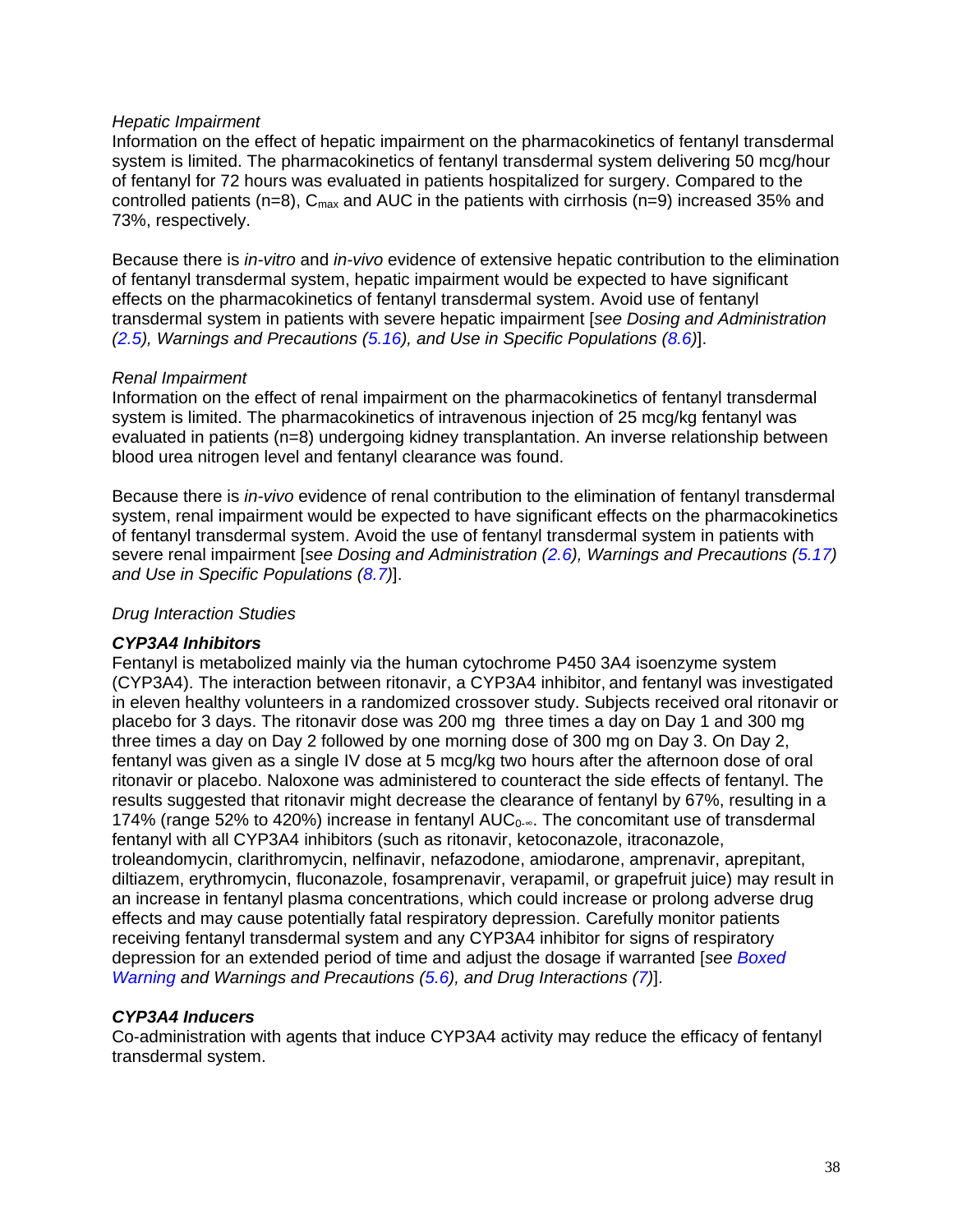*Hepatic Impairment*

Information on the effect of hepatic impairment on the pharmacokinetics of fentanyl transdermal system is limited. The pharmacokinetics of fentanyl transdermal system delivering 50 mcg/hour of fentanyl for 72 hours was evaluated in patients hospitalized for surgery. Compared to the controlled patients (n=8), $C_{max}$ and AUC in the patients with cirrhosis (n=9) increased 35% and 73%, respectively.

Because there is *in-vitro* and *in-vivo* evidence of extensive hepatic contribution to the elimination of fentanyl transdermal system, hepatic impairment would be expected to have significant effects on the pharmacokinetics of fentanyl transdermal system. Avoid use of fentanyl transdermal system in patients with severe hepatic impairment [*see Dosing and Administration (2.5), Warnings and Precautions (5.16), and Use in Specific Populations (8.6)*].

*Renal Impairment*

Information on the effect of renal impairment on the pharmacokinetics of fentanyl transdermal system is limited. The pharmacokinetics of intravenous injection of 25 mcg/kg fentanyl was evaluated in patients (n=8) undergoing kidney transplantation. An inverse relationship between blood urea nitrogen level and fentanyl clearance was found.

Because there is *in-vivo* evidence of renal contribution to the elimination of fentanyl transdermal system, renal impairment would be expected to have significant effects on the pharmacokinetics of fentanyl transdermal system. Avoid the use of fentanyl transdermal system in patients with severe renal impairment [*see Dosing and Administration (2.6), Warnings and Precautions (5.17) and Use in Specific Populations (8.7)*].

*Drug Interaction Studies*

***CYP3A4 Inhibitors***

Fentanyl is metabolized mainly via the human cytochrome P450 3A4 isoenzyme system (CYP3A4). The interaction between ritonavir, a CYP3A4 inhibitor, and fentanyl was investigated in eleven healthy volunteers in a randomized crossover study. Subjects received oral ritonavir or placebo for 3 days. The ritonavir dose was 200 mg three times a day on Day 1 and 300 mg three times a day on Day 2 followed by one morning dose of 300 mg on Day 3. On Day 2, fentanyl was given as a single IV dose at 5 mcg/kg two hours after the afternoon dose of oral ritonavir or placebo. Naloxone was administered to counteract the side effects of fentanyl. The results suggested that ritonavir might decrease the clearance of fentanyl by 67%, resulting in a 174% (range 52% to 420%) increase in fentanyl $AUC_{0-\infty}$. The concomitant use of transdermal fentanyl with all CYP3A4 inhibitors (such as ritonavir, ketoconazole, itraconazole, troleandomycin, clarithromycin, nelfinavir, nefazodone, amiodarone, amprenavir, aprepitant, diltiazem, erythromycin, fluconazole, fosamprenavir, verapamil, or grapefruit juice) may result in an increase in fentanyl plasma concentrations, which could increase or prolong adverse drug effects and may cause potentially fatal respiratory depression. Carefully monitor patients receiving fentanyl transdermal system and any CYP3A4 inhibitor for signs of respiratory depression for an extended period of time and adjust the dosage if warranted [*see Boxed Warning and Warnings and Precautions (5.6), and Drug Interactions (7)*].

***CYP3A4 Inducers***

Co-administration with agents that induce CYP3A4 activity may reduce the efficacy of fentanyl transdermal system.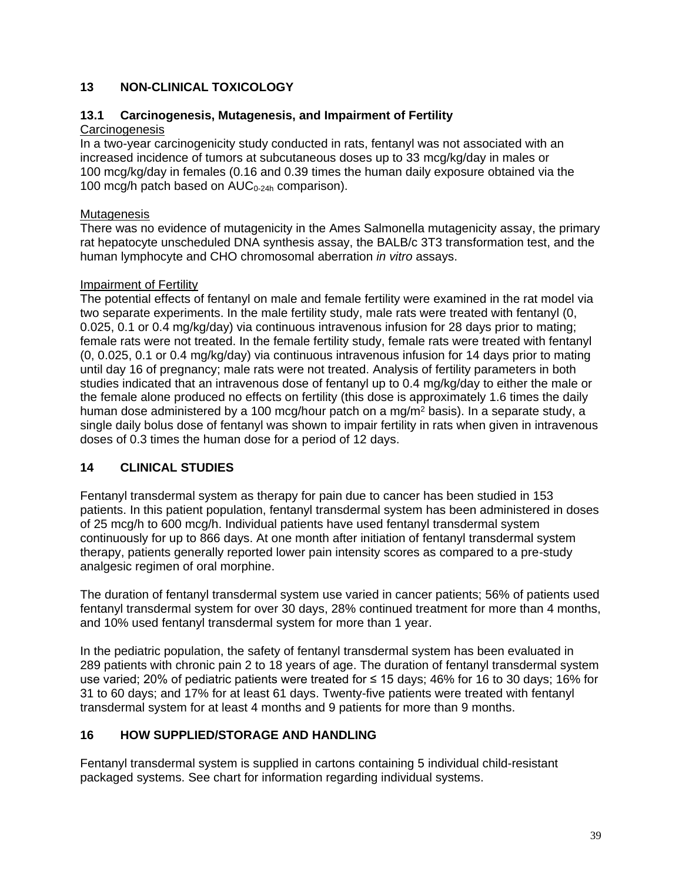# 13 NON-CLINICAL TOXICOLOGY

## 13.1 Carcinogenesis, Mutagenesis, and Impairment of Fertility

Carcinogenesis

In a two-year carcinogenicity study conducted in rats, fentanyl was not associated with an increased incidence of tumors at subcutaneous doses up to 33 mcg/kg/day in males or 100 mcg/kg/day in females (0.16 and 0.39 times the human daily exposure obtained via the 100 mcg/h patch based on $AUC_{0-24h}$ comparison).

Mutagenesis

There was no evidence of mutagenicity in the Ames Salmonella mutagenicity assay, the primary rat hepatocyte unscheduled DNA synthesis assay, the BALB/c 3T3 transformation test, and the human lymphocyte and CHO chromosomal aberration *in vitro* assays.

Impairment of Fertility

The potential effects of fentanyl on male and female fertility were examined in the rat model via two separate experiments. In the male fertility study, male rats were treated with fentanyl (0, 0.025, 0.1 or 0.4 mg/kg/day) via continuous intravenous infusion for 28 days prior to mating; female rats were not treated. In the female fertility study, female rats were treated with fentanyl (0, 0.025, 0.1 or 0.4 mg/kg/day) via continuous intravenous infusion for 14 days prior to mating until day 16 of pregnancy; male rats were not treated. Analysis of fertility parameters in both studies indicated that an intravenous dose of fentanyl up to 0.4 mg/kg/day to either the male or the female alone produced no effects on fertility (this dose is approximately 1.6 times the daily human dose administered by a 100 mcg/hour patch on a $mg/m^2$ basis). In a separate study, a single daily bolus dose of fentanyl was shown to impair fertility in rats when given in intravenous doses of 0.3 times the human dose for a period of 12 days.

# 14 CLINICAL STUDIES

Fentanyl transdermal system as therapy for pain due to cancer has been studied in 153 patients. In this patient population, fentanyl transdermal system has been administered in doses of 25 mcg/h to 600 mcg/h. Individual patients have used fentanyl transdermal system continuously for up to 866 days. At one month after initiation of fentanyl transdermal system therapy, patients generally reported lower pain intensity scores as compared to a pre-study analgesic regimen of oral morphine.

The duration of fentanyl transdermal system use varied in cancer patients; 56% of patients used fentanyl transdermal system for over 30 days, 28% continued treatment for more than 4 months, and 10% used fentanyl transdermal system for more than 1 year.

In the pediatric population, the safety of fentanyl transdermal system has been evaluated in 289 patients with chronic pain 2 to 18 years of age. The duration of fentanyl transdermal system use varied; 20% of pediatric patients were treated for ≤ 15 days; 46% for 16 to 30 days; 16% for 31 to 60 days; and 17% for at least 61 days. Twenty-five patients were treated with fentanyl transdermal system for at least 4 months and 9 patients for more than 9 months.

# 16 HOW SUPPLIED/STORAGE AND HANDLING

Fentanyl transdermal system is supplied in cartons containing 5 individual child-resistant packaged systems. See chart for information regarding individual systems.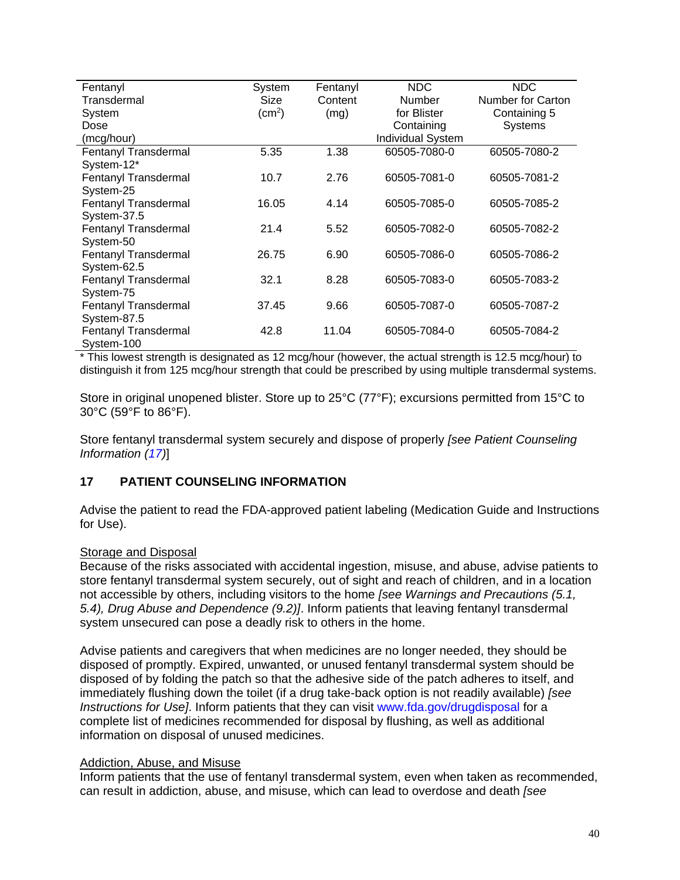| Fentanyl Transdermal System Dose (mcg/hour) | System Size ($cm^2$) | Fentanyl Content (mg) | NDC Number for Blister Containing Individual System | NDC Number for Carton Containing 5 Systems |
|---|---|---|---|---|
| Fentanyl Transdermal System-12* | 5.35 | 1.38 | 60505-7080-0 | 60505-7080-2 |
| Fentanyl Transdermal System-25 | 10.7 | 2.76 | 60505-7081-0 | 60505-7081-2 |
| Fentanyl Transdermal System-37.5 | 16.05 | 4.14 | 60505-7085-0 | 60505-7085-2 |
| Fentanyl Transdermal System-50 | 21.4 | 5.52 | 60505-7082-0 | 60505-7082-2 |
| Fentanyl Transdermal System-62.5 | 26.75 | 6.90 | 60505-7086-0 | 60505-7086-2 |
| Fentanyl Transdermal System-75 | 32.1 | 8.28 | 60505-7083-0 | 60505-7083-2 |
| Fentanyl Transdermal System-87.5 | 37.45 | 9.66 | 60505-7087-0 | 60505-7087-2 |
| Fentanyl Transdermal System-100 | 42.8 | 11.04 | 60505-7084-0 | 60505-7084-2 |

* This lowest strength is designated as 12 mcg/hour (however, the actual strength is 12.5 mcg/hour) to distinguish it from 125 mcg/hour strength that could be prescribed by using multiple transdermal systems.

Store in original unopened blister. Store up to 25°C (77°F); excursions permitted from 15°C to 30°C (59°F to 86°F).

Store fentanyl transdermal system securely and dispose of properly *[see Patient Counseling Information (17)*]

## 17 PATIENT COUNSELING INFORMATION

Advise the patient to read the FDA-approved patient labeling (Medication Guide and Instructions for Use).

Storage and Disposal

Because of the risks associated with accidental ingestion, misuse, and abuse, advise patients to store fentanyl transdermal system securely, out of sight and reach of children, and in a location not accessible by others, including visitors to the home *[see Warnings and Precautions (5.1, 5.4), Drug Abuse and Dependence (9.2)]*. Inform patients that leaving fentanyl transdermal system unsecured can pose a deadly risk to others in the home.

Advise patients and caregivers that when medicines are no longer needed, they should be disposed of promptly. Expired, unwanted, or unused fentanyl transdermal system should be disposed of by folding the patch so that the adhesive side of the patch adheres to itself, and immediately flushing down the toilet (if a drug take-back option is not readily available) *[see Instructions for Use]*. Inform patients that they can visit www.fda.gov/drugdisposal for a complete list of medicines recommended for disposal by flushing, as well as additional information on disposal of unused medicines.

Addiction, Abuse, and Misuse

Inform patients that the use of fentanyl transdermal system, even when taken as recommended, can result in addiction, abuse, and misuse, which can lead to overdose and death *[see*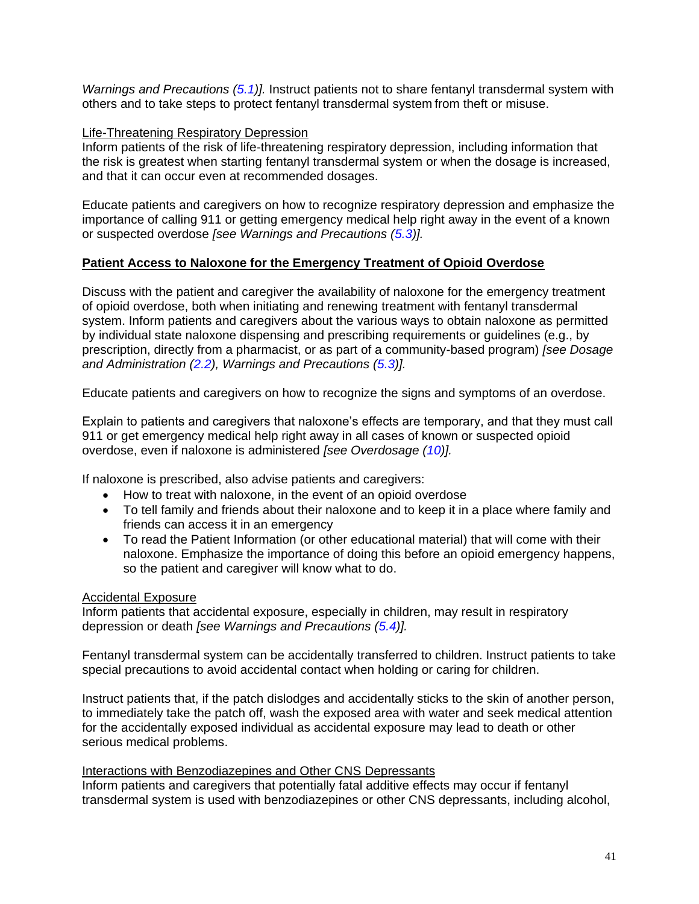*Warnings and Precautions (5.1)].* Instruct patients not to share fentanyl transdermal system with others and to take steps to protect fentanyl transdermal system from theft or misuse.

Life-Threatening Respiratory Depression

Inform patients of the risk of life-threatening respiratory depression, including information that the risk is greatest when starting fentanyl transdermal system or when the dosage is increased, and that it can occur even at recommended dosages.

Educate patients and caregivers on how to recognize respiratory depression and emphasize the importance of calling 911 or getting emergency medical help right away in the event of a known or suspected overdose *[see Warnings and Precautions (5.3)].*

**Patient Access to Naloxone for the Emergency Treatment of Opioid Overdose**

Discuss with the patient and caregiver the availability of naloxone for the emergency treatment of opioid overdose, both when initiating and renewing treatment with fentanyl transdermal system. Inform patients and caregivers about the various ways to obtain naloxone as permitted by individual state naloxone dispensing and prescribing requirements or guidelines (e.g., by prescription, directly from a pharmacist, or as part of a community-based program) *[see Dosage and Administration (2.2), Warnings and Precautions (5.3)].*

Educate patients and caregivers on how to recognize the signs and symptoms of an overdose.

Explain to patients and caregivers that naloxone's effects are temporary, and that they must call 911 or get emergency medical help right away in all cases of known or suspected opioid overdose, even if naloxone is administered *[see Overdosage (10)].*

If naloxone is prescribed, also advise patients and caregivers:

- How to treat with naloxone, in the event of an opioid overdose
- To tell family and friends about their naloxone and to keep it in a place where family and friends can access it in an emergency
- To read the Patient Information (or other educational material) that will come with their naloxone. Emphasize the importance of doing this before an opioid emergency happens, so the patient and caregiver will know what to do.

Accidental Exposure

Inform patients that accidental exposure, especially in children, may result in respiratory depression or death *[see Warnings and Precautions (5.4)].*

Fentanyl transdermal system can be accidentally transferred to children. Instruct patients to take special precautions to avoid accidental contact when holding or caring for children.

Instruct patients that, if the patch dislodges and accidentally sticks to the skin of another person, to immediately take the patch off, wash the exposed area with water and seek medical attention for the accidentally exposed individual as accidental exposure may lead to death or other serious medical problems.

Interactions with Benzodiazepines and Other CNS Depressants

Inform patients and caregivers that potentially fatal additive effects may occur if fentanyl transdermal system is used with benzodiazepines or other CNS depressants, including alcohol,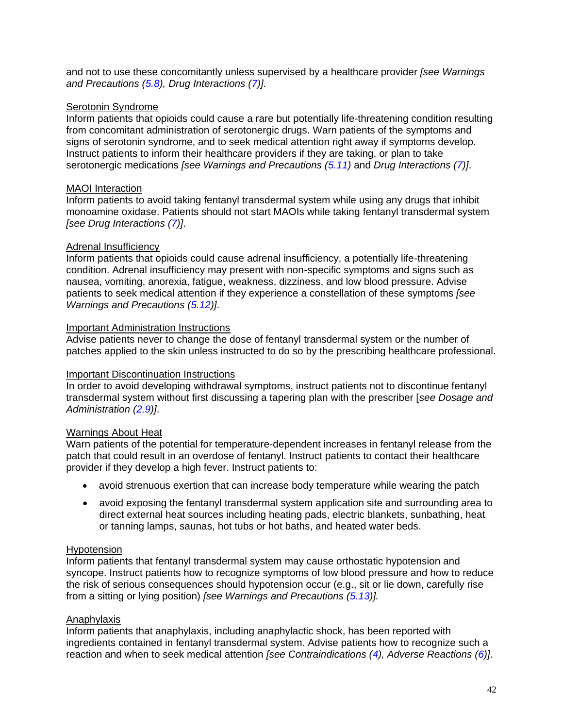and not to use these concomitantly unless supervised by a healthcare provider *[see Warnings and Precautions (5.8), Drug Interactions (7)].*

Serotonin Syndrome
Inform patients that opioids could cause a rare but potentially life-threatening condition resulting from concomitant administration of serotonergic drugs. Warn patients of the symptoms and signs of serotonin syndrome, and to seek medical attention right away if symptoms develop. Instruct patients to inform their healthcare providers if they are taking, or plan to take serotonergic medications *[see Warnings and Precautions (5.11)* and *Drug Interactions (7)]*.

MAOI Interaction
Inform patients to avoid taking fentanyl transdermal system while using any drugs that inhibit monoamine oxidase. Patients should not start MAOIs while taking fentanyl transdermal system *[see Drug Interactions (7)]*.

Adrenal Insufficiency
Inform patients that opioids could cause adrenal insufficiency, a potentially life-threatening condition. Adrenal insufficiency may present with non-specific symptoms and signs such as nausea, vomiting, anorexia, fatigue, weakness, dizziness, and low blood pressure. Advise patients to seek medical attention if they experience a constellation of these symptoms *[see Warnings and Precautions (5.12)]*.

Important Administration Instructions
Advise patients never to change the dose of fentanyl transdermal system or the number of patches applied to the skin unless instructed to do so by the prescribing healthcare professional.

Important Discontinuation Instructions
In order to avoid developing withdrawal symptoms, instruct patients not to discontinue fentanyl transdermal system without first discussing a tapering plan with the prescriber [*see Dosage and Administration (2.9)]*.

Warnings About Heat
Warn patients of the potential for temperature-dependent increases in fentanyl release from the patch that could result in an overdose of fentanyl. Instruct patients to contact their healthcare provider if they develop a high fever. Instruct patients to:

- avoid strenuous exertion that can increase body temperature while wearing the patch
- avoid exposing the fentanyl transdermal system application site and surrounding area to direct external heat sources including heating pads, electric blankets, sunbathing, heat or tanning lamps, saunas, hot tubs or hot baths, and heated water beds.

Hypotension
Inform patients that fentanyl transdermal system may cause orthostatic hypotension and syncope. Instruct patients how to recognize symptoms of low blood pressure and how to reduce the risk of serious consequences should hypotension occur (e.g., sit or lie down, carefully rise from a sitting or lying position) *[see Warnings and Precautions (5.13)].*

Anaphylaxis
Inform patients that anaphylaxis, including anaphylactic shock, has been reported with ingredients contained in fentanyl transdermal system. Advise patients how to recognize such a reaction and when to seek medical attention *[see Contraindications (4), Adverse Reactions (6)]*.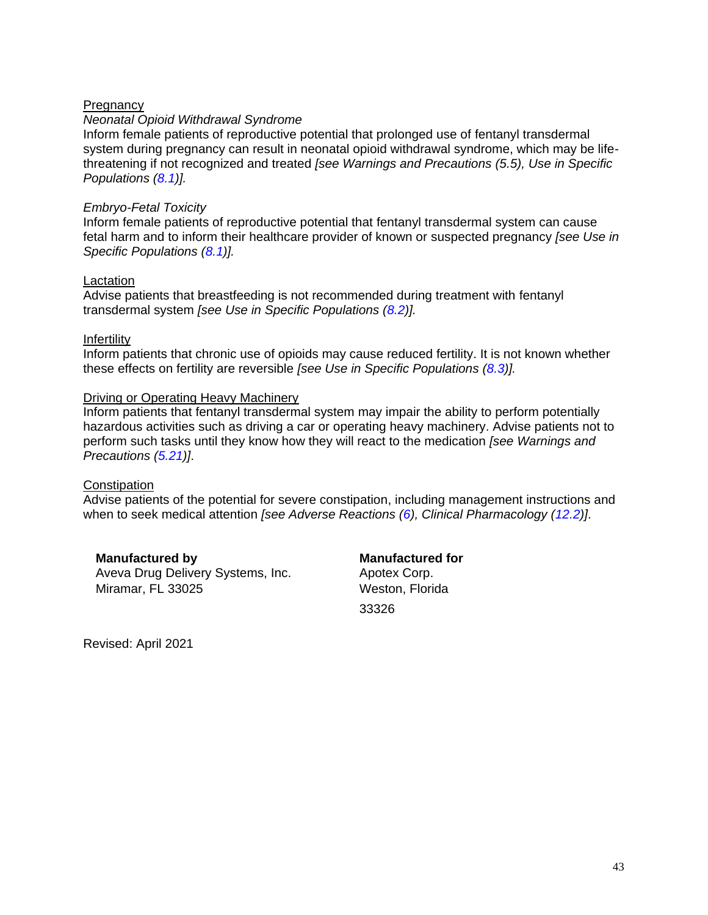<u>Pregnancy</u>

*Neonatal Opioid Withdrawal Syndrome*

Inform female patients of reproductive potential that prolonged use of fentanyl transdermal system during pregnancy can result in neonatal opioid withdrawal syndrome, which may be life-threatening if not recognized and treated *[see Warnings and Precautions (5.5), Use in Specific Populations (8.1)].*

*Embryo-Fetal Toxicity*

Inform female patients of reproductive potential that fentanyl transdermal system can cause fetal harm and to inform their healthcare provider of known or suspected pregnancy *[see Use in Specific Populations (8.1)].*

<u>Lactation</u>

Advise patients that breastfeeding is not recommended during treatment with fentanyl transdermal system *[see Use in Specific Populations (8.2)].*

<u>Infertility</u>

Inform patients that chronic use of opioids may cause reduced fertility. It is not known whether these effects on fertility are reversible *[see Use in Specific Populations (8.3)].*

<u>Driving or Operating Heavy Machinery</u>

Inform patients that fentanyl transdermal system may impair the ability to perform potentially hazardous activities such as driving a car or operating heavy machinery. Advise patients not to perform such tasks until they know how they will react to the medication *[see Warnings and Precautions (5.21)]*.

<u>Constipation</u>

Advise patients of the potential for severe constipation, including management instructions and when to seek medical attention *[see Adverse Reactions (6), Clinical Pharmacology (12.2)]*.

**Manufactured by**
Aveva Drug Delivery Systems, Inc.
Miramar, FL 33025

**Manufactured for**
Apotex Corp.
Weston, Florida
33326

Revised: April 2021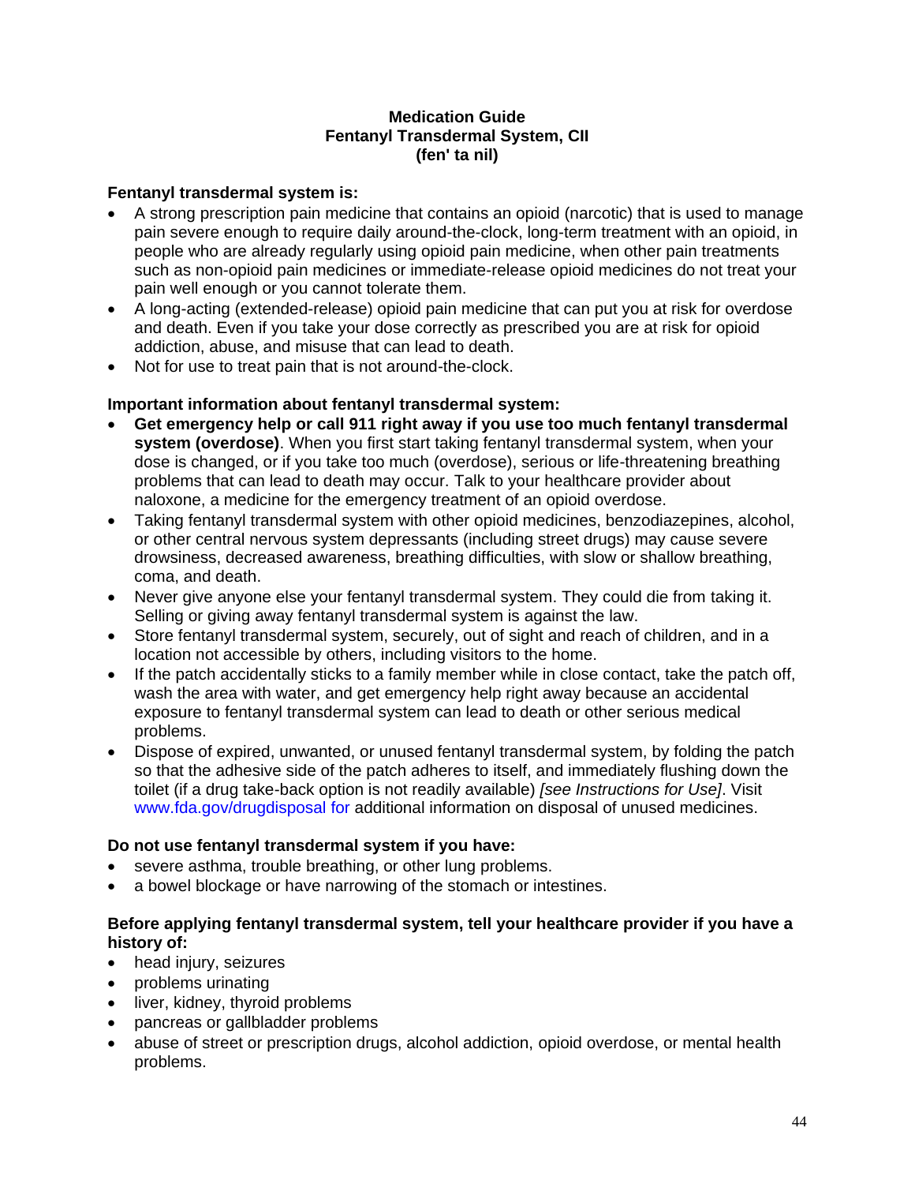**Medication Guide**
**Fentanyl Transdermal System, CII**
**(fen' ta nil)**

**Fentanyl transdermal system is:**

- A strong prescription pain medicine that contains an opioid (narcotic) that is used to manage pain severe enough to require daily around-the-clock, long-term treatment with an opioid, in people who are already regularly using opioid pain medicine, when other pain treatments such as non-opioid pain medicines or immediate-release opioid medicines do not treat your pain well enough or you cannot tolerate them.
- A long-acting (extended-release) opioid pain medicine that can put you at risk for overdose and death. Even if you take your dose correctly as prescribed you are at risk for opioid addiction, abuse, and misuse that can lead to death.
- Not for use to treat pain that is not around-the-clock.

**Important information about fentanyl transdermal system:**

- **Get emergency help or call 911 right away if you use too much fentanyl transdermal system (overdose)**. When you first start taking fentanyl transdermal system, when your dose is changed, or if you take too much (overdose), serious or life-threatening breathing problems that can lead to death may occur. Talk to your healthcare provider about naloxone, a medicine for the emergency treatment of an opioid overdose.
- Taking fentanyl transdermal system with other opioid medicines, benzodiazepines, alcohol, or other central nervous system depressants (including street drugs) may cause severe drowsiness, decreased awareness, breathing difficulties, with slow or shallow breathing, coma, and death.
- Never give anyone else your fentanyl transdermal system. They could die from taking it. Selling or giving away fentanyl transdermal system is against the law.
- Store fentanyl transdermal system, securely, out of sight and reach of children, and in a location not accessible by others, including visitors to the home.
- If the patch accidentally sticks to a family member while in close contact, take the patch off, wash the area with water, and get emergency help right away because an accidental exposure to fentanyl transdermal system can lead to death or other serious medical problems.
- Dispose of expired, unwanted, or unused fentanyl transdermal system, by folding the patch so that the adhesive side of the patch adheres to itself, and immediately flushing down the toilet (if a drug take-back option is not readily available) *[see Instructions for Use]*. Visit www.fda.gov/drugdisposal for additional information on disposal of unused medicines.

**Do not use fentanyl transdermal system if you have:**

- severe asthma, trouble breathing, or other lung problems.
- a bowel blockage or have narrowing of the stomach or intestines.

**Before applying fentanyl transdermal system, tell your healthcare provider if you have a history of:**

- head injury, seizures
- problems urinating
- liver, kidney, thyroid problems
- pancreas or gallbladder problems
- abuse of street or prescription drugs, alcohol addiction, opioid overdose, or mental health problems.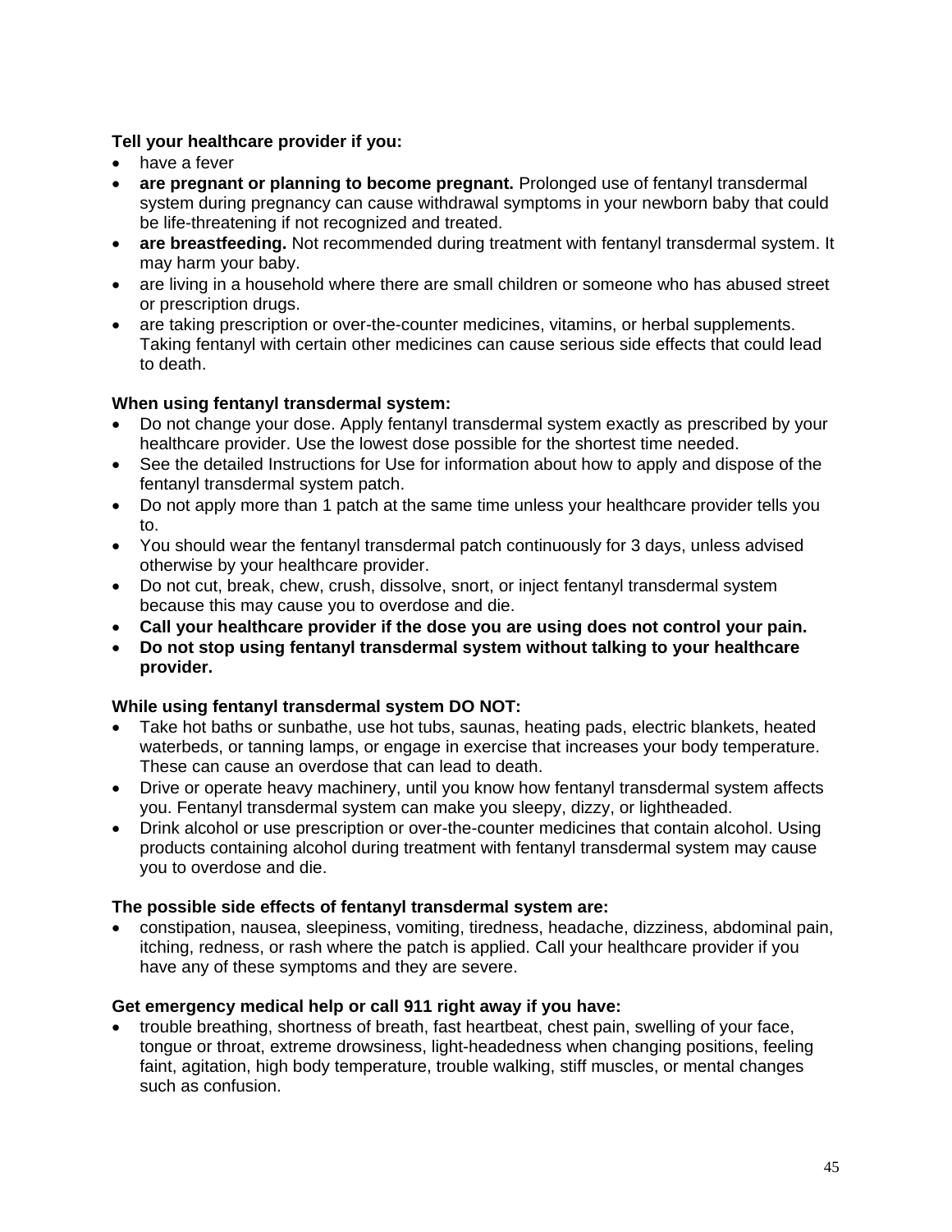**Tell your healthcare provider if you:**

- have a fever
- **are pregnant or planning to become pregnant.** Prolonged use of fentanyl transdermal system during pregnancy can cause withdrawal symptoms in your newborn baby that could be life-threatening if not recognized and treated.
- **are breastfeeding.** Not recommended during treatment with fentanyl transdermal system. It may harm your baby.
- are living in a household where there are small children or someone who has abused street or prescription drugs.
- are taking prescription or over-the-counter medicines, vitamins, or herbal supplements. Taking fentanyl with certain other medicines can cause serious side effects that could lead to death.

**When using fentanyl transdermal system:**

- Do not change your dose. Apply fentanyl transdermal system exactly as prescribed by your healthcare provider. Use the lowest dose possible for the shortest time needed.
- See the detailed Instructions for Use for information about how to apply and dispose of the fentanyl transdermal system patch.
- Do not apply more than 1 patch at the same time unless your healthcare provider tells you to.
- You should wear the fentanyl transdermal patch continuously for 3 days, unless advised otherwise by your healthcare provider.
- Do not cut, break, chew, crush, dissolve, snort, or inject fentanyl transdermal system because this may cause you to overdose and die.
- **Call your healthcare provider if the dose you are using does not control your pain.**
- **Do not stop using fentanyl transdermal system without talking to your healthcare provider.**

**While using fentanyl transdermal system DO NOT:**

- Take hot baths or sunbathe, use hot tubs, saunas, heating pads, electric blankets, heated waterbeds, or tanning lamps, or engage in exercise that increases your body temperature. These can cause an overdose that can lead to death.
- Drive or operate heavy machinery, until you know how fentanyl transdermal system affects you. Fentanyl transdermal system can make you sleepy, dizzy, or lightheaded.
- Drink alcohol or use prescription or over-the-counter medicines that contain alcohol. Using products containing alcohol during treatment with fentanyl transdermal system may cause you to overdose and die.

**The possible side effects of fentanyl transdermal system are:**

- constipation, nausea, sleepiness, vomiting, tiredness, headache, dizziness, abdominal pain, itching, redness, or rash where the patch is applied. Call your healthcare provider if you have any of these symptoms and they are severe.

**Get emergency medical help or call 911 right away if you have:**

- trouble breathing, shortness of breath, fast heartbeat, chest pain, swelling of your face, tongue or throat, extreme drowsiness, light-headedness when changing positions, feeling faint, agitation, high body temperature, trouble walking, stiff muscles, or mental changes such as confusion.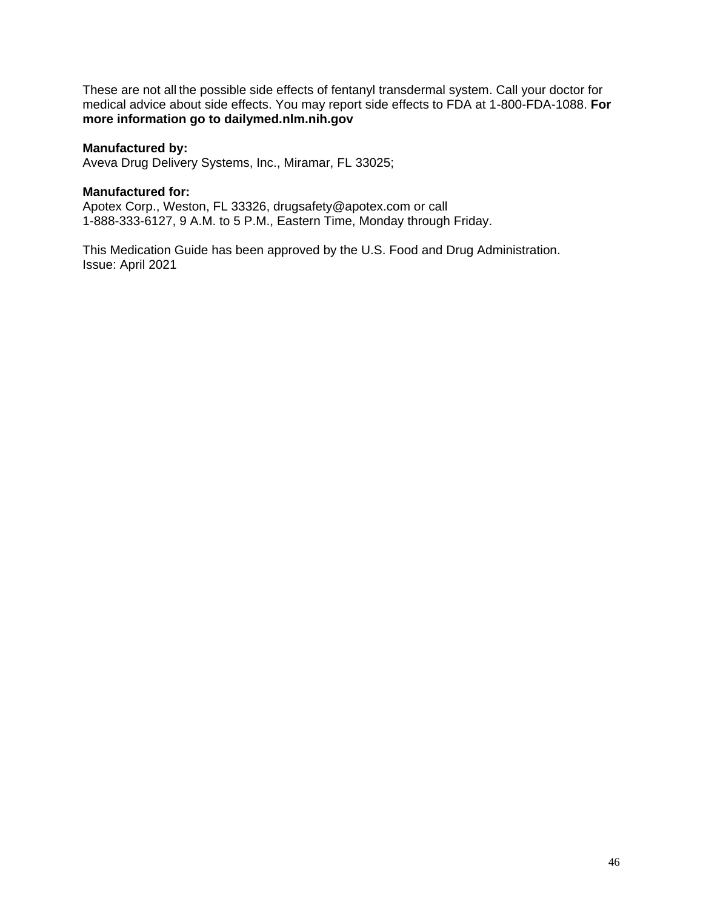These are not all the possible side effects of fentanyl transdermal system. Call your doctor for medical advice about side effects. You may report side effects to FDA at 1-800-FDA-1088. **For more information go to dailymed.nlm.nih.gov**

**Manufactured by:**
Aveva Drug Delivery Systems, Inc., Miramar, FL 33025;

**Manufactured for:**
Apotex Corp., Weston, FL 33326, drugsafety@apotex.com or call
1-888-333-6127, 9 A.M. to 5 P.M., Eastern Time, Monday through Friday.

This Medication Guide has been approved by the U.S. Food and Drug Administration.
Issue: April 2021